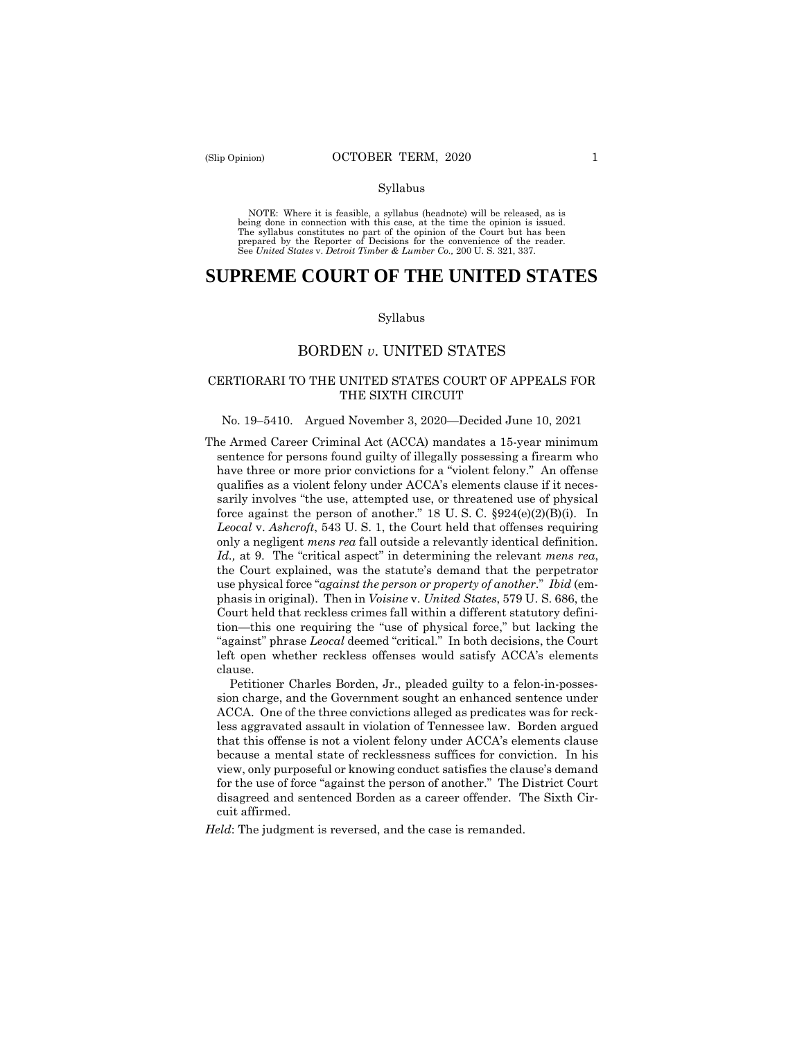Syllabus

NOTE: Where it is feasible, a syllabus (headnote) will be released, as is being done in connection with this case, at the time the opinion is issued. The syllabus constitutes no part of the opinion of the Court but has been prepared by the Reporter of Decisions for the convenience of the reader. See *United States* v. *Detroit Timber & Lumber Co.,* 200 U. S. 321, 337.

# SUPREME COURT OF THE UNITED STATES

Syllabus

## BORDEN *v*. UNITED STATES

### CERTIORARI TO THE UNITED STATES COURT OF APPEALS FOR THE SIXTH CIRCUIT

No. 19–5410. Argued November 3, 2020—Decided June 10, 2021

The Armed Career Criminal Act (ACCA) mandates a 15-year minimum sentence for persons found guilty of illegally possessing a firearm who have three or more prior convictions for a "violent felony." An offense qualifies as a violent felony under ACCA's elements clause if it necessarily involves "the use, attempted use, or threatened use of physical force against the person of another." 18 U. S. C. §924(e)(2)(B)(i). In *Leocal* v. *Ashcroft*, 543 U. S. 1, the Court held that offenses requiring only a negligent *mens rea* fall outside a relevantly identical definition. *Id.,* at 9. The "critical aspect" in determining the relevant *mens rea*, the Court explained, was the statute's demand that the perpetrator use physical force "*against the person or property of another*." *Ibid* (emphasis in original). Then in *Voisine* v. *United States*, 579 U. S. 686, the Court held that reckless crimes fall within a different statutory definition—this one requiring the "use of physical force," but lacking the "against" phrase *Leocal* deemed "critical." In both decisions, the Court left open whether reckless offenses would satisfy ACCA's elements clause.

Petitioner Charles Borden, Jr., pleaded guilty to a felon-in-possession charge, and the Government sought an enhanced sentence under ACCA. One of the three convictions alleged as predicates was for reckless aggravated assault in violation of Tennessee law. Borden argued that this offense is not a violent felony under ACCA's elements clause because a mental state of recklessness suffices for conviction. In his view, only purposeful or knowing conduct satisfies the clause's demand for the use of force "against the person of another." The District Court disagreed and sentenced Borden as a career offender. The Sixth Circuit affirmed.

*Held*: The judgment is reversed, and the case is remanded.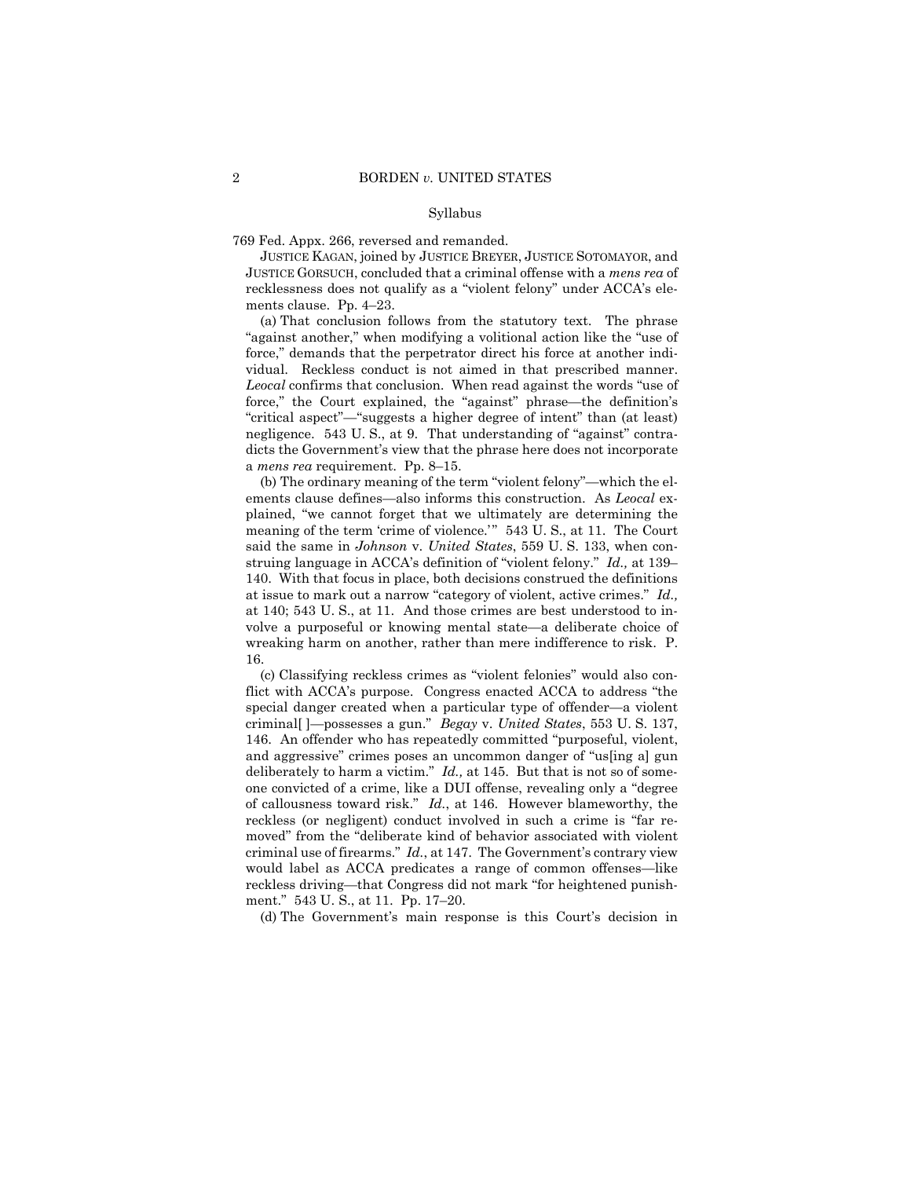Syllabus

769 Fed. Appx. 266, reversed and remanded.

JUSTICE KAGAN, joined by JUSTICE BREYER, JUSTICE SOTOMAYOR, and JUSTICE GORSUCH, concluded that a criminal offense with a *mens rea* of recklessness does not qualify as a "violent felony" under ACCA's elements clause. Pp. 4–23.

(a) That conclusion follows from the statutory text. The phrase "against another," when modifying a volitional action like the "use of force," demands that the perpetrator direct his force at another individual. Reckless conduct is not aimed in that prescribed manner. *Leocal* confirms that conclusion. When read against the words "use of force," the Court explained, the "against" phrase—the definition's "critical aspect"—"suggests a higher degree of intent" than (at least) negligence. 543 U. S., at 9. That understanding of "against" contradicts the Government's view that the phrase here does not incorporate a *mens rea* requirement. Pp. 8–15.

(b) The ordinary meaning of the term "violent felony"—which the elements clause defines—also informs this construction. As *Leocal* explained, "we cannot forget that we ultimately are determining the meaning of the term 'crime of violence.'" 543 U. S., at 11. The Court said the same in *Johnson* v. *United States*, 559 U. S. 133, when construing language in ACCA's definition of "violent felony." *Id.,* at 139–140. With that focus in place, both decisions construed the definitions at issue to mark out a narrow "category of violent, active crimes." *Id.,* at 140; 543 U. S., at 11. And those crimes are best understood to involve a purposeful or knowing mental state—a deliberate choice of wreaking harm on another, rather than mere indifference to risk. P. 16.

(c) Classifying reckless crimes as "violent felonies" would also conflict with ACCA's purpose. Congress enacted ACCA to address "the special danger created when a particular type of offender—a violent criminal[ ]—possesses a gun." *Begay* v. *United States*, 553 U. S. 137, 146. An offender who has repeatedly committed "purposeful, violent, and aggressive" crimes poses an uncommon danger of "us[ing a] gun deliberately to harm a victim." *Id.,* at 145. But that is not so of someone convicted of a crime, like a DUI offense, revealing only a "degree of callousness toward risk." *Id.*, at 146. However blameworthy, the reckless (or negligent) conduct involved in such a crime is "far removed" from the "deliberate kind of behavior associated with violent criminal use of firearms." *Id.*, at 147. The Government's contrary view would label as ACCA predicates a range of common offenses—like reckless driving—that Congress did not mark "for heightened punishment." 543 U. S., at 11. Pp. 17–20.

(d) The Government's main response is this Court's decision in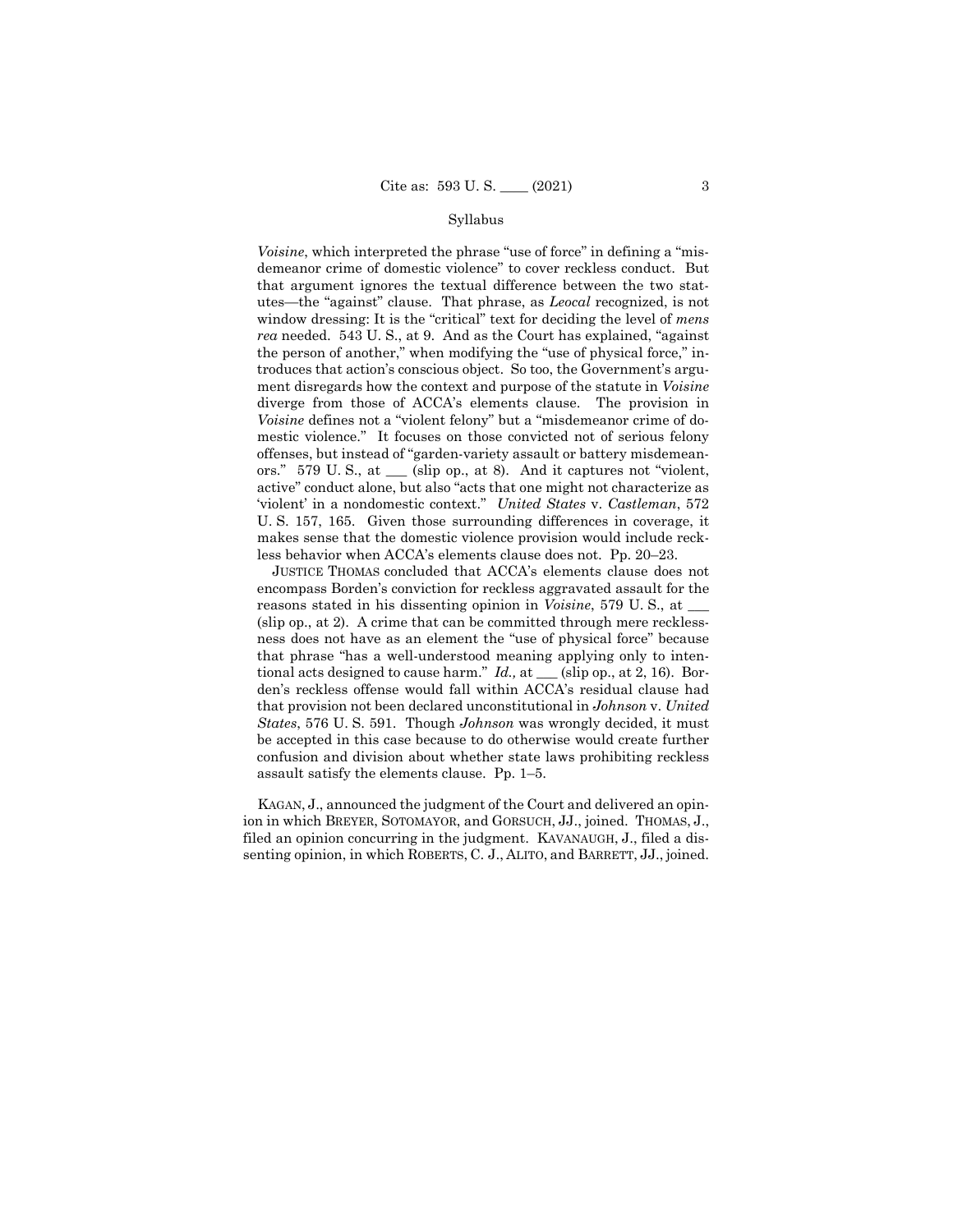*Voisine*, which interpreted the phrase "use of force" in defining a "misdemeanor crime of domestic violence" to cover reckless conduct. But that argument ignores the textual difference between the two statutes—the "against" clause. That phrase, as *Leocal* recognized, is not window dressing: It is the "critical" text for deciding the level of *mens rea* needed. 543 U. S., at 9. And as the Court has explained, "against the person of another," when modifying the "use of physical force," introduces that action's conscious object. So too, the Government's argument disregards how the context and purpose of the statute in *Voisine* diverge from those of ACCA's elements clause. The provision in *Voisine* defines not a "violent felony" but a "misdemeanor crime of domestic violence." It focuses on those convicted not of serious felony offenses, but instead of "garden-variety assault or battery misdemeanors." 579 U. S., at ___ (slip op., at 8). And it captures not "violent, active" conduct alone, but also "acts that one might not characterize as 'violent' in a nondomestic context." *United States* v. *Castleman*, 572 U. S. 157, 165. Given those surrounding differences in coverage, it makes sense that the domestic violence provision would include reckless behavior when ACCA's elements clause does not. Pp. 20–23.

JUSTICE THOMAS concluded that ACCA's elements clause does not encompass Borden's conviction for reckless aggravated assault for the reasons stated in his dissenting opinion in *Voisine*, 579 U. S., at ___ (slip op., at 2). A crime that can be committed through mere recklessness does not have as an element the "use of physical force" because that phrase "has a well-understood meaning applying only to intentional acts designed to cause harm." *Id.,* at ___ (slip op., at 2, 16). Borden's reckless offense would fall within ACCA's residual clause had that provision not been declared unconstitutional in *Johnson* v. *United States*, 576 U. S. 591. Though *Johnson* was wrongly decided, it must be accepted in this case because to do otherwise would create further confusion and division about whether state laws prohibiting reckless assault satisfy the elements clause. Pp. 1–5.

KAGAN, J., announced the judgment of the Court and delivered an opinion in which BREYER, SOTOMAYOR, and GORSUCH, JJ., joined. THOMAS, J., filed an opinion concurring in the judgment. KAVANAUGH, J., filed a dissenting opinion, in which ROBERTS, C. J., ALITO, and BARRETT, JJ., joined.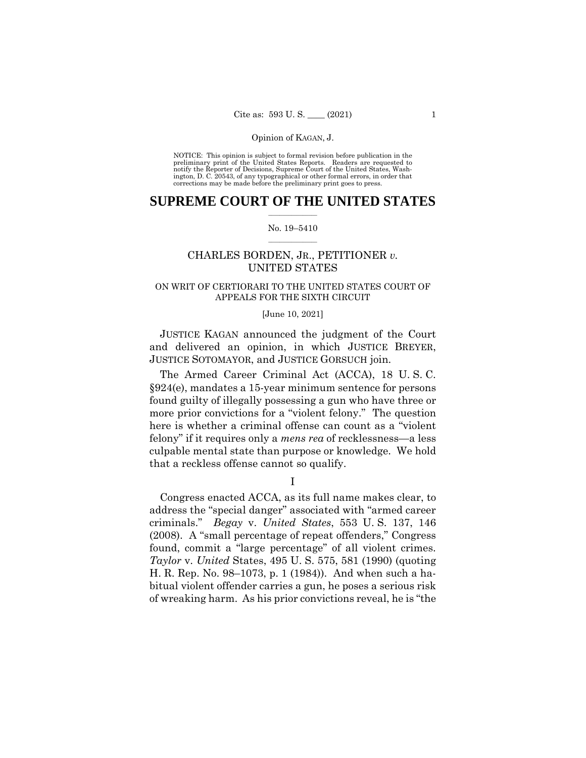NOTICE: This opinion is subject to formal revision before publication in the preliminary print of the United States Reports. Readers are requested to notify the Reporter of Decisions, Supreme Court of the United States, Washington, D. C. 20543, of any typographical or other formal errors, in order that corrections may be made before the preliminary print goes to press.

# SUPREME COURT OF THE UNITED STATES

No. 19–5410

## CHARLES BORDEN, JR., PETITIONER *v.* UNITED STATES

### ON WRIT OF CERTIORARI TO THE UNITED STATES COURT OF APPEALS FOR THE SIXTH CIRCUIT

[June 10, 2021]

JUSTICE KAGAN announced the judgment of the Court and delivered an opinion, in which JUSTICE BREYER, JUSTICE SOTOMAYOR, and JUSTICE GORSUCH join.

The Armed Career Criminal Act (ACCA), 18 U. S. C. §924(e), mandates a 15-year minimum sentence for persons found guilty of illegally possessing a gun who have three or more prior convictions for a "violent felony." The question here is whether a criminal offense can count as a "violent felony" if it requires only a *mens rea* of recklessness—a less culpable mental state than purpose or knowledge. We hold that a reckless offense cannot so qualify.

I

Congress enacted ACCA, as its full name makes clear, to address the "special danger" associated with "armed career criminals." *Begay* v. *United States*, 553 U. S. 137, 146 (2008). A "small percentage of repeat offenders," Congress found, commit a "large percentage" of all violent crimes. *Taylor* v. *United* States, 495 U. S. 575, 581 (1990) (quoting H. R. Rep. No. 98–1073, p. 1 (1984)). And when such a habitual violent offender carries a gun, he poses a serious risk of wreaking harm. As his prior convictions reveal, he is "the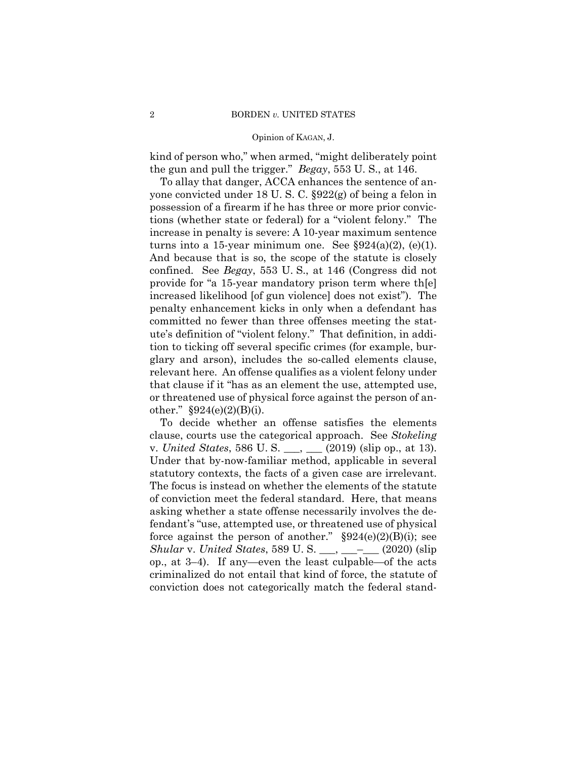kind of person who," when armed, "might deliberately point the gun and pull the trigger." *Begay*, 553 U. S., at 146.

To allay that danger, ACCA enhances the sentence of anyone convicted under 18 U. S. C. §922(g) of being a felon in possession of a firearm if he has three or more prior convictions (whether state or federal) for a "violent felony." The increase in penalty is severe: A 10-year maximum sentence turns into a 15-year minimum one. See §924(a)(2), (e)(1). And because that is so, the scope of the statute is closely confined. See *Begay*, 553 U. S., at 146 (Congress did not provide for "a 15-year mandatory prison term where th[e] increased likelihood [of gun violence] does not exist"). The penalty enhancement kicks in only when a defendant has committed no fewer than three offenses meeting the statute's definition of "violent felony." That definition, in addition to ticking off several specific crimes (for example, burglary and arson), includes the so-called elements clause, relevant here. An offense qualifies as a violent felony under that clause if it "has as an element the use, attempted use, or threatened use of physical force against the person of another." §924(e)(2)(B)(i).

To decide whether an offense satisfies the elements clause, courts use the categorical approach. See *Stokeling* v. *United States*, 586 U. S. ___, ___ (2019) (slip op., at 13). Under that by-now-familiar method, applicable in several statutory contexts, the facts of a given case are irrelevant. The focus is instead on whether the elements of the statute of conviction meet the federal standard. Here, that means asking whether a state offense necessarily involves the defendant's "use, attempted use, or threatened use of physical force against the person of another." §924(e)(2)(B)(i); see *Shular* v. *United States*, 589 U. S. ___, ___–___ (2020) (slip op., at 3–4). If any—even the least culpable—of the acts criminalized do not entail that kind of force, the statute of conviction does not categorically match the federal stand-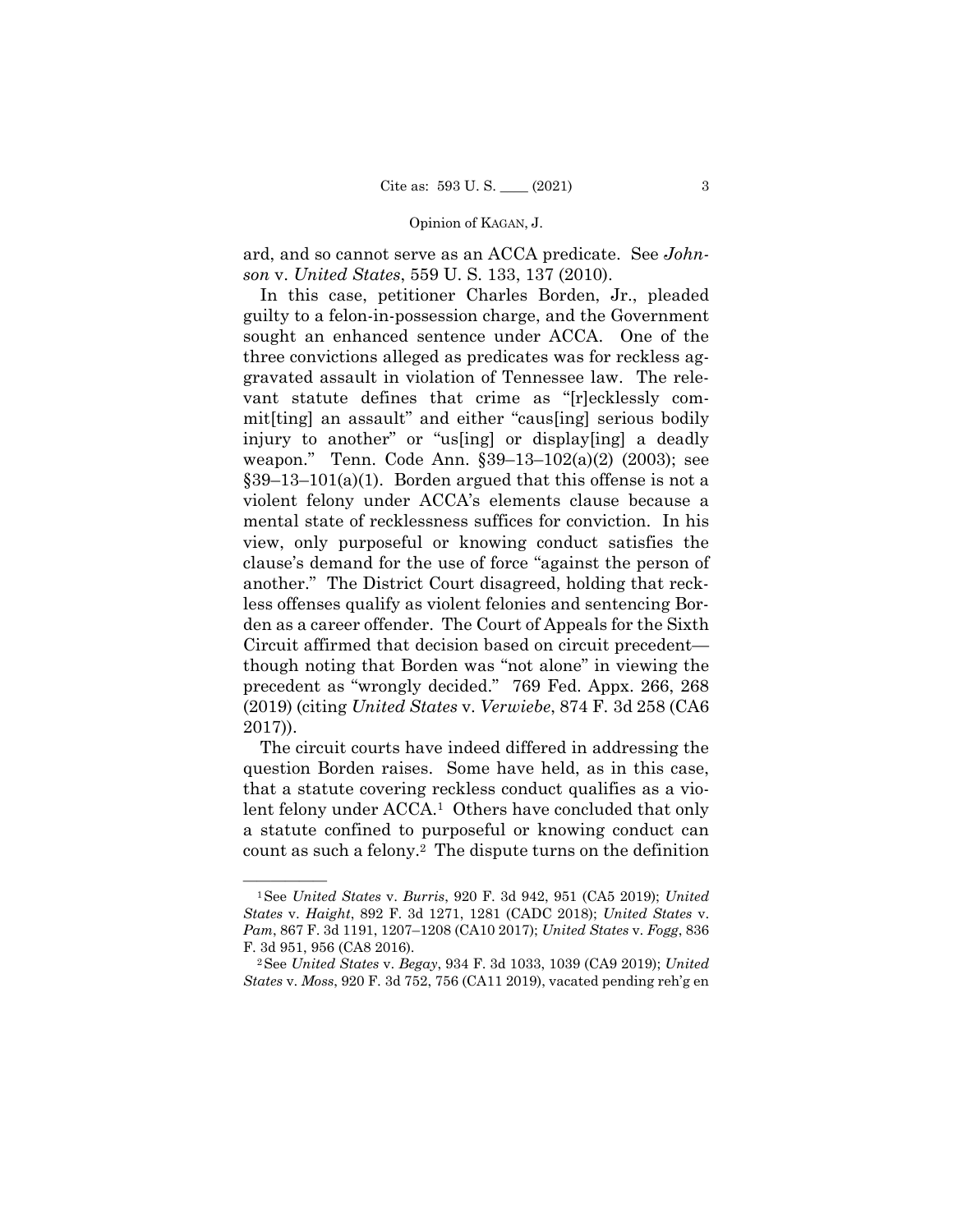ard, and so cannot serve as an ACCA predicate. See *Johnson* v. *United States*, 559 U. S. 133, 137 (2010).

In this case, petitioner Charles Borden, Jr., pleaded guilty to a felon-in-possession charge, and the Government sought an enhanced sentence under ACCA. One of the three convictions alleged as predicates was for reckless aggravated assault in violation of Tennessee law. The relevant statute defines that crime as "[r]ecklessly commit[ting] an assault" and either "caus[ing] serious bodily injury to another" or "us[ing] or display[ing] a deadly weapon." Tenn. Code Ann. §39–13–102(a)(2) (2003); see §39–13–101(a)(1). Borden argued that this offense is not a violent felony under ACCA's elements clause because a mental state of recklessness suffices for conviction. In his view, only purposeful or knowing conduct satisfies the clause's demand for the use of force "against the person of another." The District Court disagreed, holding that reckless offenses qualify as violent felonies and sentencing Borden as a career offender. The Court of Appeals for the Sixth Circuit affirmed that decision based on circuit precedent—though noting that Borden was "not alone" in viewing the precedent as "wrongly decided." 769 Fed. Appx. 266, 268 (2019) (citing *United States* v. *Verwiebe*, 874 F. 3d 258 (CA6 2017)).

The circuit courts have indeed differed in addressing the question Borden raises. Some have held, as in this case, that a statute covering reckless conduct qualifies as a violent felony under ACCA.[1] Others have concluded that only a statute confined to purposeful or knowing conduct can count as such a felony.[2] The dispute turns on the definition

---

[1] See *United States* v. *Burris*, 920 F. 3d 942, 951 (CA5 2019); *United States* v. *Haight*, 892 F. 3d 1271, 1281 (CADC 2018); *United States* v. *Pam*, 867 F. 3d 1191, 1207–1208 (CA10 2017); *United States* v. *Fogg*, 836 F. 3d 951, 956 (CA8 2016).

[2] See *United States* v. *Begay*, 934 F. 3d 1033, 1039 (CA9 2019); *United States* v. *Moss*, 920 F. 3d 752, 756 (CA11 2019), vacated pending reh'g en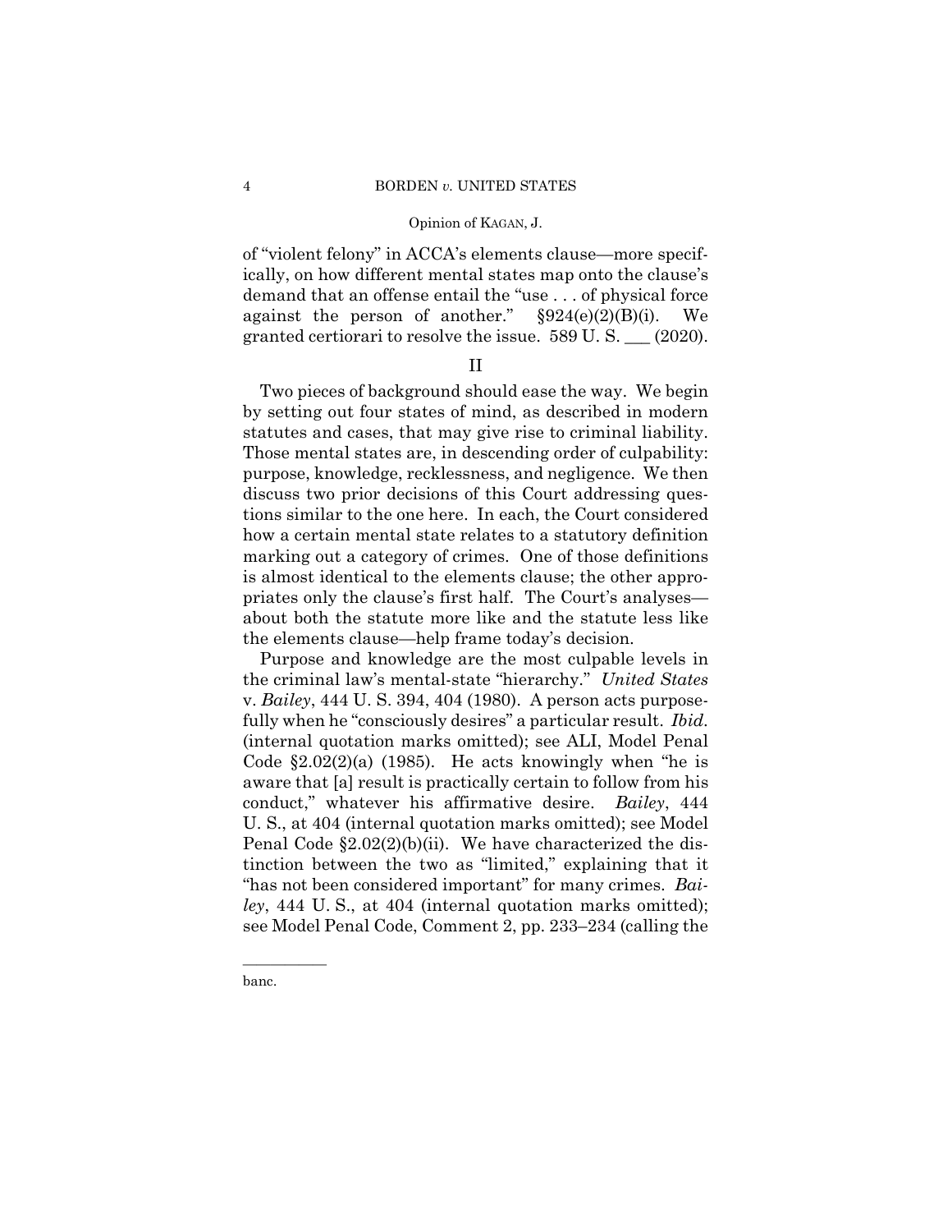of "violent felony" in ACCA's elements clause—more specifically, on how different mental states map onto the clause's demand that an offense entail the "use . . . of physical force against the person of another." §924(e)(2)(B)(i). We granted certiorari to resolve the issue. 589 U. S. ___ (2020).

## II

Two pieces of background should ease the way. We begin by setting out four states of mind, as described in modern statutes and cases, that may give rise to criminal liability. Those mental states are, in descending order of culpability: purpose, knowledge, recklessness, and negligence. We then discuss two prior decisions of this Court addressing questions similar to the one here. In each, the Court considered how a certain mental state relates to a statutory definition marking out a category of crimes. One of those definitions is almost identical to the elements clause; the other appropriates only the clause's first half. The Court's analyses—about both the statute more like and the statute less like the elements clause—help frame today's decision.

Purpose and knowledge are the most culpable levels in the criminal law's mental-state "hierarchy." *United States* v. *Bailey*, 444 U. S. 394, 404 (1980). A person acts purposefully when he "consciously desires" a particular result. *Ibid.* (internal quotation marks omitted); see ALI, Model Penal Code §2.02(2)(a) (1985). He acts knowingly when "he is aware that [a] result is practically certain to follow from his conduct," whatever his affirmative desire. *Bailey*, 444 U. S., at 404 (internal quotation marks omitted); see Model Penal Code §2.02(2)(b)(ii). We have characterized the distinction between the two as "limited," explaining that it "has not been considered important" for many crimes. *Bailey*, 444 U. S., at 404 (internal quotation marks omitted); see Model Penal Code, Comment 2, pp. 233–234 (calling the

---

banc.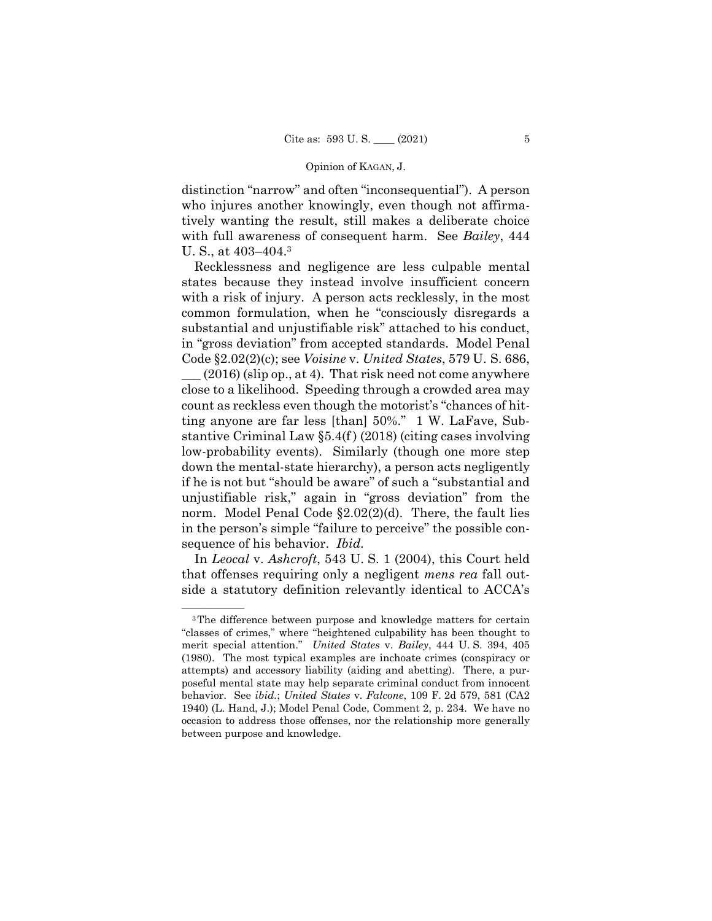distinction "narrow" and often "inconsequential"). A person who injures another knowingly, even though not affirmatively wanting the result, still makes a deliberate choice with full awareness of consequent harm. See *Bailey*, 444 U. S., at 403–404.[3]

Recklessness and negligence are less culpable mental states because they instead involve insufficient concern with a risk of injury. A person acts recklessly, in the most common formulation, when he "consciously disregards a substantial and unjustifiable risk" attached to his conduct, in "gross deviation" from accepted standards. Model Penal Code §2.02(2)(c); see *Voisine* v. *United States*, 579 U. S. 686, ___ (2016) (slip op., at 4). That risk need not come anywhere close to a likelihood. Speeding through a crowded area may count as reckless even though the motorist's "chances of hitting anyone are far less [than] 50%." 1 W. LaFave, Substantive Criminal Law §5.4(f) (2018) (citing cases involving low-probability events). Similarly (though one more step down the mental-state hierarchy), a person acts negligently if he is not but "should be aware" of such a "substantial and unjustifiable risk," again in "gross deviation" from the norm. Model Penal Code §2.02(2)(d). There, the fault lies in the person's simple "failure to perceive" the possible consequence of his behavior. *Ibid.*

In *Leocal* v. *Ashcroft*, 543 U. S. 1 (2004), this Court held that offenses requiring only a negligent *mens rea* fall outside a statutory definition relevantly identical to ACCA's

---

[3] The difference between purpose and knowledge matters for certain "classes of crimes," where "heightened culpability has been thought to merit special attention." *United States* v. *Bailey*, 444 U. S. 394, 405 (1980). The most typical examples are inchoate crimes (conspiracy or attempts) and accessory liability (aiding and abetting). There, a purposeful mental state may help separate criminal conduct from innocent behavior. See *ibid.*; *United States* v. *Falcone*, 109 F. 2d 579, 581 (CA2 1940) (L. Hand, J.); Model Penal Code, Comment 2, p. 234. We have no occasion to address those offenses, nor the relationship more generally between purpose and knowledge.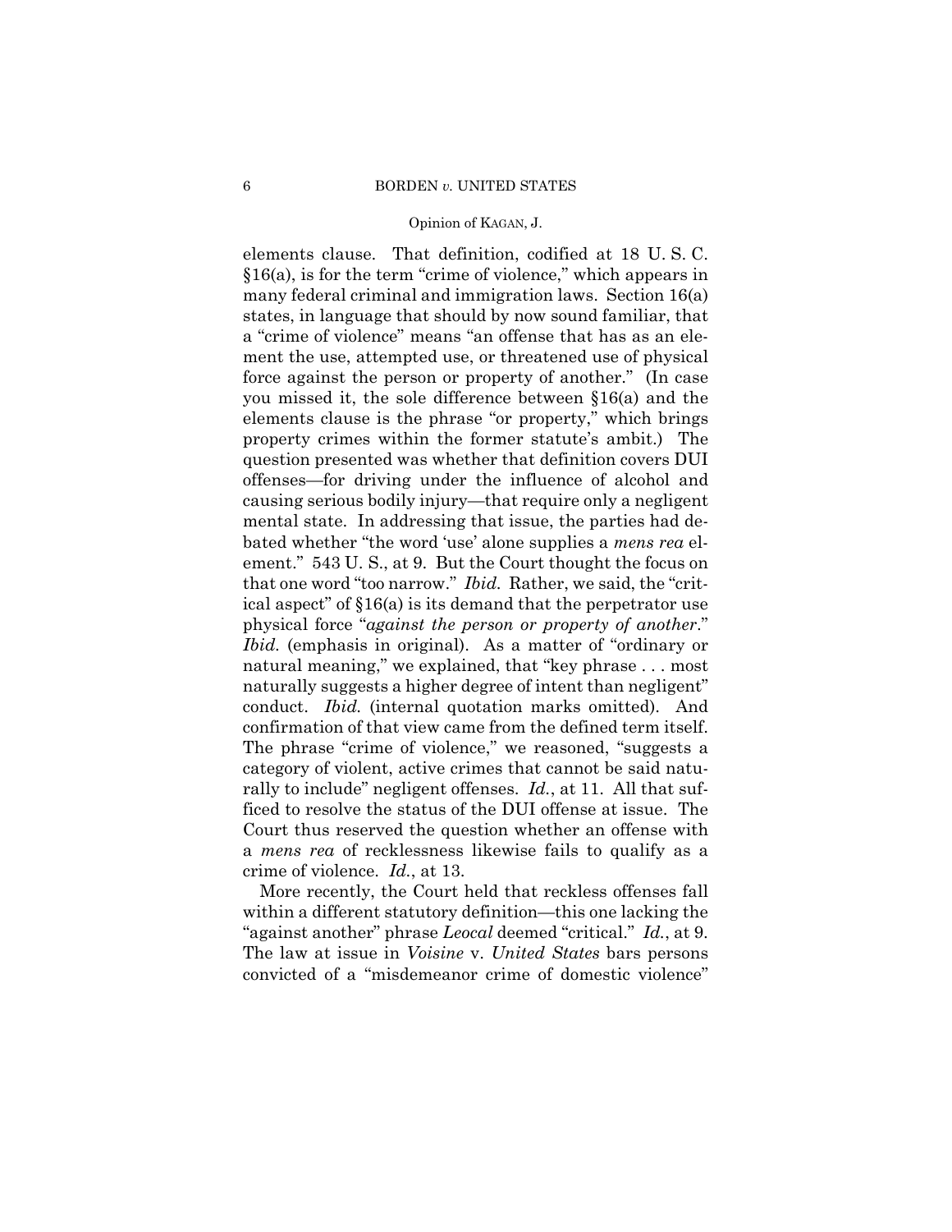elements clause. That definition, codified at 18 U. S. C. §16(a), is for the term "crime of violence," which appears in many federal criminal and immigration laws. Section 16(a) states, in language that should by now sound familiar, that a "crime of violence" means "an offense that has as an element the use, attempted use, or threatened use of physical force against the person or property of another." (In case you missed it, the sole difference between §16(a) and the elements clause is the phrase "or property," which brings property crimes within the former statute's ambit.) The question presented was whether that definition covers DUI offenses—for driving under the influence of alcohol and causing serious bodily injury—that require only a negligent mental state. In addressing that issue, the parties had debated whether "the word 'use' alone supplies a *mens rea* element." 543 U. S., at 9. But the Court thought the focus on that one word "too narrow." *Ibid.* Rather, we said, the "critical aspect" of §16(a) is its demand that the perpetrator use physical force "*against the person or property of another*." *Ibid.* (emphasis in original). As a matter of "ordinary or natural meaning," we explained, that "key phrase . . . most naturally suggests a higher degree of intent than negligent" conduct. *Ibid.* (internal quotation marks omitted). And confirmation of that view came from the defined term itself. The phrase "crime of violence," we reasoned, "suggests a category of violent, active crimes that cannot be said naturally to include" negligent offenses. *Id.*, at 11. All that sufficed to resolve the status of the DUI offense at issue. The Court thus reserved the question whether an offense with a *mens rea* of recklessness likewise fails to qualify as a crime of violence. *Id.*, at 13.

More recently, the Court held that reckless offenses fall within a different statutory definition—this one lacking the "against another" phrase *Leocal* deemed "critical." *Id.*, at 9. The law at issue in *Voisine* v. *United States* bars persons convicted of a "misdemeanor crime of domestic violence"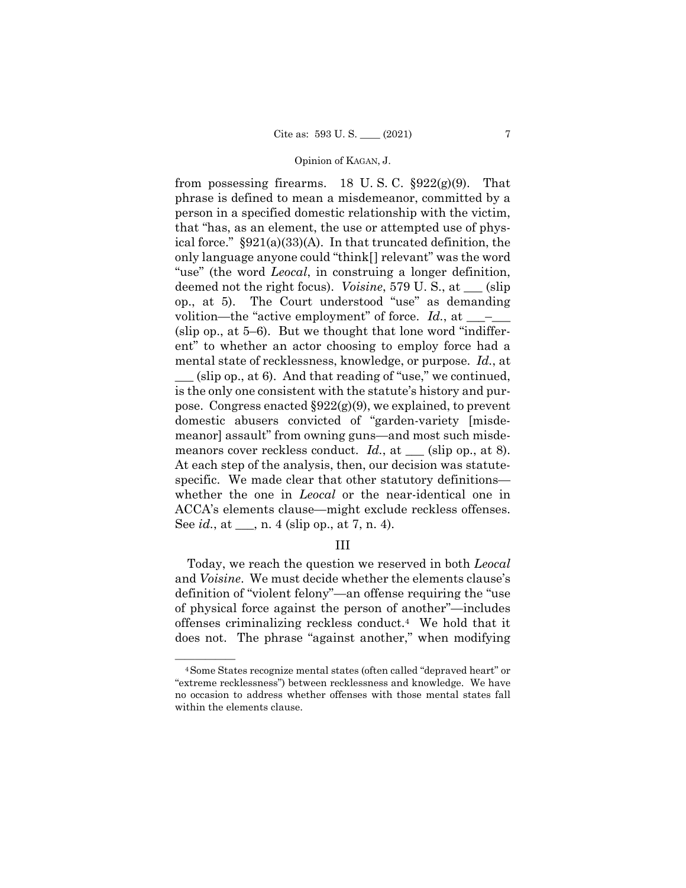from possessing firearms. 18 U. S. C. §922(g)(9). That phrase is defined to mean a misdemeanor, committed by a person in a specified domestic relationship with the victim, that "has, as an element, the use or attempted use of physical force." §921(a)(33)(A). In that truncated definition, the only language anyone could "think[] relevant" was the word "use" (the word *Leocal*, in construing a longer definition, deemed not the right focus). *Voisine*, 579 U. S., at ___ (slip op., at 5). The Court understood "use" as demanding volition—the "active employment" of force. *Id.*, at ___–___ (slip op., at 5–6). But we thought that lone word "indifferent" to whether an actor choosing to employ force had a mental state of recklessness, knowledge, or purpose. *Id.*, at ___ (slip op., at 6). And that reading of "use," we continued, is the only one consistent with the statute's history and purpose. Congress enacted §922(g)(9), we explained, to prevent domestic abusers convicted of "garden-variety [misdemeanor] assault" from owning guns—and most such misdemeanors cover reckless conduct. *Id.*, at ___ (slip op., at 8). At each step of the analysis, then, our decision was statute-specific. We made clear that other statutory definitions—whether the one in *Leocal* or the near-identical one in ACCA's elements clause—might exclude reckless offenses. See *id.*, at ___, n. 4 (slip op., at 7, n. 4).

## III

Today, we reach the question we reserved in both *Leocal* and *Voisine*. We must decide whether the elements clause's definition of "violent felony"—an offense requiring the "use of physical force against the person of another"—includes offenses criminalizing reckless conduct.[4] We hold that it does not. The phrase "against another," when modifying

---

[4] Some States recognize mental states (often called "depraved heart" or "extreme recklessness") between recklessness and knowledge. We have no occasion to address whether offenses with those mental states fall within the elements clause.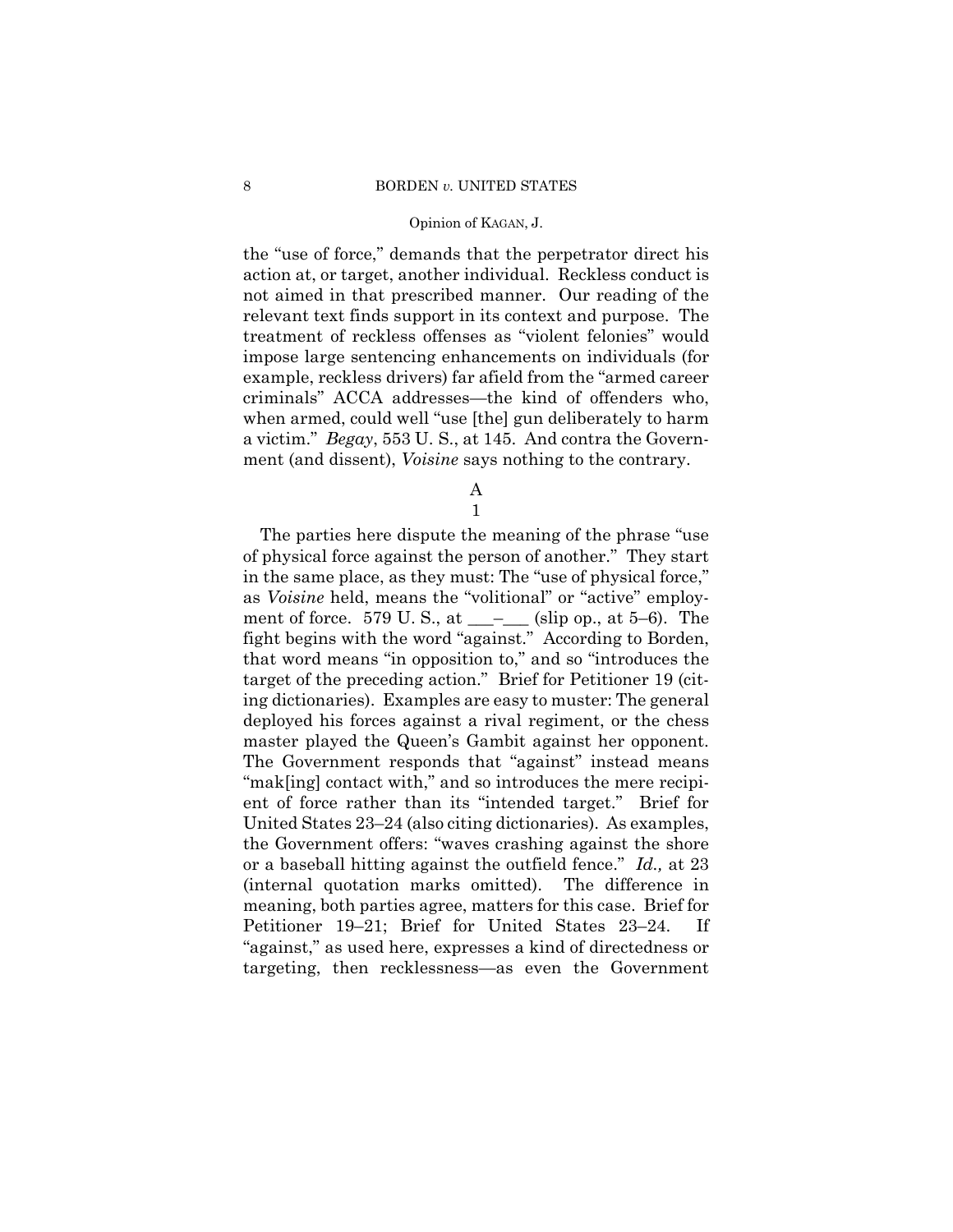the "use of force," demands that the perpetrator direct his action at, or target, another individual. Reckless conduct is not aimed in that prescribed manner. Our reading of the relevant text finds support in its context and purpose. The treatment of reckless offenses as "violent felonies" would impose large sentencing enhancements on individuals (for example, reckless drivers) far afield from the "armed career criminals" ACCA addresses—the kind of offenders who, when armed, could well "use [the] gun deliberately to harm a victim." *Begay*, 553 U. S., at 145. And contra the Government (and dissent), *Voisine* says nothing to the contrary.

A

1

The parties here dispute the meaning of the phrase "use of physical force against the person of another." They start in the same place, as they must: The "use of physical force," as *Voisine* held, means the "volitional" or "active" employment of force. 579 U. S., at ___–___ (slip op., at 5–6). The fight begins with the word "against." According to Borden, that word means "in opposition to," and so "introduces the target of the preceding action." Brief for Petitioner 19 (citing dictionaries). Examples are easy to muster: The general deployed his forces against a rival regiment, or the chess master played the Queen's Gambit against her opponent. The Government responds that "against" instead means "mak[ing] contact with," and so introduces the mere recipient of force rather than its "intended target." Brief for United States 23–24 (also citing dictionaries). As examples, the Government offers: "waves crashing against the shore or a baseball hitting against the outfield fence." *Id.,* at 23 (internal quotation marks omitted). The difference in meaning, both parties agree, matters for this case. Brief for Petitioner 19–21; Brief for United States 23–24. If "against," as used here, expresses a kind of directedness or targeting, then recklessness—as even the Government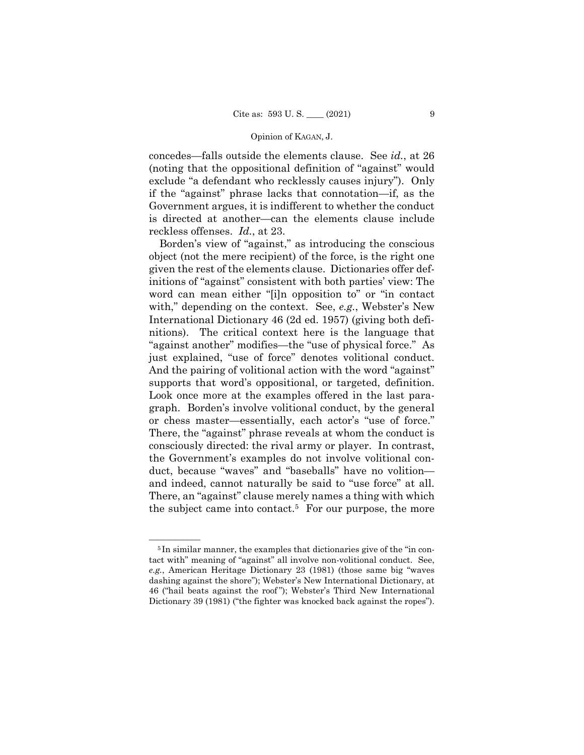concedes—falls outside the elements clause. See *id.*, at 26 (noting that the oppositional definition of "against" would exclude "a defendant who recklessly causes injury"). Only if the "against" phrase lacks that connotation—if, as the Government argues, it is indifferent to whether the conduct is directed at another—can the elements clause include reckless offenses. *Id.*, at 23.

Borden's view of "against," as introducing the conscious object (not the mere recipient) of the force, is the right one given the rest of the elements clause. Dictionaries offer definitions of "against" consistent with both parties' view: The word can mean either "[i]n opposition to" or "in contact with," depending on the context. See, *e.g.*, Webster's New International Dictionary 46 (2d ed. 1957) (giving both definitions). The critical context here is the language that "against another" modifies—the "use of physical force." As just explained, "use of force" denotes volitional conduct. And the pairing of volitional action with the word "against" supports that word's oppositional, or targeted, definition. Look once more at the examples offered in the last paragraph. Borden's involve volitional conduct, by the general or chess master—essentially, each actor's "use of force." There, the "against" phrase reveals at whom the conduct is consciously directed: the rival army or player. In contrast, the Government's examples do not involve volitional conduct, because "waves" and "baseballs" have no volition—and indeed, cannot naturally be said to "use force" at all. There, an "against" clause merely names a thing with which the subject came into contact.[5] For our purpose, the more

---

[5] In similar manner, the examples that dictionaries give of the "in contact with" meaning of "against" all involve non-volitional conduct. See, *e.g.*, American Heritage Dictionary 23 (1981) (those same big "waves dashing against the shore"); Webster's New International Dictionary, at 46 ("hail beats against the roof"); Webster's Third New International Dictionary 39 (1981) ("the fighter was knocked back against the ropes").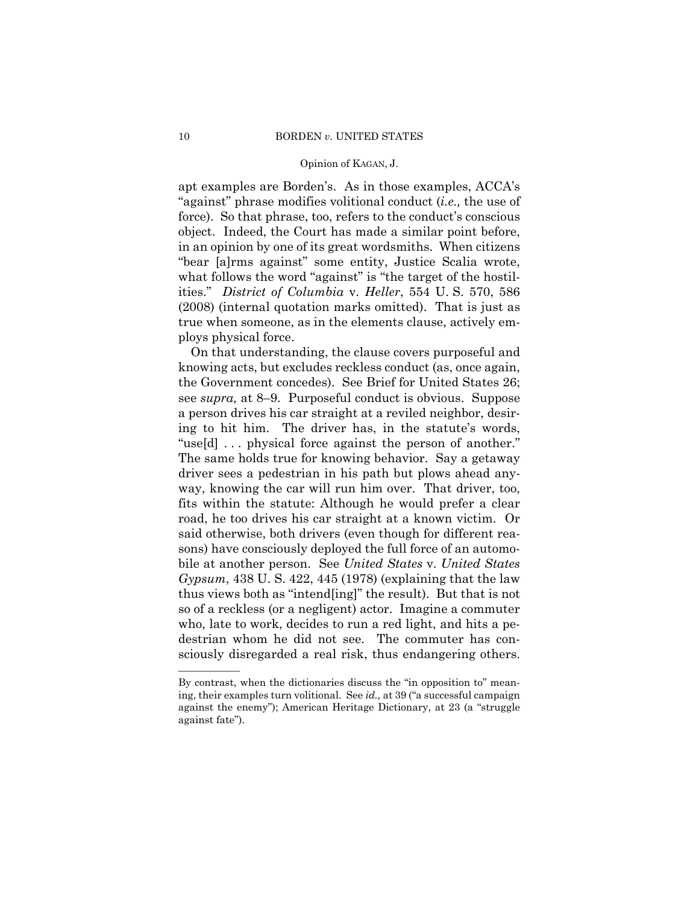apt examples are Borden's. As in those examples, ACCA's "against" phrase modifies volitional conduct (*i.e.,* the use of force). So that phrase, too, refers to the conduct's conscious object. Indeed, the Court has made a similar point before, in an opinion by one of its great wordsmiths. When citizens "bear [a]rms against" some entity, Justice Scalia wrote, what follows the word "against" is "the target of the hostilities." *District of Columbia* v. *Heller*, 554 U. S. 570, 586 (2008) (internal quotation marks omitted). That is just as true when someone, as in the elements clause, actively employs physical force.

On that understanding, the clause covers purposeful and knowing acts, but excludes reckless conduct (as, once again, the Government concedes). See Brief for United States 26; see *supra,* at 8–9. Purposeful conduct is obvious. Suppose a person drives his car straight at a reviled neighbor, desiring to hit him. The driver has, in the statute's words, "use[d] . . . physical force against the person of another." The same holds true for knowing behavior. Say a getaway driver sees a pedestrian in his path but plows ahead anyway, knowing the car will run him over. That driver, too, fits within the statute: Although he would prefer a clear road, he too drives his car straight at a known victim. Or said otherwise, both drivers (even though for different reasons) have consciously deployed the full force of an automobile at another person. See *United States* v. *United States Gypsum*, 438 U. S. 422, 445 (1978) (explaining that the law thus views both as "intend[ing]" the result). But that is not so of a reckless (or a negligent) actor. Imagine a commuter who, late to work, decides to run a red light, and hits a pedestrian whom he did not see. The commuter has consciously disregarded a real risk, thus endangering others.

---

By contrast, when the dictionaries discuss the "in opposition to" meaning, their examples turn volitional. See *id.,* at 39 ("a successful campaign against the enemy"); American Heritage Dictionary, at 23 (a "struggle against fate").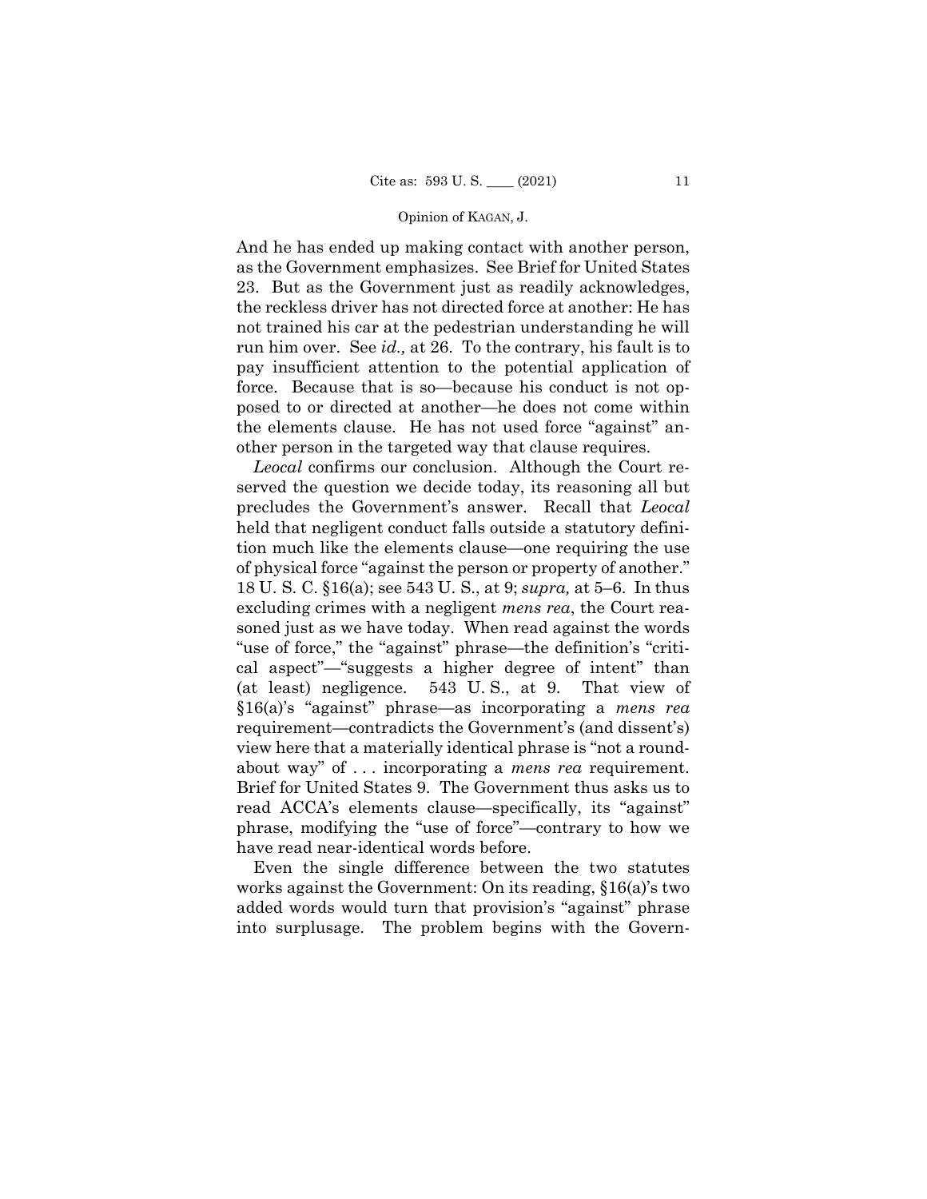And he has ended up making contact with another person, as the Government emphasizes. See Brief for United States 23. But as the Government just as readily acknowledges, the reckless driver has not directed force at another: He has not trained his car at the pedestrian understanding he will run him over. See *id.,* at 26. To the contrary, his fault is to pay insufficient attention to the potential application of force. Because that is so—because his conduct is not opposed to or directed at another—he does not come within the elements clause. He has not used force "against" another person in the targeted way that clause requires.

*Leocal* confirms our conclusion. Although the Court reserved the question we decide today, its reasoning all but precludes the Government's answer. Recall that *Leocal* held that negligent conduct falls outside a statutory definition much like the elements clause—one requiring the use of physical force "against the person or property of another." 18 U. S. C. §16(a); see 543 U. S., at 9; *supra,* at 5–6. In thus excluding crimes with a negligent *mens rea*, the Court reasoned just as we have today. When read against the words "use of force," the "against" phrase—the definition's "critical aspect"—"suggests a higher degree of intent" than (at least) negligence. 543 U. S., at 9. That view of §16(a)'s "against" phrase—as incorporating a *mens rea* requirement—contradicts the Government's (and dissent's) view here that a materially identical phrase is "not a roundabout way" of . . . incorporating a *mens rea* requirement. Brief for United States 9. The Government thus asks us to read ACCA's elements clause—specifically, its "against" phrase, modifying the "use of force"—contrary to how we have read near-identical words before.

Even the single difference between the two statutes works against the Government: On its reading, §16(a)'s two added words would turn that provision's "against" phrase into surplusage. The problem begins with the Govern-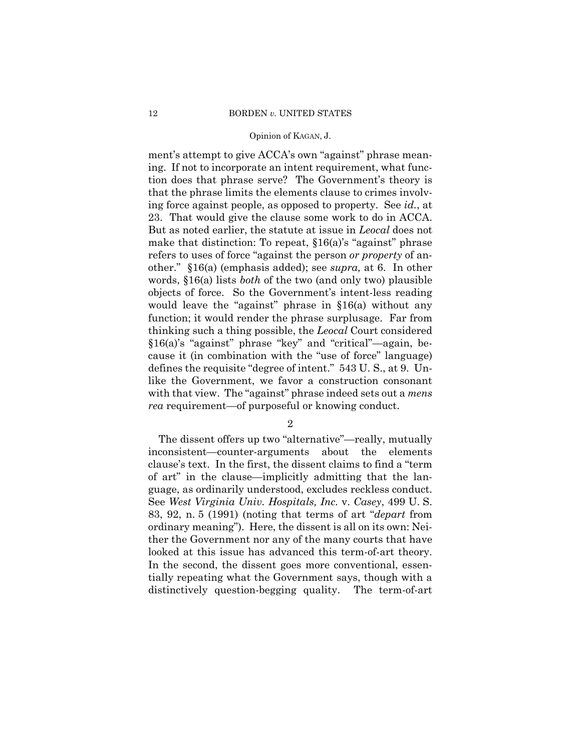ment's attempt to give ACCA's own "against" phrase meaning. If not to incorporate an intent requirement, what function does that phrase serve? The Government's theory is that the phrase limits the elements clause to crimes involving force against people, as opposed to property. See *id.*, at 23. That would give the clause some work to do in ACCA. But as noted earlier, the statute at issue in *Leocal* does not make that distinction: To repeat, §16(a)'s "against" phrase refers to uses of force "against the person *or property* of another." §16(a) (emphasis added); see *supra,* at 6. In other words, §16(a) lists *both* of the two (and only two) plausible objects of force. So the Government's intent-less reading would leave the "against" phrase in §16(a) without any function; it would render the phrase surplusage. Far from thinking such a thing possible, the *Leocal* Court considered §16(a)'s "against" phrase "key" and "critical"—again, because it (in combination with the "use of force" language) defines the requisite "degree of intent." 543 U. S., at 9. Unlike the Government, we favor a construction consonant with that view. The "against" phrase indeed sets out a *mens rea* requirement—of purposeful or knowing conduct.

2

The dissent offers up two "alternative"—really, mutually inconsistent—counter-arguments about the elements clause's text. In the first, the dissent claims to find a "term of art" in the clause—implicitly admitting that the language, as ordinarily understood, excludes reckless conduct. See *West Virginia Univ. Hospitals, Inc.* v. *Casey*, 499 U. S. 83, 92, n. 5 (1991) (noting that terms of art "*depart* from ordinary meaning"). Here, the dissent is all on its own: Neither the Government nor any of the many courts that have looked at this issue has advanced this term-of-art theory. In the second, the dissent goes more conventional, essentially repeating what the Government says, though with a distinctively question-begging quality. The term-of-art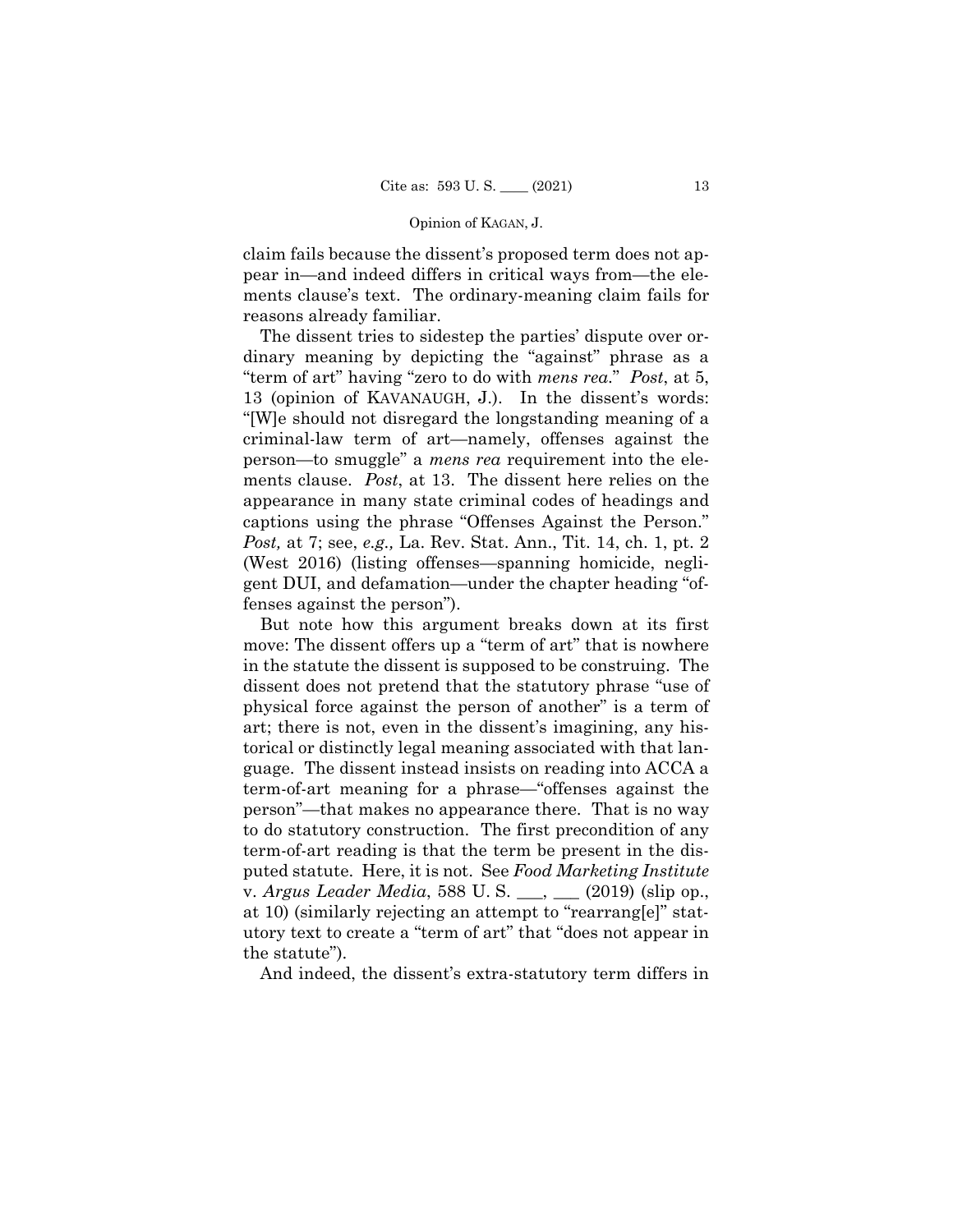claim fails because the dissent's proposed term does not appear in—and indeed differs in critical ways from—the elements clause's text. The ordinary-meaning claim fails for reasons already familiar.

The dissent tries to sidestep the parties' dispute over ordinary meaning by depicting the "against" phrase as a "term of art" having "zero to do with *mens rea*." *Post*, at 5, 13 (opinion of KAVANAUGH, J.). In the dissent's words: "[W]e should not disregard the longstanding meaning of a criminal-law term of art—namely, offenses against the person—to smuggle" a *mens rea* requirement into the elements clause. *Post*, at 13. The dissent here relies on the appearance in many state criminal codes of headings and captions using the phrase "Offenses Against the Person." *Post,* at 7; see, *e.g.,* La. Rev. Stat. Ann., Tit. 14, ch. 1, pt. 2 (West 2016) (listing offenses—spanning homicide, negligent DUI, and defamation—under the chapter heading "offenses against the person").

But note how this argument breaks down at its first move: The dissent offers up a "term of art" that is nowhere in the statute the dissent is supposed to be construing. The dissent does not pretend that the statutory phrase "use of physical force against the person of another" is a term of art; there is not, even in the dissent's imagining, any historical or distinctly legal meaning associated with that language. The dissent instead insists on reading into ACCA a term-of-art meaning for a phrase—"offenses against the person"—that makes no appearance there. That is no way to do statutory construction. The first precondition of any term-of-art reading is that the term be present in the disputed statute. Here, it is not. See *Food Marketing Institute* v. *Argus Leader Media*, 588 U. S. ___, ___ (2019) (slip op., at 10) (similarly rejecting an attempt to "rearrang[e]" statutory text to create a "term of art" that "does not appear in the statute").

And indeed, the dissent's extra-statutory term differs in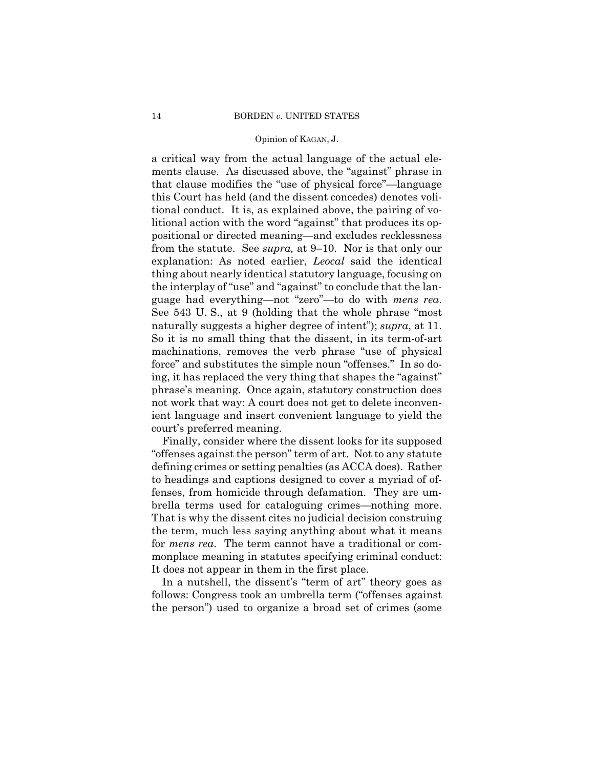a critical way from the actual language of the actual elements clause. As discussed above, the "against" phrase in that clause modifies the "use of physical force"—language this Court has held (and the dissent concedes) denotes volitional conduct. It is, as explained above, the pairing of volitional action with the word "against" that produces its oppositional or directed meaning—and excludes recklessness from the statute. See *supra,* at 9–10. Nor is that only our explanation: As noted earlier, *Leocal* said the identical thing about nearly identical statutory language, focusing on the interplay of "use" and "against" to conclude that the language had everything—not "zero"—to do with *mens rea*. See 543 U. S., at 9 (holding that the whole phrase "most naturally suggests a higher degree of intent"); *supra*, at 11. So it is no small thing that the dissent, in its term-of-art machinations, removes the verb phrase "use of physical force" and substitutes the simple noun "offenses." In so doing, it has replaced the very thing that shapes the "against" phrase's meaning. Once again, statutory construction does not work that way: A court does not get to delete inconvenient language and insert convenient language to yield the court's preferred meaning.

Finally, consider where the dissent looks for its supposed "offenses against the person" term of art. Not to any statute defining crimes or setting penalties (as ACCA does). Rather to headings and captions designed to cover a myriad of offenses, from homicide through defamation. They are umbrella terms used for cataloguing crimes—nothing more. That is why the dissent cites no judicial decision construing the term, much less saying anything about what it means for *mens rea*. The term cannot have a traditional or commonplace meaning in statutes specifying criminal conduct: It does not appear in them in the first place.

In a nutshell, the dissent's "term of art" theory goes as follows: Congress took an umbrella term ("offenses against the person") used to organize a broad set of crimes (some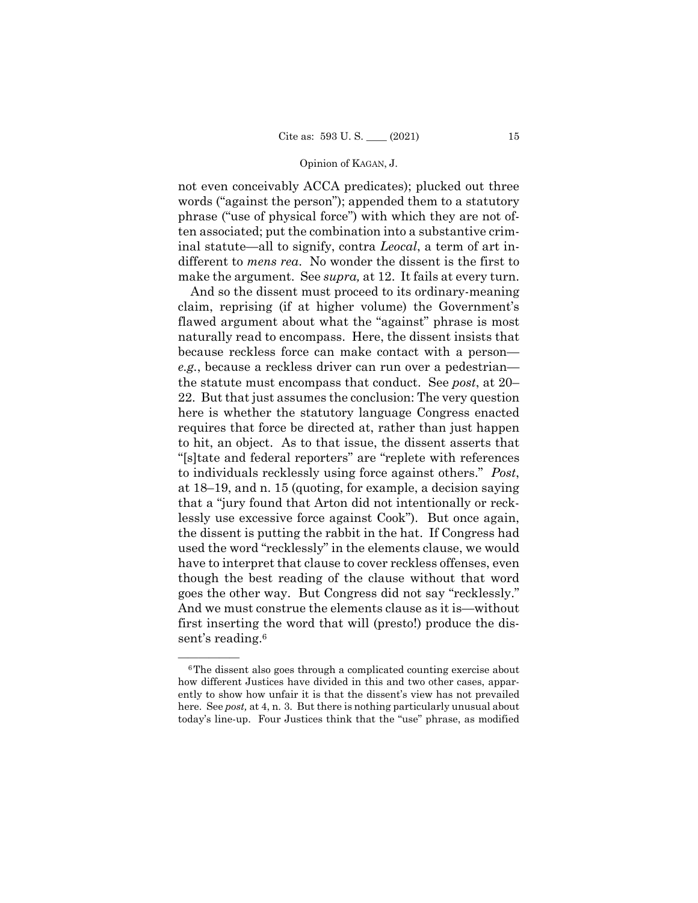not even conceivably ACCA predicates); plucked out three words ("against the person"); appended them to a statutory phrase ("use of physical force") with which they are not often associated; put the combination into a substantive criminal statute—all to signify, contra *Leocal*, a term of art indifferent to *mens rea*. No wonder the dissent is the first to make the argument. See *supra,* at 12. It fails at every turn.

And so the dissent must proceed to its ordinary-meaning claim, reprising (if at higher volume) the Government's flawed argument about what the "against" phrase is most naturally read to encompass. Here, the dissent insists that because reckless force can make contact with a person—*e.g.*, because a reckless driver can run over a pedestrian—the statute must encompass that conduct. See *post*, at 20–22. But that just assumes the conclusion: The very question here is whether the statutory language Congress enacted requires that force be directed at, rather than just happen to hit, an object. As to that issue, the dissent asserts that "[s]tate and federal reporters" are "replete with references to individuals recklessly using force against others." *Post*, at 18–19, and n. 15 (quoting, for example, a decision saying that a "jury found that Arton did not intentionally or recklessly use excessive force against Cook"). But once again, the dissent is putting the rabbit in the hat. If Congress had used the word "recklessly" in the elements clause, we would have to interpret that clause to cover reckless offenses, even though the best reading of the clause without that word goes the other way. But Congress did not say "recklessly." And we must construe the elements clause as it is—without first inserting the word that will (presto!) produce the dissent's reading.[6]

---

[6] The dissent also goes through a complicated counting exercise about how different Justices have divided in this and two other cases, apparently to show how unfair it is that the dissent's view has not prevailed here. See *post,* at 4, n. 3. But there is nothing particularly unusual about today's line-up. Four Justices think that the "use" phrase, as modified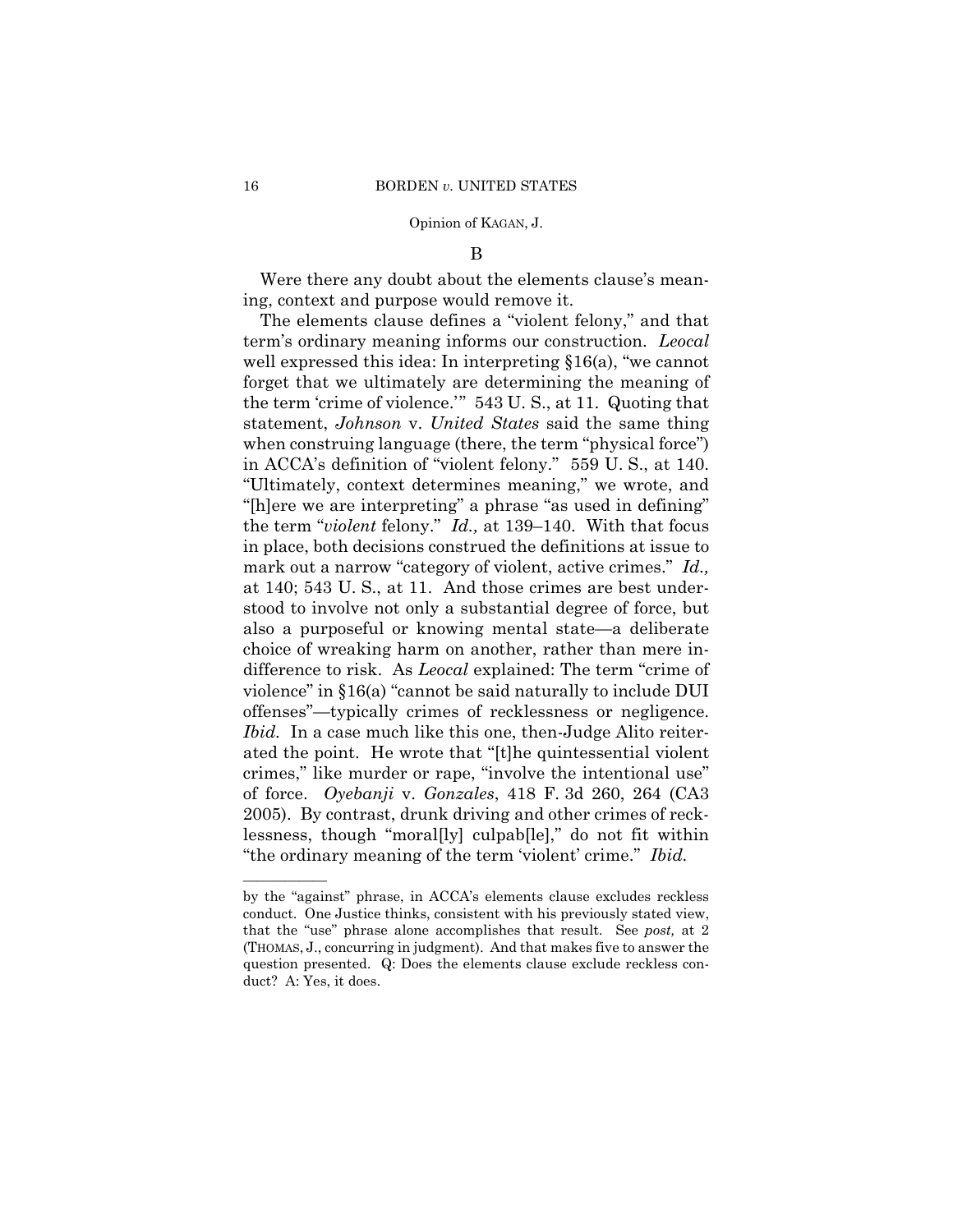### B

Were there any doubt about the elements clause's meaning, context and purpose would remove it.

The elements clause defines a "violent felony," and that term's ordinary meaning informs our construction. *Leocal* well expressed this idea: In interpreting §16(a), "we cannot forget that we ultimately are determining the meaning of the term 'crime of violence.'" 543 U. S., at 11. Quoting that statement, *Johnson* v. *United States* said the same thing when construing language (there, the term "physical force") in ACCA's definition of "violent felony." 559 U. S., at 140. "Ultimately, context determines meaning," we wrote, and "[h]ere we are interpreting" a phrase "as used in defining" the term "*violent* felony." *Id.,* at 139–140. With that focus in place, both decisions construed the definitions at issue to mark out a narrow "category of violent, active crimes." *Id.,* at 140; 543 U. S., at 11. And those crimes are best understood to involve not only a substantial degree of force, but also a purposeful or knowing mental state—a deliberate choice of wreaking harm on another, rather than mere indifference to risk. As *Leocal* explained: The term "crime of violence" in §16(a) "cannot be said naturally to include DUI offenses"—typically crimes of recklessness or negligence. *Ibid.* In a case much like this one, then-Judge Alito reiterated the point. He wrote that "[t]he quintessential violent crimes," like murder or rape, "involve the intentional use" of force. *Oyebanji* v. *Gonzales*, 418 F. 3d 260, 264 (CA3 2005). By contrast, drunk driving and other crimes of recklessness, though "moral[ly] culpab[le]," do not fit within "the ordinary meaning of the term 'violent' crime." *Ibid.*

---

by the "against" phrase, in ACCA's elements clause excludes reckless conduct. One Justice thinks, consistent with his previously stated view, that the "use" phrase alone accomplishes that result. See *post,* at 2 (THOMAS, J., concurring in judgment). And that makes five to answer the question presented. Q: Does the elements clause exclude reckless conduct? A: Yes, it does.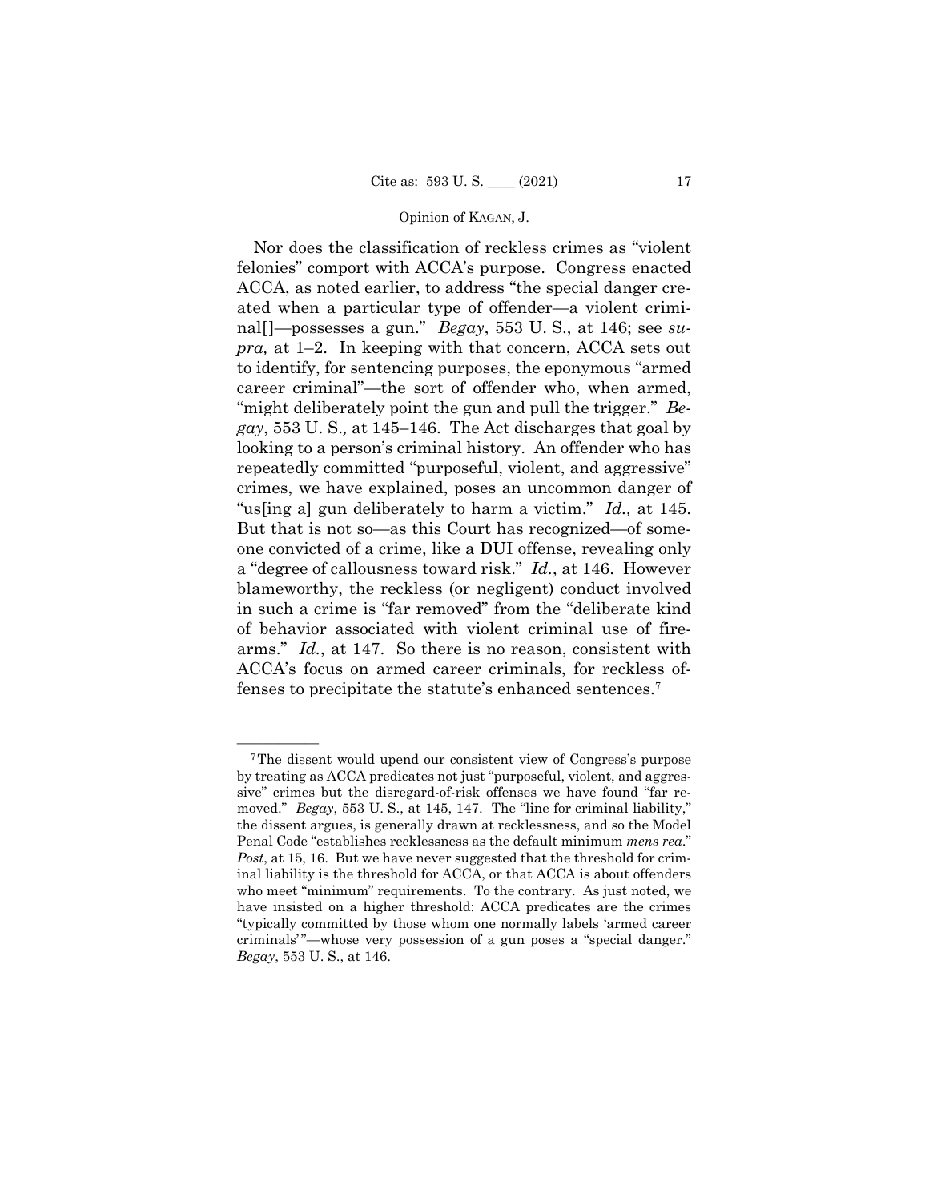Nor does the classification of reckless crimes as "violent felonies" comport with ACCA's purpose. Congress enacted ACCA, as noted earlier, to address "the special danger created when a particular type of offender—a violent criminal[]—possesses a gun." *Begay*, 553 U. S., at 146; see *supra,* at 1–2. In keeping with that concern, ACCA sets out to identify, for sentencing purposes, the eponymous "armed career criminal"—the sort of offender who, when armed, "might deliberately point the gun and pull the trigger." *Begay*, 553 U. S., at 145–146. The Act discharges that goal by looking to a person's criminal history. An offender who has repeatedly committed "purposeful, violent, and aggressive" crimes, we have explained, poses an uncommon danger of "us[ing a] gun deliberately to harm a victim." *Id.,* at 145. But that is not so—as this Court has recognized—of someone convicted of a crime, like a DUI offense, revealing only a "degree of callousness toward risk." *Id.*, at 146. However blameworthy, the reckless (or negligent) conduct involved in such a crime is "far removed" from the "deliberate kind of behavior associated with violent criminal use of firearms." *Id.*, at 147. So there is no reason, consistent with ACCA's focus on armed career criminals, for reckless offenses to precipitate the statute's enhanced sentences.[7]

---

[7] The dissent would upend our consistent view of Congress's purpose by treating as ACCA predicates not just "purposeful, violent, and aggressive" crimes but the disregard-of-risk offenses we have found "far removed." *Begay*, 553 U. S., at 145, 147. The "line for criminal liability," the dissent argues, is generally drawn at recklessness, and so the Model Penal Code "establishes recklessness as the default minimum *mens rea*." *Post*, at 15, 16. But we have never suggested that the threshold for criminal liability is the threshold for ACCA, or that ACCA is about offenders who meet "minimum" requirements. To the contrary. As just noted, we have insisted on a higher threshold: ACCA predicates are the crimes "typically committed by those whom one normally labels 'armed career criminals'"—whose very possession of a gun poses a "special danger." *Begay*, 553 U. S., at 146.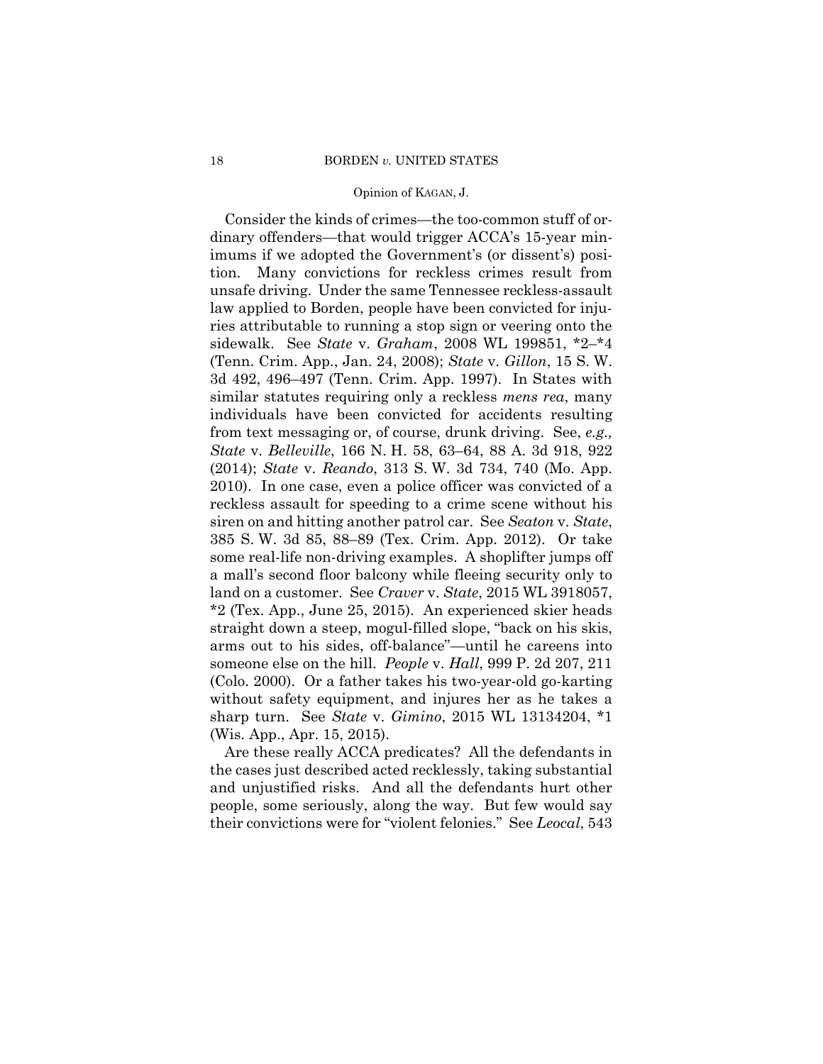Consider the kinds of crimes—the too-common stuff of ordinary offenders—that would trigger ACCA's 15-year minimums if we adopted the Government's (or dissent's) position. Many convictions for reckless crimes result from unsafe driving. Under the same Tennessee reckless-assault law applied to Borden, people have been convicted for injuries attributable to running a stop sign or veering onto the sidewalk. See *State* v. *Graham*, 2008 WL 199851, \*2–\*4 (Tenn. Crim. App., Jan. 24, 2008); *State* v. *Gillon*, 15 S. W. 3d 492, 496–497 (Tenn. Crim. App. 1997). In States with similar statutes requiring only a reckless *mens rea*, many individuals have been convicted for accidents resulting from text messaging or, of course, drunk driving. See, *e.g., State* v. *Belleville*, 166 N. H. 58, 63–64, 88 A. 3d 918, 922 (2014); *State* v. *Reando*, 313 S. W. 3d 734, 740 (Mo. App. 2010). In one case, even a police officer was convicted of a reckless assault for speeding to a crime scene without his siren on and hitting another patrol car. See *Seaton* v. *State*, 385 S. W. 3d 85, 88–89 (Tex. Crim. App. 2012). Or take some real-life non-driving examples. A shoplifter jumps off a mall's second floor balcony while fleeing security only to land on a customer. See *Craver* v. *State*, 2015 WL 3918057, \*2 (Tex. App., June 25, 2015). An experienced skier heads straight down a steep, mogul-filled slope, "back on his skis, arms out to his sides, off-balance"—until he careens into someone else on the hill. *People* v. *Hall*, 999 P. 2d 207, 211 (Colo. 2000). Or a father takes his two-year-old go-karting without safety equipment, and injures her as he takes a sharp turn. See *State* v. *Gimino*, 2015 WL 13134204, \*1 (Wis. App., Apr. 15, 2015).

Are these really ACCA predicates? All the defendants in the cases just described acted recklessly, taking substantial and unjustified risks. And all the defendants hurt other people, some seriously, along the way. But few would say their convictions were for "violent felonies." See *Leocal*, 543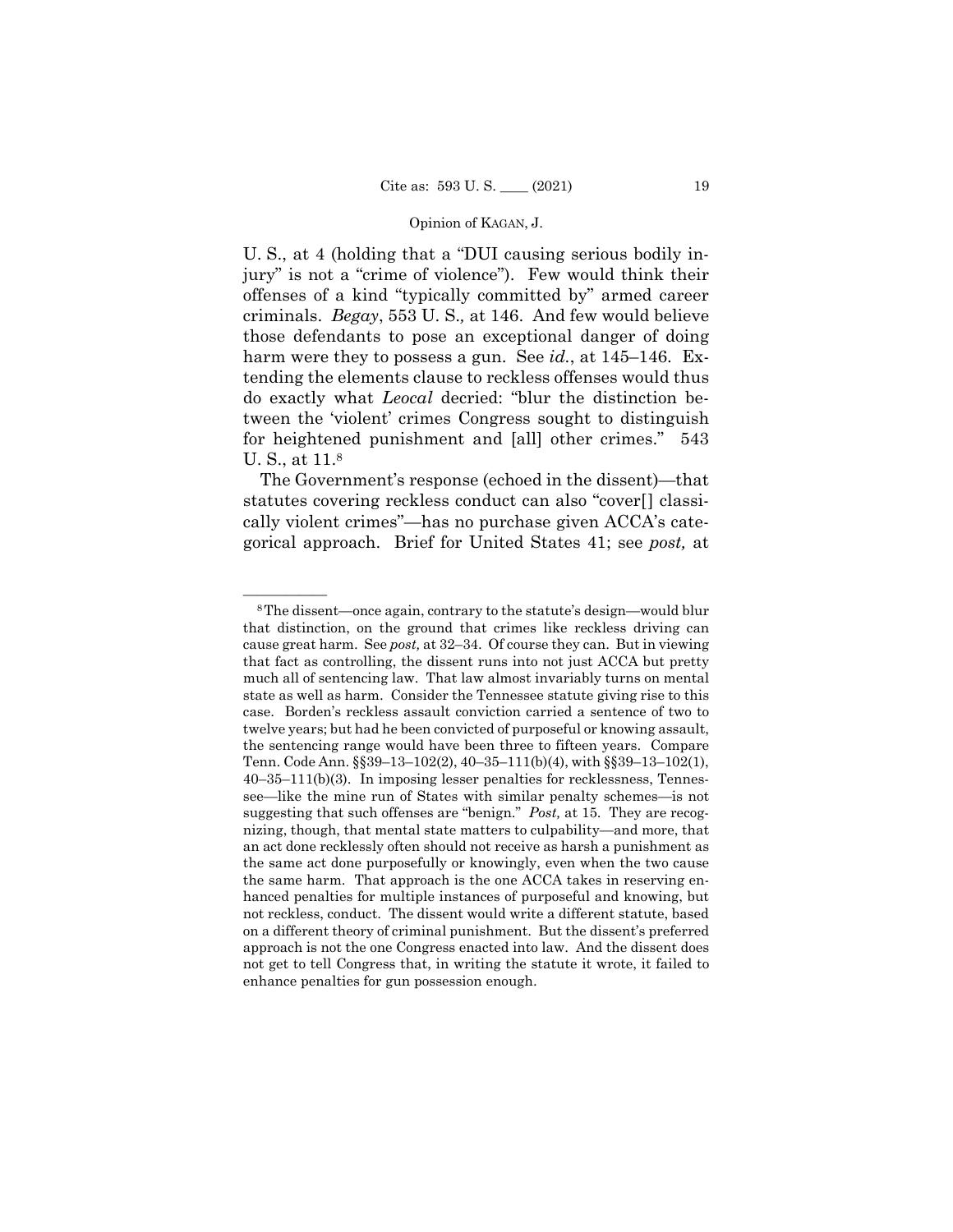U. S., at 4 (holding that a "DUI causing serious bodily injury" is not a "crime of violence"). Few would think their offenses of a kind "typically committed by" armed career criminals. *Begay*, 553 U. S., at 146. And few would believe those defendants to pose an exceptional danger of doing harm were they to possess a gun. See *id.*, at 145–146. Extending the elements clause to reckless offenses would thus do exactly what *Leocal* decried: "blur the distinction between the 'violent' crimes Congress sought to distinguish for heightened punishment and [all] other crimes." 543 U. S., at 11.[8]

The Government's response (echoed in the dissent)—that statutes covering reckless conduct can also "cover[] classically violent crimes"—has no purchase given ACCA's categorical approach. Brief for United States 41; see *post,* at

---

[8] The dissent—once again, contrary to the statute's design—would blur that distinction, on the ground that crimes like reckless driving can cause great harm. See *post,* at 32–34. Of course they can. But in viewing that fact as controlling, the dissent runs into not just ACCA but pretty much all of sentencing law. That law almost invariably turns on mental state as well as harm. Consider the Tennessee statute giving rise to this case. Borden's reckless assault conviction carried a sentence of two to twelve years; but had he been convicted of purposeful or knowing assault, the sentencing range would have been three to fifteen years. Compare Tenn. Code Ann. §§39–13–102(2), 40–35–111(b)(4), with §§39–13–102(1), 40–35–111(b)(3). In imposing lesser penalties for recklessness, Tennessee—like the mine run of States with similar penalty schemes—is not suggesting that such offenses are "benign." *Post,* at 15. They are recognizing, though, that mental state matters to culpability—and more, that an act done recklessly often should not receive as harsh a punishment as the same act done purposefully or knowingly, even when the two cause the same harm. That approach is the one ACCA takes in reserving enhanced penalties for multiple instances of purposeful and knowing, but not reckless, conduct. The dissent would write a different statute, based on a different theory of criminal punishment. But the dissent's preferred approach is not the one Congress enacted into law. And the dissent does not get to tell Congress that, in writing the statute it wrote, it failed to enhance penalties for gun possession enough.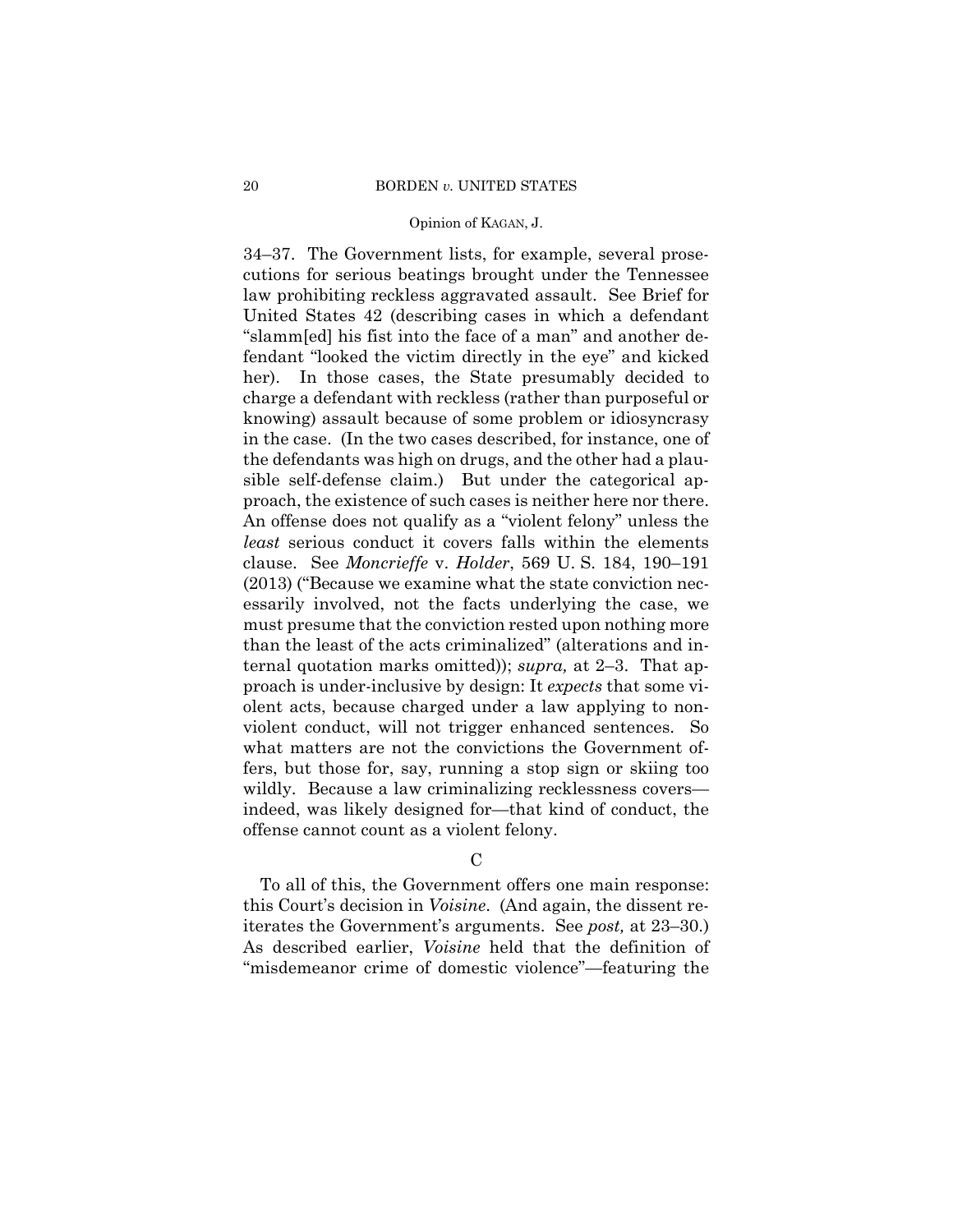34–37. The Government lists, for example, several prosecutions for serious beatings brought under the Tennessee law prohibiting reckless aggravated assault. See Brief for United States 42 (describing cases in which a defendant "slamm[ed] his fist into the face of a man" and another defendant "looked the victim directly in the eye" and kicked her). In those cases, the State presumably decided to charge a defendant with reckless (rather than purposeful or knowing) assault because of some problem or idiosyncrasy in the case. (In the two cases described, for instance, one of the defendants was high on drugs, and the other had a plausible self-defense claim.) But under the categorical approach, the existence of such cases is neither here nor there. An offense does not qualify as a "violent felony" unless the *least* serious conduct it covers falls within the elements clause. See *Moncrieffe* v. *Holder*, 569 U. S. 184, 190–191 (2013) ("Because we examine what the state conviction necessarily involved, not the facts underlying the case, we must presume that the conviction rested upon nothing more than the least of the acts criminalized" (alterations and internal quotation marks omitted)); *supra,* at 2–3. That approach is under-inclusive by design: It *expects* that some violent acts, because charged under a law applying to non-violent conduct, will not trigger enhanced sentences. So what matters are not the convictions the Government offers, but those for, say, running a stop sign or skiing too wildly. Because a law criminalizing recklessness covers—indeed, was likely designed for—that kind of conduct, the offense cannot count as a violent felony.

C

To all of this, the Government offers one main response: this Court's decision in *Voisine*. (And again, the dissent reiterates the Government's arguments. See *post,* at 23–30.) As described earlier, *Voisine* held that the definition of "misdemeanor crime of domestic violence"—featuring the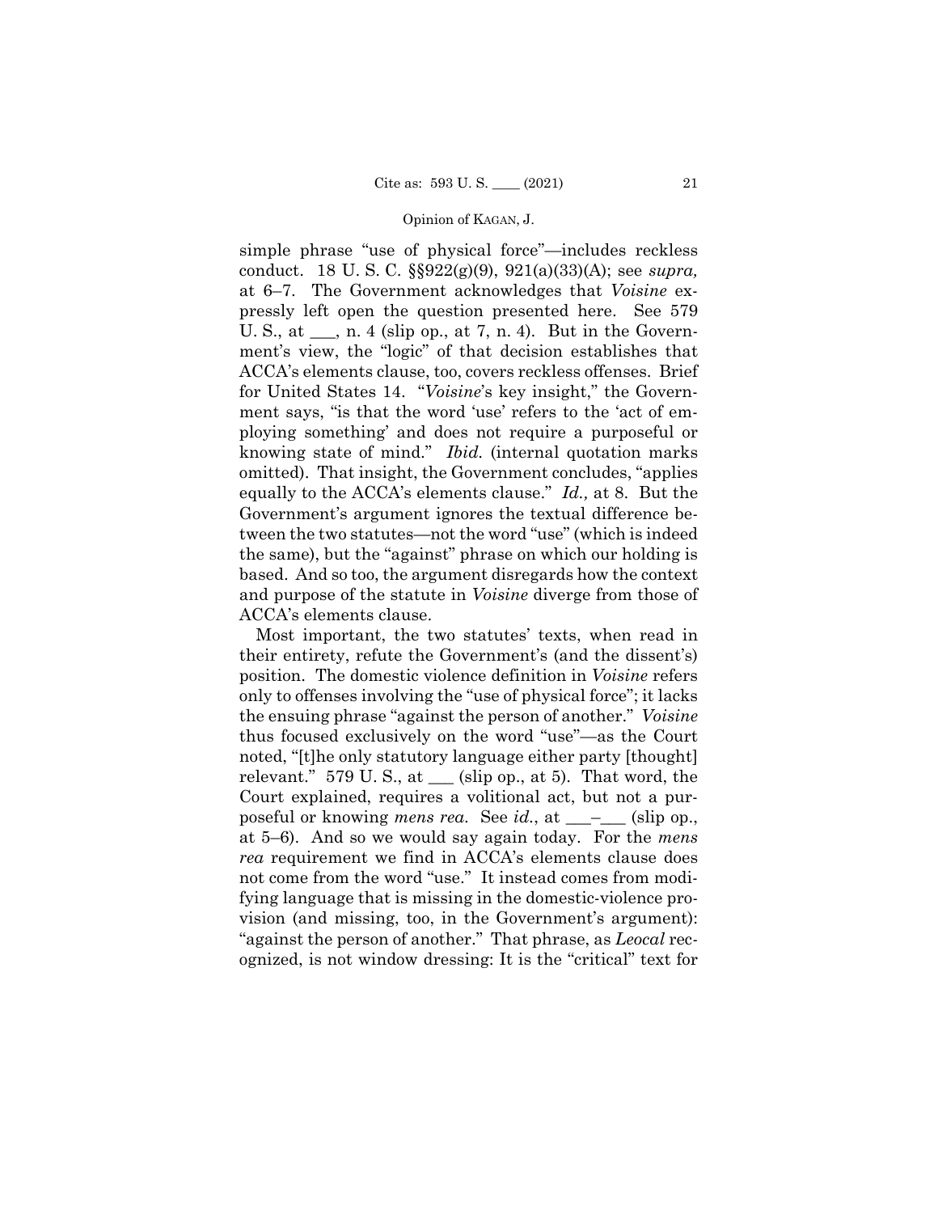simple phrase "use of physical force"—includes reckless conduct. 18 U. S. C. §§922(g)(9), 921(a)(33)(A); see *supra,* at 6–7. The Government acknowledges that *Voisine* expressly left open the question presented here. See 579 U. S., at ___, n. 4 (slip op., at 7, n. 4). But in the Government's view, the "logic" of that decision establishes that ACCA's elements clause, too, covers reckless offenses. Brief for United States 14. "*Voisine*'s key insight," the Government says, "is that the word 'use' refers to the 'act of employing something' and does not require a purposeful or knowing state of mind." *Ibid.* (internal quotation marks omitted). That insight, the Government concludes, "applies equally to the ACCA's elements clause." *Id.,* at 8. But the Government's argument ignores the textual difference between the two statutes—not the word "use" (which is indeed the same), but the "against" phrase on which our holding is based. And so too, the argument disregards how the context and purpose of the statute in *Voisine* diverge from those of ACCA's elements clause.

Most important, the two statutes' texts, when read in their entirety, refute the Government's (and the dissent's) position. The domestic violence definition in *Voisine* refers only to offenses involving the "use of physical force"; it lacks the ensuing phrase "against the person of another." *Voisine* thus focused exclusively on the word "use"—as the Court noted, "[t]he only statutory language either party [thought] relevant." 579 U. S., at ___ (slip op., at 5). That word, the Court explained, requires a volitional act, but not a purposeful or knowing *mens rea*. See *id.*, at ___–___ (slip op., at 5–6). And so we would say again today. For the *mens rea* requirement we find in ACCA's elements clause does not come from the word "use." It instead comes from modifying language that is missing in the domestic-violence provision (and missing, too, in the Government's argument): "against the person of another." That phrase, as *Leocal* recognized, is not window dressing: It is the "critical" text for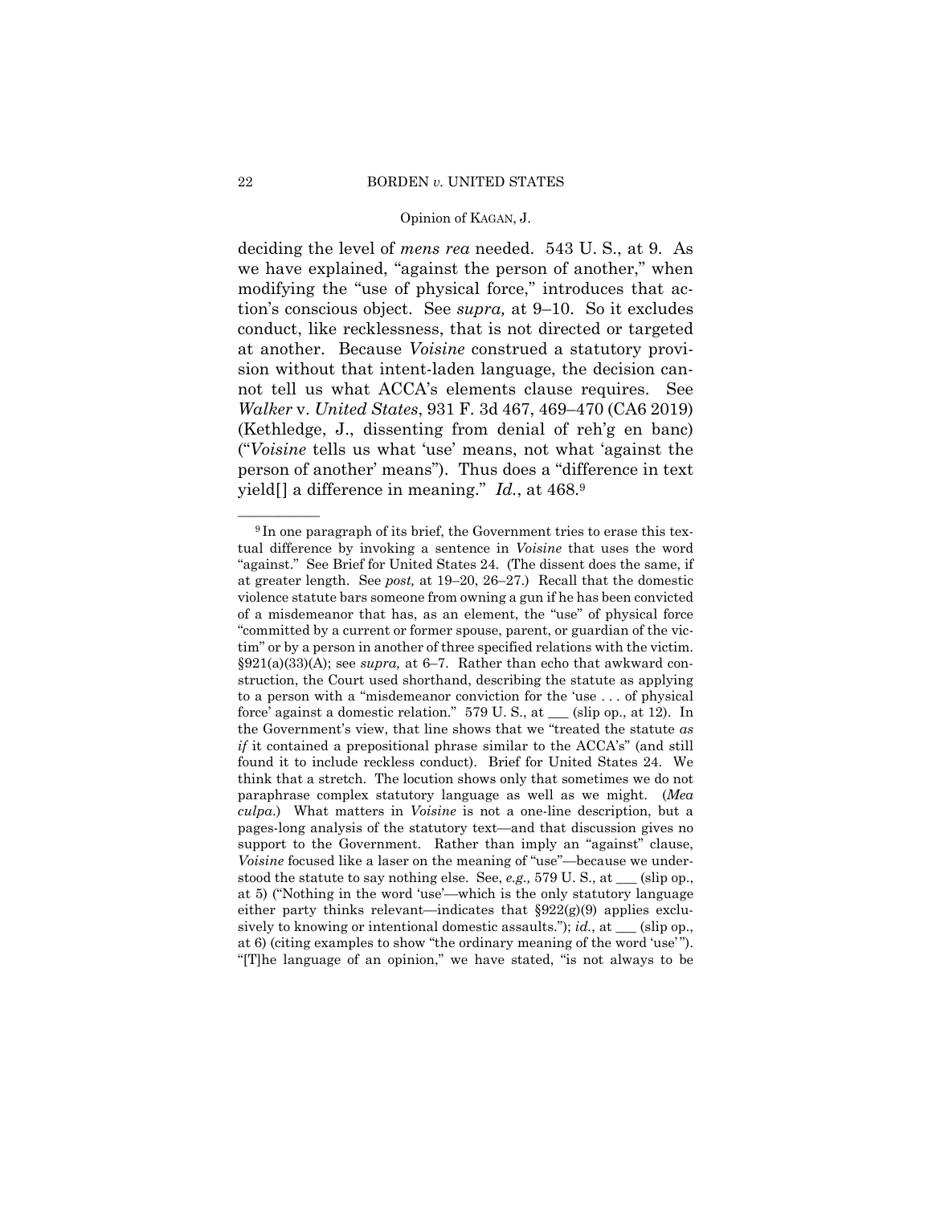deciding the level of *mens rea* needed. 543 U. S., at 9. As we have explained, "against the person of another," when modifying the "use of physical force," introduces that action's conscious object. See *supra,* at 9–10. So it excludes conduct, like recklessness, that is not directed or targeted at another. Because *Voisine* construed a statutory provision without that intent-laden language, the decision cannot tell us what ACCA's elements clause requires. See *Walker* v. *United States*, 931 F. 3d 467, 469–470 (CA6 2019) (Kethledge, J., dissenting from denial of reh'g en banc) ("*Voisine* tells us what 'use' means, not what 'against the person of another' means"). Thus does a "difference in text yield[] a difference in meaning." *Id.*, at 468.[9]

---

[9] In one paragraph of its brief, the Government tries to erase this textual difference by invoking a sentence in *Voisine* that uses the word "against." See Brief for United States 24. (The dissent does the same, if at greater length. See *post,* at 19–20, 26–27.) Recall that the domestic violence statute bars someone from owning a gun if he has been convicted of a misdemeanor that has, as an element, the "use" of physical force "committed by a current or former spouse, parent, or guardian of the victim" or by a person in another of three specified relations with the victim. §921(a)(33)(A); see *supra,* at 6–7. Rather than echo that awkward construction, the Court used shorthand, describing the statute as applying to a person with a "misdemeanor conviction for the 'use . . . of physical force' against a domestic relation." 579 U. S., at ___ (slip op., at 12). In the Government's view, that line shows that we "treated the statute *as if* it contained a prepositional phrase similar to the ACCA's" (and still found it to include reckless conduct). Brief for United States 24. We think that a stretch. The locution shows only that sometimes we do not paraphrase complex statutory language as well as we might. (*Mea culpa.*) What matters in *Voisine* is not a one-line description, but a pages-long analysis of the statutory text—and that discussion gives no support to the Government. Rather than imply an "against" clause, *Voisine* focused like a laser on the meaning of "use"—because we understood the statute to say nothing else. See, *e.g.,* 579 U. S., at ___ (slip op., at 5) ("Nothing in the word 'use'—which is the only statutory language either party thinks relevant—indicates that §922(g)(9) applies exclusively to knowing or intentional domestic assaults."); *id.*, at ___ (slip op., at 6) (citing examples to show "the ordinary meaning of the word 'use'"). "[T]he language of an opinion," we have stated, "is not always to be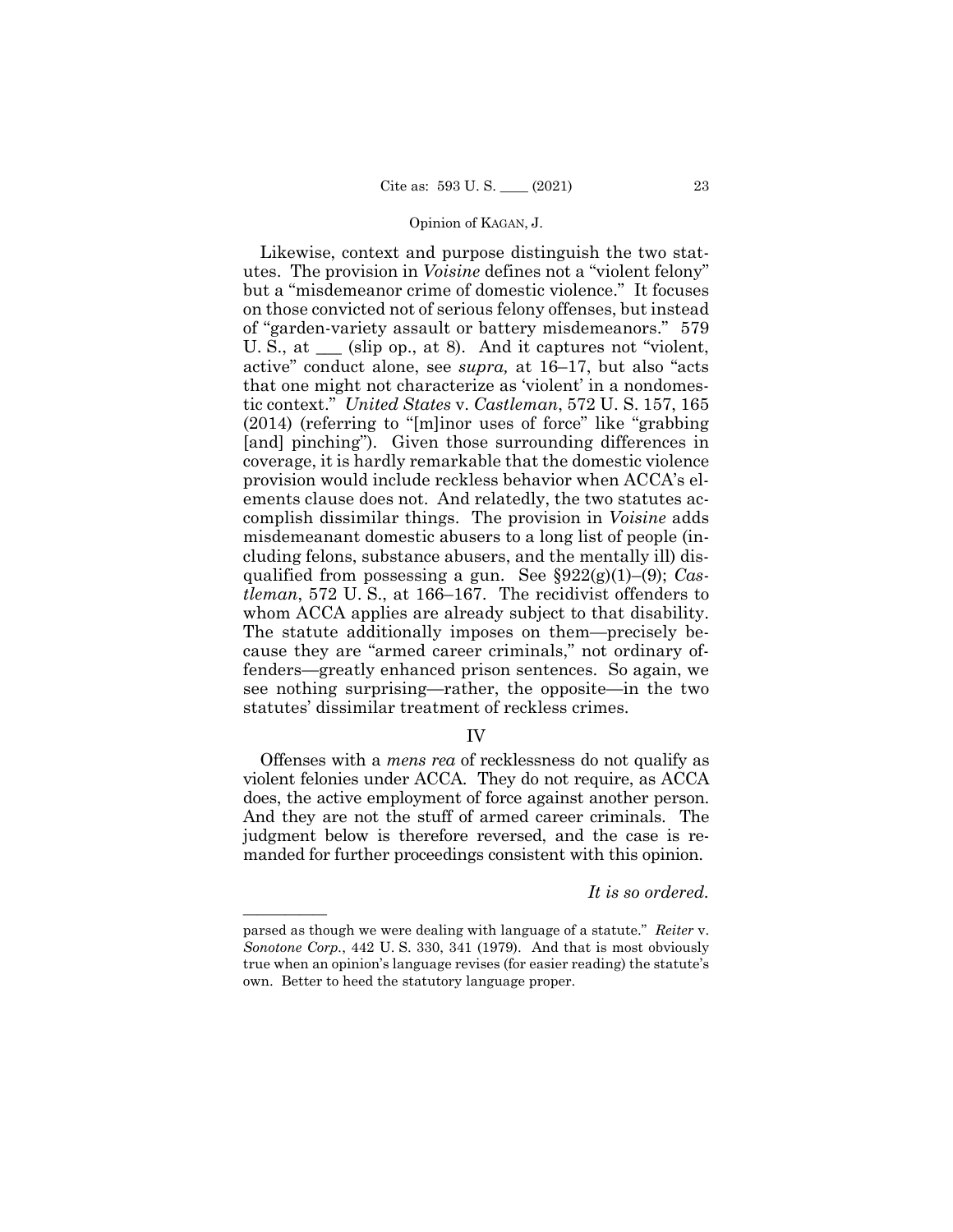Likewise, context and purpose distinguish the two statutes. The provision in *Voisine* defines not a "violent felony" but a "misdemeanor crime of domestic violence." It focuses on those convicted not of serious felony offenses, but instead of "garden-variety assault or battery misdemeanors." 579 U. S., at ___ (slip op., at 8). And it captures not "violent, active" conduct alone, see *supra,* at 16–17, but also "acts that one might not characterize as 'violent' in a nondomestic context." *United States* v. *Castleman*, 572 U. S. 157, 165 (2014) (referring to "[m]inor uses of force" like "grabbing [and] pinching"). Given those surrounding differences in coverage, it is hardly remarkable that the domestic violence provision would include reckless behavior when ACCA's elements clause does not. And relatedly, the two statutes accomplish dissimilar things. The provision in *Voisine* adds misdemeanant domestic abusers to a long list of people (including felons, substance abusers, and the mentally ill) disqualified from possessing a gun. See §922(g)(1)–(9); *Castleman*, 572 U. S., at 166–167. The recidivist offenders to whom ACCA applies are already subject to that disability. The statute additionally imposes on them—precisely because they are "armed career criminals," not ordinary offenders—greatly enhanced prison sentences. So again, we see nothing surprising—rather, the opposite—in the two statutes' dissimilar treatment of reckless crimes.

## IV

Offenses with a *mens rea* of recklessness do not qualify as violent felonies under ACCA. They do not require, as ACCA does, the active employment of force against another person. And they are not the stuff of armed career criminals. The judgment below is therefore reversed, and the case is remanded for further proceedings consistent with this opinion.

*It is so ordered.*

---

parsed as though we were dealing with language of a statute." *Reiter* v. *Sonotone Corp.*, 442 U. S. 330, 341 (1979). And that is most obviously true when an opinion's language revises (for easier reading) the statute's own. Better to heed the statutory language proper.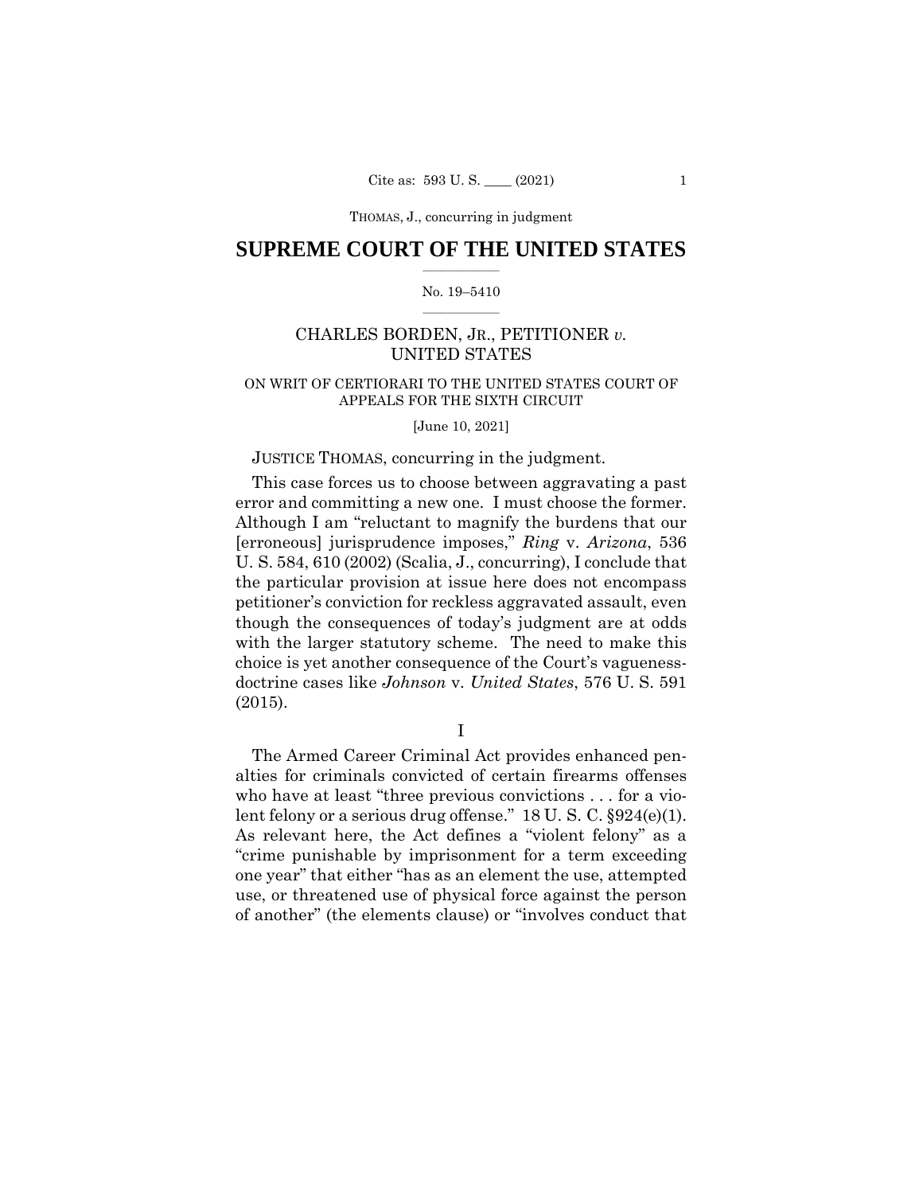THOMAS, J., concurring in judgment

# SUPREME COURT OF THE UNITED STATES

No. 19–5410

CHARLES BORDEN, JR., PETITIONER *v.* UNITED STATES

ON WRIT OF CERTIORARI TO THE UNITED STATES COURT OF APPEALS FOR THE SIXTH CIRCUIT

[June 10, 2021]

JUSTICE THOMAS, concurring in the judgment.

This case forces us to choose between aggravating a past error and committing a new one. I must choose the former. Although I am "reluctant to magnify the burdens that our [erroneous] jurisprudence imposes," *Ring* v. *Arizona*, 536 U. S. 584, 610 (2002) (Scalia, J., concurring), I conclude that the particular provision at issue here does not encompass petitioner's conviction for reckless aggravated assault, even though the consequences of today's judgment are at odds with the larger statutory scheme. The need to make this choice is yet another consequence of the Court's vagueness-doctrine cases like *Johnson* v. *United States*, 576 U. S. 591 (2015).

I

The Armed Career Criminal Act provides enhanced penalties for criminals convicted of certain firearms offenses who have at least "three previous convictions . . . for a violent felony or a serious drug offense." 18 U. S. C. §924(e)(1). As relevant here, the Act defines a "violent felony" as a "crime punishable by imprisonment for a term exceeding one year" that either "has as an element the use, attempted use, or threatened use of physical force against the person of another" (the elements clause) or "involves conduct that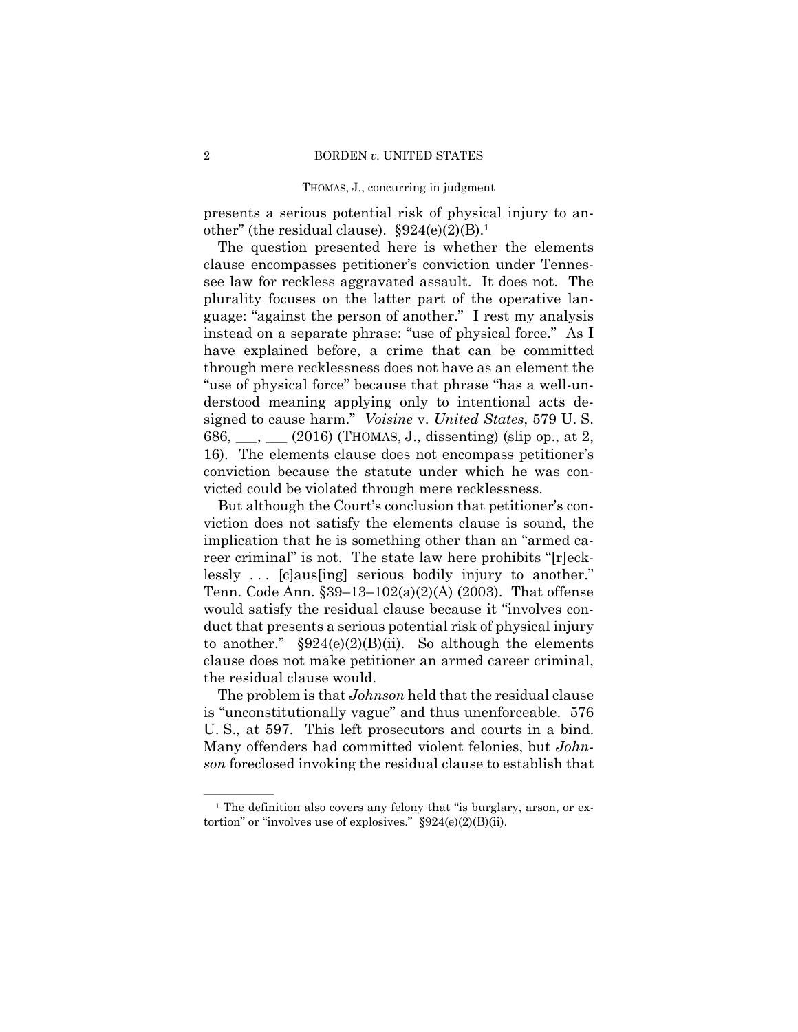presents a serious potential risk of physical injury to another" (the residual clause). §924(e)(2)(B).[1]

The question presented here is whether the elements clause encompasses petitioner's conviction under Tennessee law for reckless aggravated assault. It does not. The plurality focuses on the latter part of the operative language: "against the person of another." I rest my analysis instead on a separate phrase: "use of physical force." As I have explained before, a crime that can be committed through mere recklessness does not have as an element the "use of physical force" because that phrase "has a well-understood meaning applying only to intentional acts designed to cause harm." *Voisine* v. *United States*, 579 U. S. 686, \_\_\_, \_\_\_ (2016) (THOMAS, J., dissenting) (slip op., at 2, 16). The elements clause does not encompass petitioner's conviction because the statute under which he was convicted could be violated through mere recklessness.

But although the Court's conclusion that petitioner's conviction does not satisfy the elements clause is sound, the implication that he is something other than an "armed career criminal" is not. The state law here prohibits "[r]ecklessly . . . [c]aus[ing] serious bodily injury to another." Tenn. Code Ann. §39–13–102(a)(2)(A) (2003). That offense would satisfy the residual clause because it "involves conduct that presents a serious potential risk of physical injury to another." §924(e)(2)(B)(ii). So although the elements clause does not make petitioner an armed career criminal, the residual clause would.

The problem is that *Johnson* held that the residual clause is "unconstitutionally vague" and thus unenforceable. 576 U. S., at 597. This left prosecutors and courts in a bind. Many offenders had committed violent felonies, but *Johnson* foreclosed invoking the residual clause to establish that

---

[1] The definition also covers any felony that "is burglary, arson, or extortion" or "involves use of explosives." §924(e)(2)(B)(ii).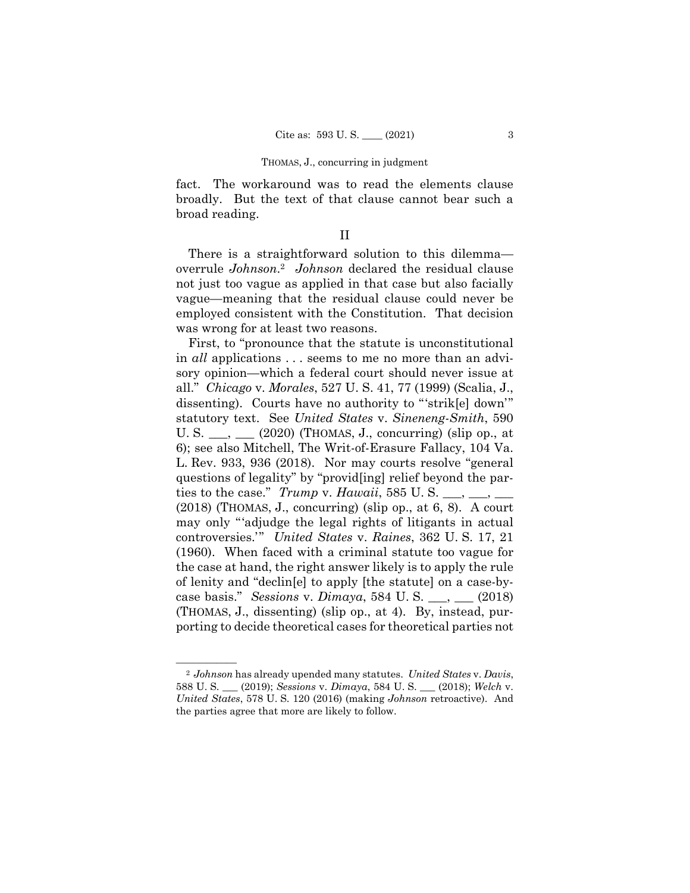fact. The workaround was to read the elements clause broadly. But the text of that clause cannot bear such a broad reading.

## II

There is a straightforward solution to this dilemma—overrule *Johnson*.[2] *Johnson* declared the residual clause not just too vague as applied in that case but also facially vague—meaning that the residual clause could never be employed consistent with the Constitution. That decision was wrong for at least two reasons.

First, to "pronounce that the statute is unconstitutional in *all* applications . . . seems to me no more than an advisory opinion—which a federal court should never issue at all." *Chicago* v. *Morales*, 527 U. S. 41, 77 (1999) (Scalia, J., dissenting). Courts have no authority to "'strik[e] down'" statutory text. See *United States* v. *Sineneng-Smith*, 590 U. S. ___, ___ (2020) (THOMAS, J., concurring) (slip op., at 6); see also Mitchell, The Writ-of-Erasure Fallacy, 104 Va. L. Rev. 933, 936 (2018). Nor may courts resolve "general questions of legality" by "provid[ing] relief beyond the parties to the case." *Trump* v. *Hawaii*, 585 U. S. ___, ___, ___ (2018) (THOMAS, J., concurring) (slip op., at 6, 8). A court may only "'adjudge the legal rights of litigants in actual controversies.'" *United States* v. *Raines*, 362 U. S. 17, 21 (1960). When faced with a criminal statute too vague for the case at hand, the right answer likely is to apply the rule of lenity and "declin[e] to apply [the statute] on a case-by-case basis." *Sessions* v. *Dimaya*, 584 U. S. ___, ___ (2018) (THOMAS, J., dissenting) (slip op., at 4). By, instead, purporting to decide theoretical cases for theoretical parties not

---

[2] *Johnson* has already upended many statutes. *United States* v. *Davis*, 588 U. S. ___ (2019); *Sessions* v. *Dimaya*, 584 U. S. ___ (2018); *Welch* v. *United States*, 578 U. S. 120 (2016) (making *Johnson* retroactive). And the parties agree that more are likely to follow.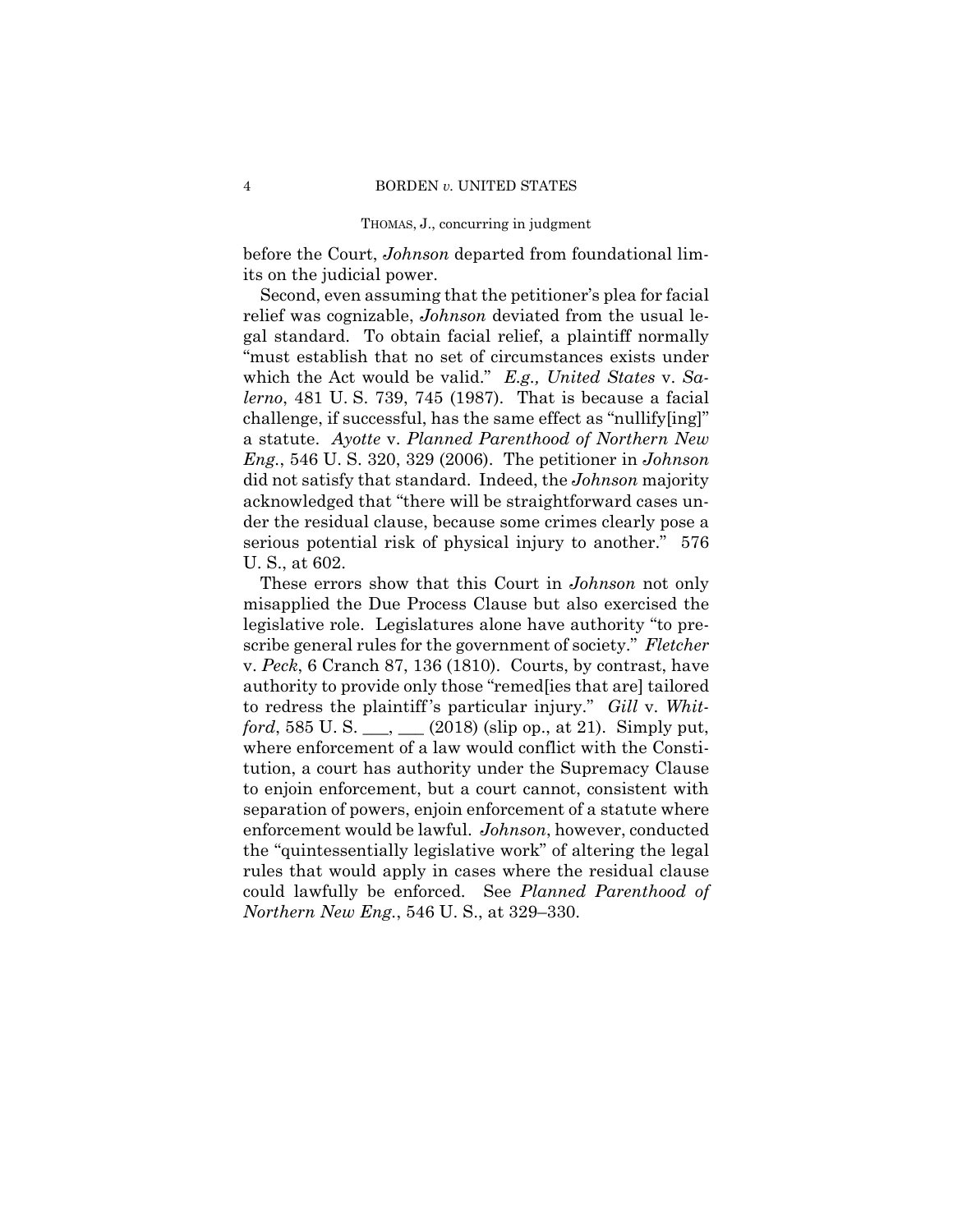before the Court, *Johnson* departed from foundational limits on the judicial power.

Second, even assuming that the petitioner's plea for facial relief was cognizable, *Johnson* deviated from the usual legal standard. To obtain facial relief, a plaintiff normally "must establish that no set of circumstances exists under which the Act would be valid." *E.g., United States* v. *Salerno*, 481 U. S. 739, 745 (1987). That is because a facial challenge, if successful, has the same effect as "nullify[ing]" a statute. *Ayotte* v. *Planned Parenthood of Northern New Eng.*, 546 U. S. 320, 329 (2006). The petitioner in *Johnson* did not satisfy that standard. Indeed, the *Johnson* majority acknowledged that "there will be straightforward cases under the residual clause, because some crimes clearly pose a serious potential risk of physical injury to another." 576 U. S., at 602.

These errors show that this Court in *Johnson* not only misapplied the Due Process Clause but also exercised the legislative role. Legislatures alone have authority "to prescribe general rules for the government of society." *Fletcher* v. *Peck*, 6 Cranch 87, 136 (1810). Courts, by contrast, have authority to provide only those "remed[ies that are] tailored to redress the plaintiff's particular injury." *Gill* v. *Whitford*, 585 U. S. ___, ___ (2018) (slip op., at 21). Simply put, where enforcement of a law would conflict with the Constitution, a court has authority under the Supremacy Clause to enjoin enforcement, but a court cannot, consistent with separation of powers, enjoin enforcement of a statute where enforcement would be lawful. *Johnson*, however, conducted the "quintessentially legislative work" of altering the legal rules that would apply in cases where the residual clause could lawfully be enforced. See *Planned Parenthood of Northern New Eng.*, 546 U. S., at 329–330.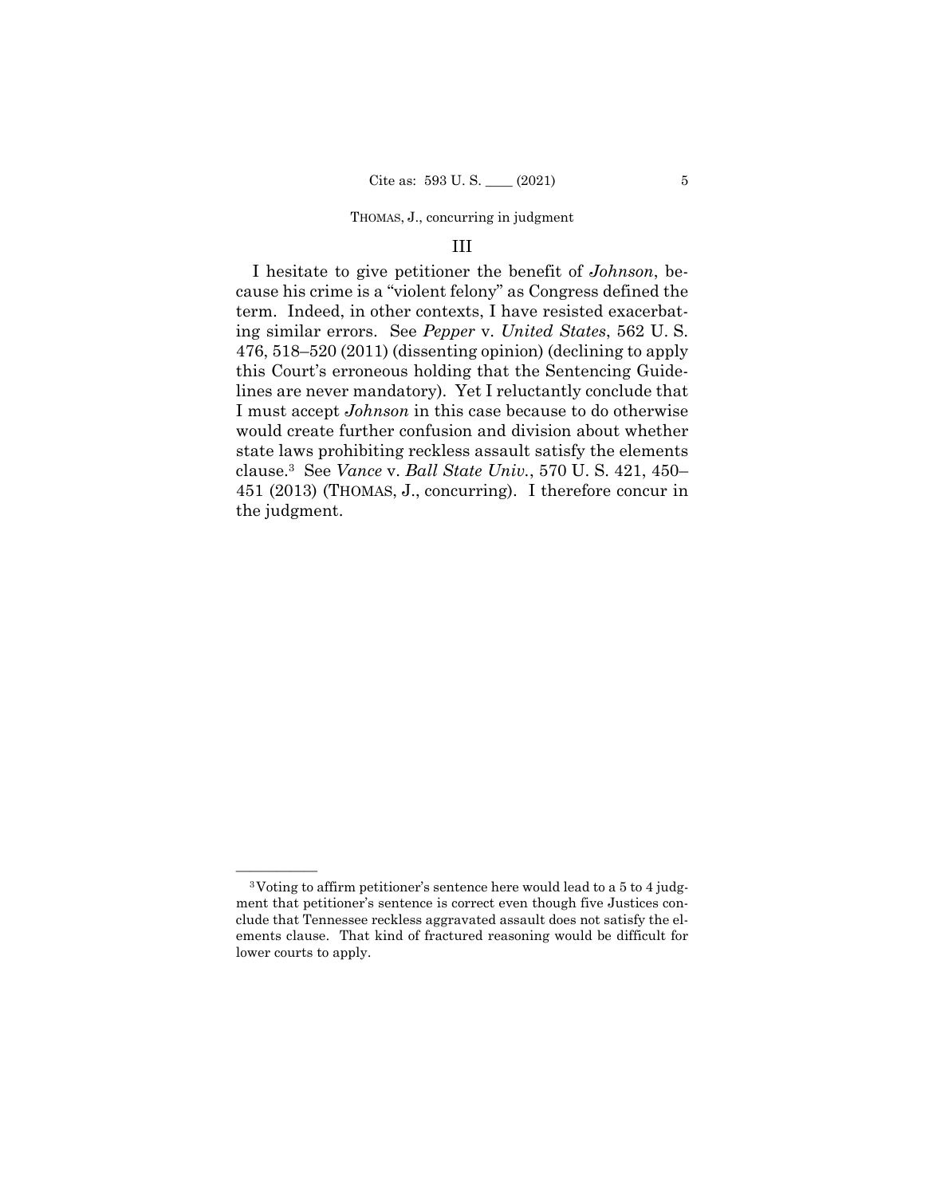## III

I hesitate to give petitioner the benefit of *Johnson*, because his crime is a "violent felony" as Congress defined the term. Indeed, in other contexts, I have resisted exacerbating similar errors. See *Pepper* v. *United States*, 562 U. S. 476, 518–520 (2011) (dissenting opinion) (declining to apply this Court's erroneous holding that the Sentencing Guidelines are never mandatory). Yet I reluctantly conclude that I must accept *Johnson* in this case because to do otherwise would create further confusion and division about whether state laws prohibiting reckless assault satisfy the elements clause.[3] See *Vance* v. *Ball State Univ.*, 570 U. S. 421, 450–451 (2013) (THOMAS, J., concurring). I therefore concur in the judgment.

---

[3] Voting to affirm petitioner's sentence here would lead to a 5 to 4 judgment that petitioner's sentence is correct even though five Justices conclude that Tennessee reckless aggravated assault does not satisfy the elements clause. That kind of fractured reasoning would be difficult for lower courts to apply.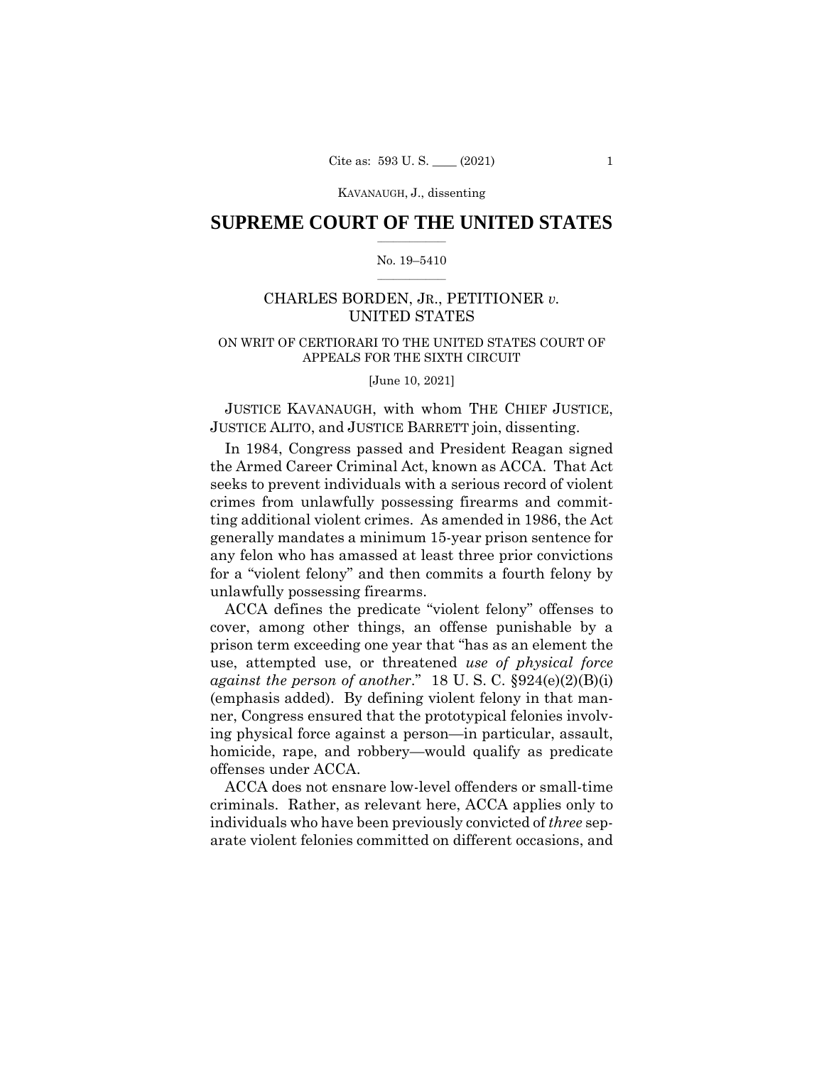## SUPREME COURT OF THE UNITED STATES

No. 19–5410

CHARLES BORDEN, JR., PETITIONER *v.* UNITED STATES

ON WRIT OF CERTIORARI TO THE UNITED STATES COURT OF APPEALS FOR THE SIXTH CIRCUIT

[June 10, 2021]

JUSTICE KAVANAUGH, with whom THE CHIEF JUSTICE, JUSTICE ALITO, and JUSTICE BARRETT join, dissenting.

In 1984, Congress passed and President Reagan signed the Armed Career Criminal Act, known as ACCA. That Act seeks to prevent individuals with a serious record of violent crimes from unlawfully possessing firearms and committing additional violent crimes. As amended in 1986, the Act generally mandates a minimum 15-year prison sentence for any felon who has amassed at least three prior convictions for a "violent felony" and then commits a fourth felony by unlawfully possessing firearms.

ACCA defines the predicate "violent felony" offenses to cover, among other things, an offense punishable by a prison term exceeding one year that "has as an element the use, attempted use, or threatened *use of physical force against the person of another*." 18 U. S. C. §924(e)(2)(B)(i) (emphasis added). By defining violent felony in that manner, Congress ensured that the prototypical felonies involving physical force against a person—in particular, assault, homicide, rape, and robbery—would qualify as predicate offenses under ACCA.

ACCA does not ensnare low-level offenders or small-time criminals. Rather, as relevant here, ACCA applies only to individuals who have been previously convicted of *three* separate violent felonies committed on different occasions, and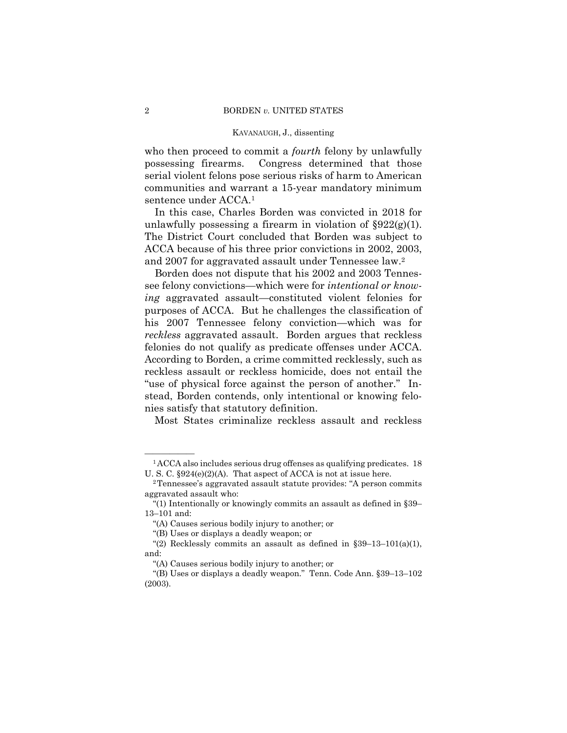who then proceed to commit a *fourth* felony by unlawfully possessing firearms. Congress determined that those serial violent felons pose serious risks of harm to American communities and warrant a 15-year mandatory minimum sentence under ACCA.[1]

In this case, Charles Borden was convicted in 2018 for unlawfully possessing a firearm in violation of §922(g)(1). The District Court concluded that Borden was subject to ACCA because of his three prior convictions in 2002, 2003, and 2007 for aggravated assault under Tennessee law.[2]

Borden does not dispute that his 2002 and 2003 Tennessee felony convictions—which were for *intentional or knowing* aggravated assault—constituted violent felonies for purposes of ACCA. But he challenges the classification of his 2007 Tennessee felony conviction—which was for *reckless* aggravated assault. Borden argues that reckless felonies do not qualify as predicate offenses under ACCA. According to Borden, a crime committed recklessly, such as reckless assault or reckless homicide, does not entail the "use of physical force against the person of another." Instead, Borden contends, only intentional or knowing felonies satisfy that statutory definition.

Most States criminalize reckless assault and reckless

---

[1] ACCA also includes serious drug offenses as qualifying predicates. 18 U. S. C. §924(e)(2)(A). That aspect of ACCA is not at issue here.

[2] Tennessee's aggravated assault statute provides: "A person commits aggravated assault who:

"(1) Intentionally or knowingly commits an assault as defined in §39–13–101 and:

"(A) Causes serious bodily injury to another; or

"(B) Uses or displays a deadly weapon; or

"(2) Recklessly commits an assault as defined in §39–13–101(a)(1), and:

"(A) Causes serious bodily injury to another; or

"(B) Uses or displays a deadly weapon." Tenn. Code Ann. §39–13–102 (2003).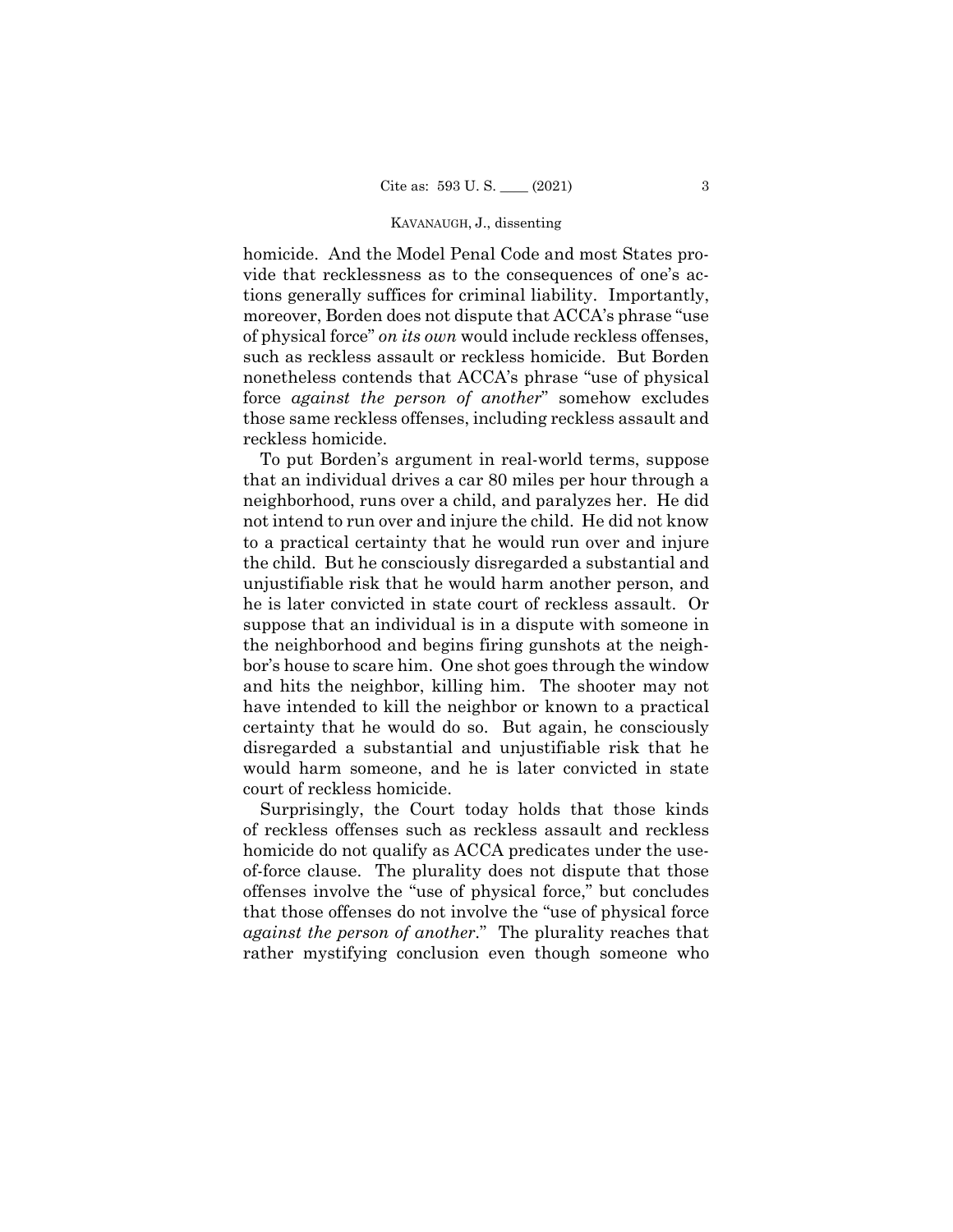homicide. And the Model Penal Code and most States provide that recklessness as to the consequences of one's actions generally suffices for criminal liability. Importantly, moreover, Borden does not dispute that ACCA's phrase "use of physical force" *on its own* would include reckless offenses, such as reckless assault or reckless homicide. But Borden nonetheless contends that ACCA's phrase "use of physical force *against the person of another*" somehow excludes those same reckless offenses, including reckless assault and reckless homicide.

To put Borden's argument in real-world terms, suppose that an individual drives a car 80 miles per hour through a neighborhood, runs over a child, and paralyzes her. He did not intend to run over and injure the child. He did not know to a practical certainty that he would run over and injure the child. But he consciously disregarded a substantial and unjustifiable risk that he would harm another person, and he is later convicted in state court of reckless assault. Or suppose that an individual is in a dispute with someone in the neighborhood and begins firing gunshots at the neighbor's house to scare him. One shot goes through the window and hits the neighbor, killing him. The shooter may not have intended to kill the neighbor or known to a practical certainty that he would do so. But again, he consciously disregarded a substantial and unjustifiable risk that he would harm someone, and he is later convicted in state court of reckless homicide.

Surprisingly, the Court today holds that those kinds of reckless offenses such as reckless assault and reckless homicide do not qualify as ACCA predicates under the use-of-force clause. The plurality does not dispute that those offenses involve the "use of physical force," but concludes that those offenses do not involve the "use of physical force *against the person of another*." The plurality reaches that rather mystifying conclusion even though someone who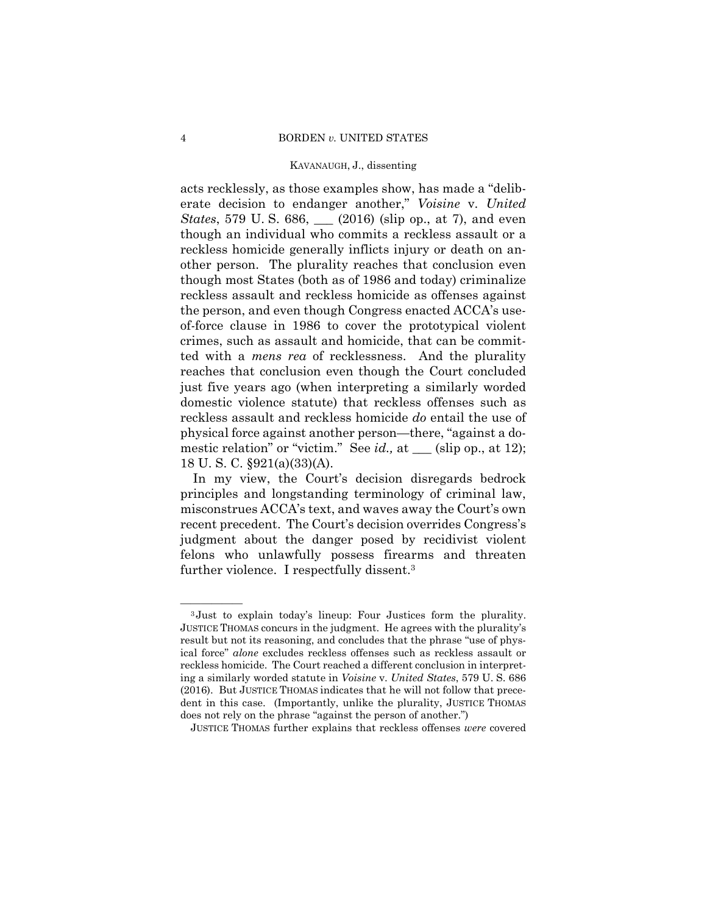acts recklessly, as those examples show, has made a "deliberate decision to endanger another," *Voisine* v. *United States*, 579 U. S. 686, ___ (2016) (slip op., at 7), and even though an individual who commits a reckless assault or a reckless homicide generally inflicts injury or death on another person. The plurality reaches that conclusion even though most States (both as of 1986 and today) criminalize reckless assault and reckless homicide as offenses against the person, and even though Congress enacted ACCA's use-of-force clause in 1986 to cover the prototypical violent crimes, such as assault and homicide, that can be committed with a *mens rea* of recklessness. And the plurality reaches that conclusion even though the Court concluded just five years ago (when interpreting a similarly worded domestic violence statute) that reckless offenses such as reckless assault and reckless homicide *do* entail the use of physical force against another person—there, "against a domestic relation" or "victim." See *id.,* at ___ (slip op., at 12); 18 U. S. C. §921(a)(33)(A).

In my view, the Court's decision disregards bedrock principles and longstanding terminology of criminal law, misconstrues ACCA's text, and waves away the Court's own recent precedent. The Court's decision overrides Congress's judgment about the danger posed by recidivist violent felons who unlawfully possess firearms and threaten further violence. I respectfully dissent.[3]

---

[3] Just to explain today's lineup: Four Justices form the plurality. JUSTICE THOMAS concurs in the judgment. He agrees with the plurality's result but not its reasoning, and concludes that the phrase "use of physical force" *alone* excludes reckless offenses such as reckless assault or reckless homicide. The Court reached a different conclusion in interpreting a similarly worded statute in *Voisine* v. *United States*, 579 U. S. 686 (2016). But JUSTICE THOMAS indicates that he will not follow that precedent in this case. (Importantly, unlike the plurality, JUSTICE THOMAS does not rely on the phrase "against the person of another.")

JUSTICE THOMAS further explains that reckless offenses *were* covered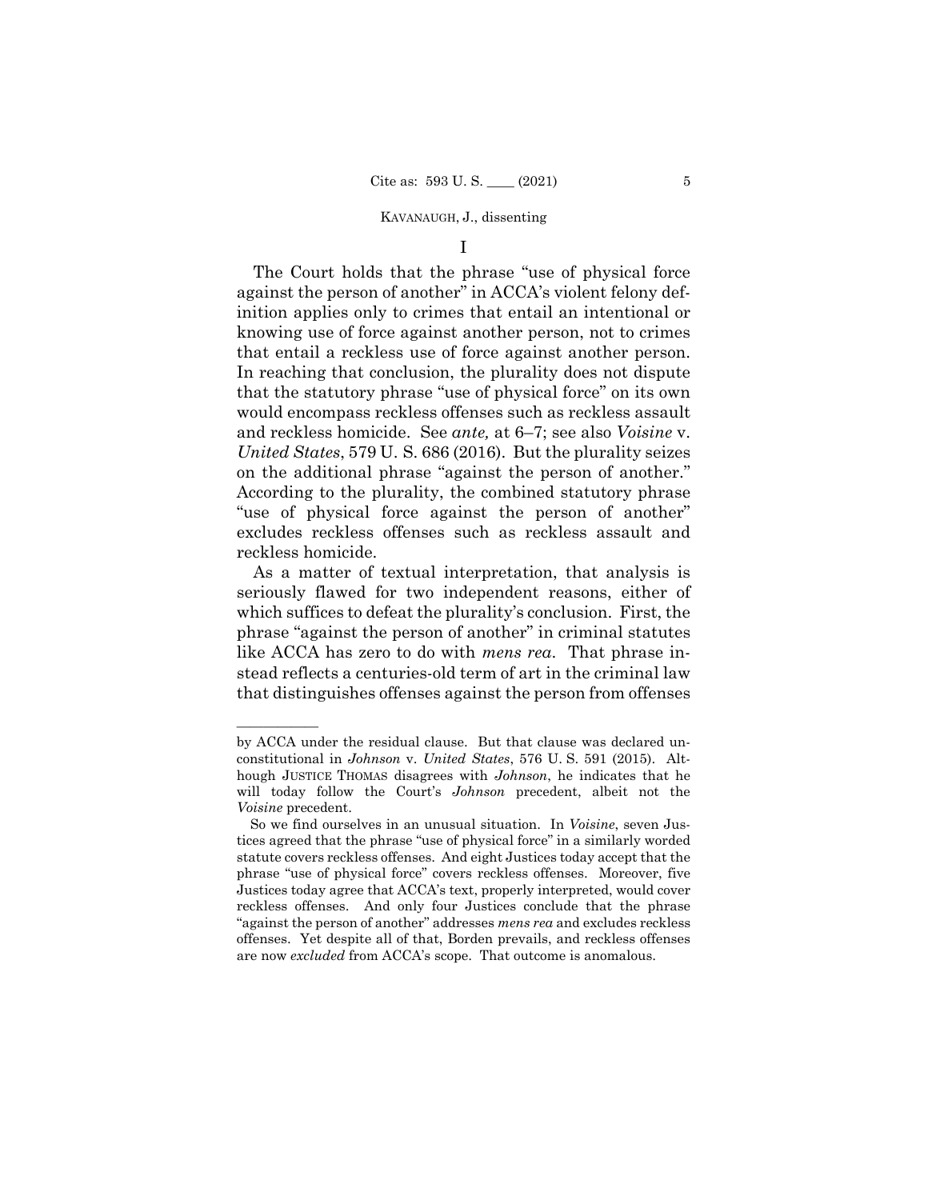## I

The Court holds that the phrase "use of physical force against the person of another" in ACCA's violent felony definition applies only to crimes that entail an intentional or knowing use of force against another person, not to crimes that entail a reckless use of force against another person. In reaching that conclusion, the plurality does not dispute that the statutory phrase "use of physical force" on its own would encompass reckless offenses such as reckless assault and reckless homicide. See *ante,* at 6–7; see also *Voisine* v. *United States*, 579 U. S. 686 (2016). But the plurality seizes on the additional phrase "against the person of another." According to the plurality, the combined statutory phrase "use of physical force against the person of another" excludes reckless offenses such as reckless assault and reckless homicide.

As a matter of textual interpretation, that analysis is seriously flawed for two independent reasons, either of which suffices to defeat the plurality's conclusion. First, the phrase "against the person of another" in criminal statutes like ACCA has zero to do with *mens rea*. That phrase instead reflects a centuries-old term of art in the criminal law that distinguishes offenses against the person from offenses

---

by ACCA under the residual clause. But that clause was declared unconstitutional in *Johnson* v. *United States*, 576 U. S. 591 (2015). Although JUSTICE THOMAS disagrees with *Johnson*, he indicates that he will today follow the Court's *Johnson* precedent, albeit not the *Voisine* precedent.

So we find ourselves in an unusual situation. In *Voisine*, seven Justices agreed that the phrase "use of physical force" in a similarly worded statute covers reckless offenses. And eight Justices today accept that the phrase "use of physical force" covers reckless offenses. Moreover, five Justices today agree that ACCA's text, properly interpreted, would cover reckless offenses. And only four Justices conclude that the phrase "against the person of another" addresses *mens rea* and excludes reckless offenses. Yet despite all of that, Borden prevails, and reckless offenses are now *excluded* from ACCA's scope. That outcome is anomalous.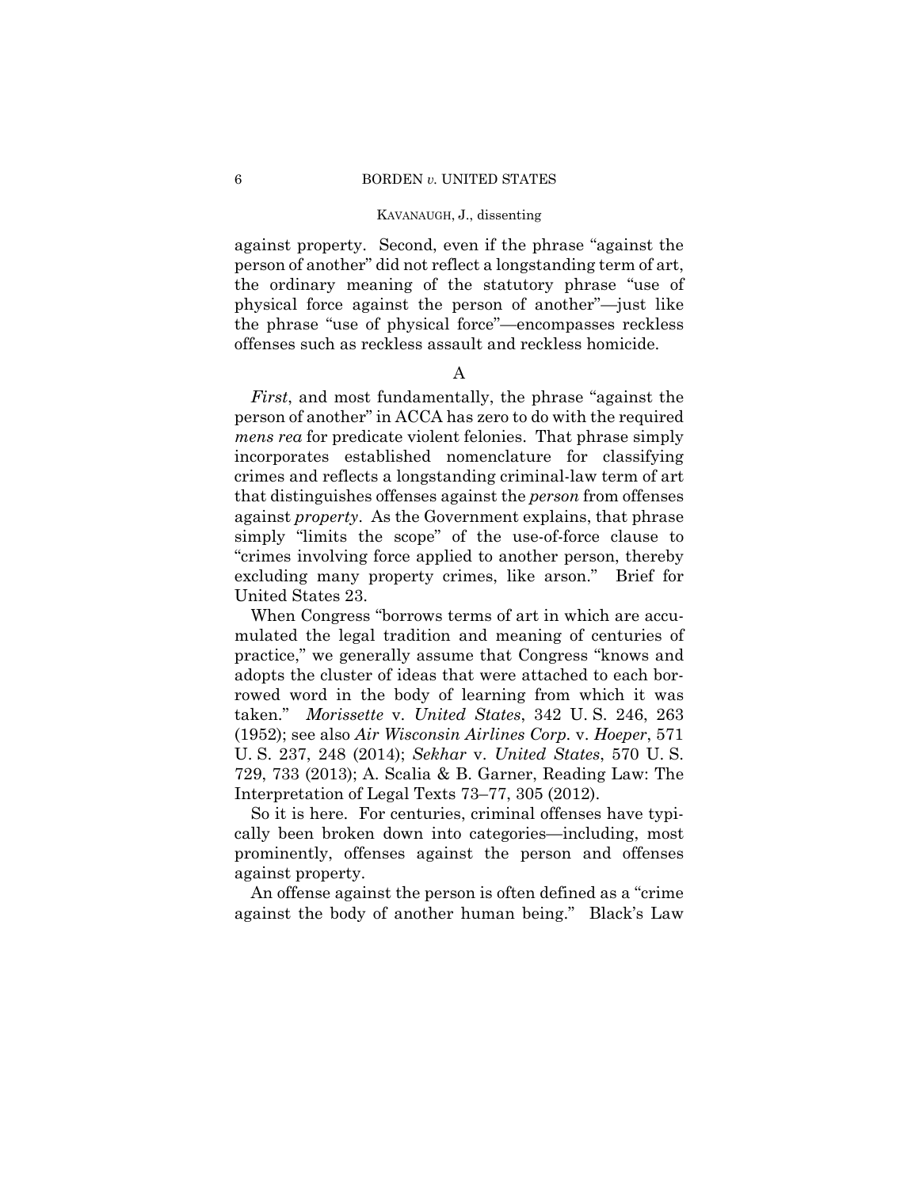against property. Second, even if the phrase "against the person of another" did not reflect a longstanding term of art, the ordinary meaning of the statutory phrase "use of physical force against the person of another"—just like the phrase "use of physical force"—encompasses reckless offenses such as reckless assault and reckless homicide.

A

*First*, and most fundamentally, the phrase "against the person of another" in ACCA has zero to do with the required *mens rea* for predicate violent felonies. That phrase simply incorporates established nomenclature for classifying crimes and reflects a longstanding criminal-law term of art that distinguishes offenses against the *person* from offenses against *property*. As the Government explains, that phrase simply "limits the scope" of the use-of-force clause to "crimes involving force applied to another person, thereby excluding many property crimes, like arson." Brief for United States 23.

When Congress "borrows terms of art in which are accumulated the legal tradition and meaning of centuries of practice," we generally assume that Congress "knows and adopts the cluster of ideas that were attached to each borrowed word in the body of learning from which it was taken." *Morissette* v. *United States*, 342 U. S. 246, 263 (1952); see also *Air Wisconsin Airlines Corp.* v. *Hoeper*, 571 U. S. 237, 248 (2014); *Sekhar* v. *United States*, 570 U. S. 729, 733 (2013); A. Scalia & B. Garner, Reading Law: The Interpretation of Legal Texts 73–77, 305 (2012).

So it is here. For centuries, criminal offenses have typically been broken down into categories—including, most prominently, offenses against the person and offenses against property.

An offense against the person is often defined as a "crime against the body of another human being." Black's Law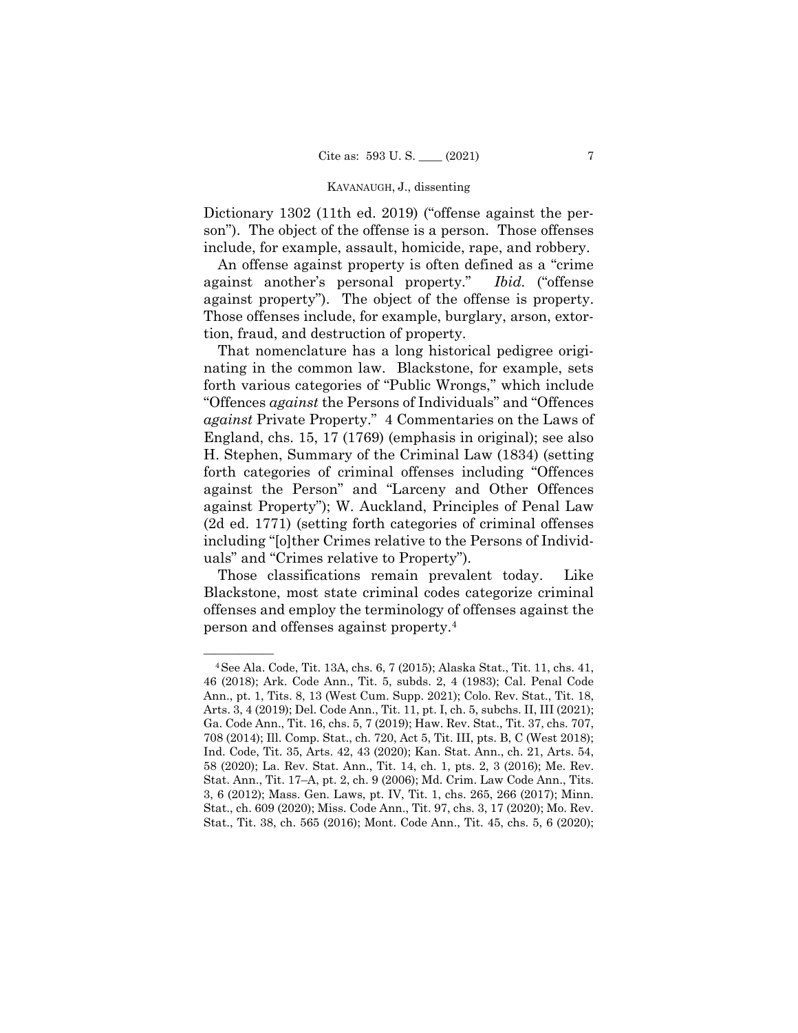Dictionary 1302 (11th ed. 2019) ("offense against the person"). The object of the offense is a person. Those offenses include, for example, assault, homicide, rape, and robbery.

An offense against property is often defined as a "crime against another's personal property." *Ibid.* ("offense against property"). The object of the offense is property. Those offenses include, for example, burglary, arson, extortion, fraud, and destruction of property.

That nomenclature has a long historical pedigree originating in the common law. Blackstone, for example, sets forth various categories of "Public Wrongs," which include "Offences *against* the Persons of Individuals" and "Offences *against* Private Property." 4 Commentaries on the Laws of England, chs. 15, 17 (1769) (emphasis in original); see also H. Stephen, Summary of the Criminal Law (1834) (setting forth categories of criminal offenses including "Offences against the Person" and "Larceny and Other Offences against Property"); W. Auckland, Principles of Penal Law (2d ed. 1771) (setting forth categories of criminal offenses including "[o]ther Crimes relative to the Persons of Individuals" and "Crimes relative to Property").

Those classifications remain prevalent today. Like Blackstone, most state criminal codes categorize criminal offenses and employ the terminology of offenses against the person and offenses against property.[4]

---

[4] See Ala. Code, Tit. 13A, chs. 6, 7 (2015); Alaska Stat., Tit. 11, chs. 41, 46 (2018); Ark. Code Ann., Tit. 5, subds. 2, 4 (1983); Cal. Penal Code Ann., pt. 1, Tits. 8, 13 (West Cum. Supp. 2021); Colo. Rev. Stat., Tit. 18, Arts. 3, 4 (2019); Del. Code Ann., Tit. 11, pt. I, ch. 5, subchs. II, III (2021); Ga. Code Ann., Tit. 16, chs. 5, 7 (2019); Haw. Rev. Stat., Tit. 37, chs. 707, 708 (2014); Ill. Comp. Stat., ch. 720, Act 5, Tit. III, pts. B, C (West 2018); Ind. Code, Tit. 35, Arts. 42, 43 (2020); Kan. Stat. Ann., ch. 21, Arts. 54, 58 (2020); La. Rev. Stat. Ann., Tit. 14, ch. 1, pts. 2, 3 (2016); Me. Rev. Stat. Ann., Tit. 17–A, pt. 2, ch. 9 (2006); Md. Crim. Law Code Ann., Tits. 3, 6 (2012); Mass. Gen. Laws, pt. IV, Tit. 1, chs. 265, 266 (2017); Minn. Stat., ch. 609 (2020); Miss. Code Ann., Tit. 97, chs. 3, 17 (2020); Mo. Rev. Stat., Tit. 38, ch. 565 (2016); Mont. Code Ann., Tit. 45, chs. 5, 6 (2020);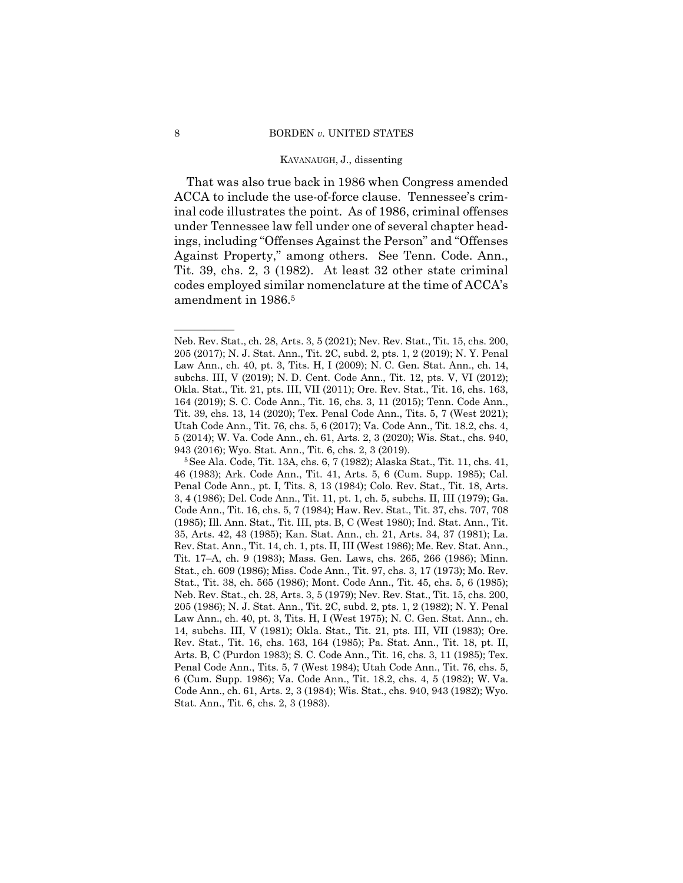That was also true back in 1986 when Congress amended ACCA to include the use-of-force clause. Tennessee's criminal code illustrates the point. As of 1986, criminal offenses under Tennessee law fell under one of several chapter headings, including "Offenses Against the Person" and "Offenses Against Property," among others. See Tenn. Code. Ann., Tit. 39, chs. 2, 3 (1982). At least 32 other state criminal codes employed similar nomenclature at the time of ACCA's amendment in 1986.[5]

---

Neb. Rev. Stat., ch. 28, Arts. 3, 5 (2021); Nev. Rev. Stat., Tit. 15, chs. 200, 205 (2017); N. J. Stat. Ann., Tit. 2C, subd. 2, pts. 1, 2 (2019); N. Y. Penal Law Ann., ch. 40, pt. 3, Tits. H, I (2009); N. C. Gen. Stat. Ann., ch. 14, subchs. III, V (2019); N. D. Cent. Code Ann., Tit. 12, pts. V, VI (2012); Okla. Stat., Tit. 21, pts. III, VII (2011); Ore. Rev. Stat., Tit. 16, chs. 163, 164 (2019); S. C. Code Ann., Tit. 16, chs. 3, 11 (2015); Tenn. Code Ann., Tit. 39, chs. 13, 14 (2020); Tex. Penal Code Ann., Tits. 5, 7 (West 2021); Utah Code Ann., Tit. 76, chs. 5, 6 (2017); Va. Code Ann., Tit. 18.2, chs. 4, 5 (2014); W. Va. Code Ann., ch. 61, Arts. 2, 3 (2020); Wis. Stat., chs. 940, 943 (2016); Wyo. Stat. Ann., Tit. 6, chs. 2, 3 (2019).

[5] See Ala. Code, Tit. 13A, chs. 6, 7 (1982); Alaska Stat., Tit. 11, chs. 41, 46 (1983); Ark. Code Ann., Tit. 41, Arts. 5, 6 (Cum. Supp. 1985); Cal. Penal Code Ann., pt. I, Tits. 8, 13 (1984); Colo. Rev. Stat., Tit. 18, Arts. 3, 4 (1986); Del. Code Ann., Tit. 11, pt. 1, ch. 5, subchs. II, III (1979); Ga. Code Ann., Tit. 16, chs. 5, 7 (1984); Haw. Rev. Stat., Tit. 37, chs. 707, 708 (1985); Ill. Ann. Stat., Tit. III, pts. B, C (West 1980); Ind. Stat. Ann., Tit. 35, Arts. 42, 43 (1985); Kan. Stat. Ann., ch. 21, Arts. 34, 37 (1981); La. Rev. Stat. Ann., Tit. 14, ch. 1, pts. II, III (West 1986); Me. Rev. Stat. Ann., Tit. 17–A, ch. 9 (1983); Mass. Gen. Laws, chs. 265, 266 (1986); Minn. Stat., ch. 609 (1986); Miss. Code Ann., Tit. 97, chs. 3, 17 (1973); Mo. Rev. Stat., Tit. 38, ch. 565 (1986); Mont. Code Ann., Tit. 45, chs. 5, 6 (1985); Neb. Rev. Stat., ch. 28, Arts. 3, 5 (1979); Nev. Rev. Stat., Tit. 15, chs. 200, 205 (1986); N. J. Stat. Ann., Tit. 2C, subd. 2, pts. 1, 2 (1982); N. Y. Penal Law Ann., ch. 40, pt. 3, Tits. H, I (West 1975); N. C. Gen. Stat. Ann., ch. 14, subchs. III, V (1981); Okla. Stat., Tit. 21, pts. III, VII (1983); Ore. Rev. Stat., Tit. 16, chs. 163, 164 (1985); Pa. Stat. Ann., Tit. 18, pt. II, Arts. B, C (Purdon 1983); S. C. Code Ann., Tit. 16, chs. 3, 11 (1985); Tex. Penal Code Ann., Tits. 5, 7 (West 1984); Utah Code Ann., Tit. 76, chs. 5, 6 (Cum. Supp. 1986); Va. Code Ann., Tit. 18.2, chs. 4, 5 (1982); W. Va. Code Ann., ch. 61, Arts. 2, 3 (1984); Wis. Stat., chs. 940, 943 (1982); Wyo. Stat. Ann., Tit. 6, chs. 2, 3 (1983).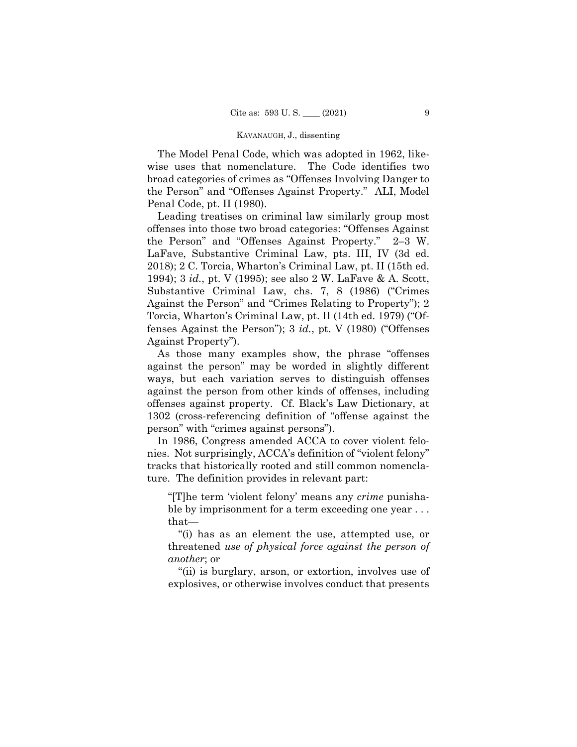The Model Penal Code, which was adopted in 1962, likewise uses that nomenclature. The Code identifies two broad categories of crimes as "Offenses Involving Danger to the Person" and "Offenses Against Property." ALI, Model Penal Code, pt. II (1980).

Leading treatises on criminal law similarly group most offenses into those two broad categories: "Offenses Against the Person" and "Offenses Against Property." 2–3 W. LaFave, Substantive Criminal Law, pts. III, IV (3d ed. 2018); 2 C. Torcia, Wharton's Criminal Law, pt. II (15th ed. 1994); 3 *id.*, pt. V (1995); see also 2 W. LaFave & A. Scott, Substantive Criminal Law, chs. 7, 8 (1986) ("Crimes Against the Person" and "Crimes Relating to Property"); 2 Torcia, Wharton's Criminal Law, pt. II (14th ed. 1979) ("Offenses Against the Person"); 3 *id.*, pt. V (1980) ("Offenses Against Property").

As those many examples show, the phrase "offenses against the person" may be worded in slightly different ways, but each variation serves to distinguish offenses against the person from other kinds of offenses, including offenses against property. Cf. Black's Law Dictionary, at 1302 (cross-referencing definition of "offense against the person" with "crimes against persons").

In 1986, Congress amended ACCA to cover violent felonies. Not surprisingly, ACCA's definition of "violent felony" tracks that historically rooted and still common nomenclature. The definition provides in relevant part:

> "[T]he term 'violent felony' means any *crime* punishable by imprisonment for a term exceeding one year . . . that—
>
> "(i) has as an element the use, attempted use, or threatened *use of physical force against the person of another*; or
>
> "(ii) is burglary, arson, or extortion, involves use of explosives, or otherwise involves conduct that presents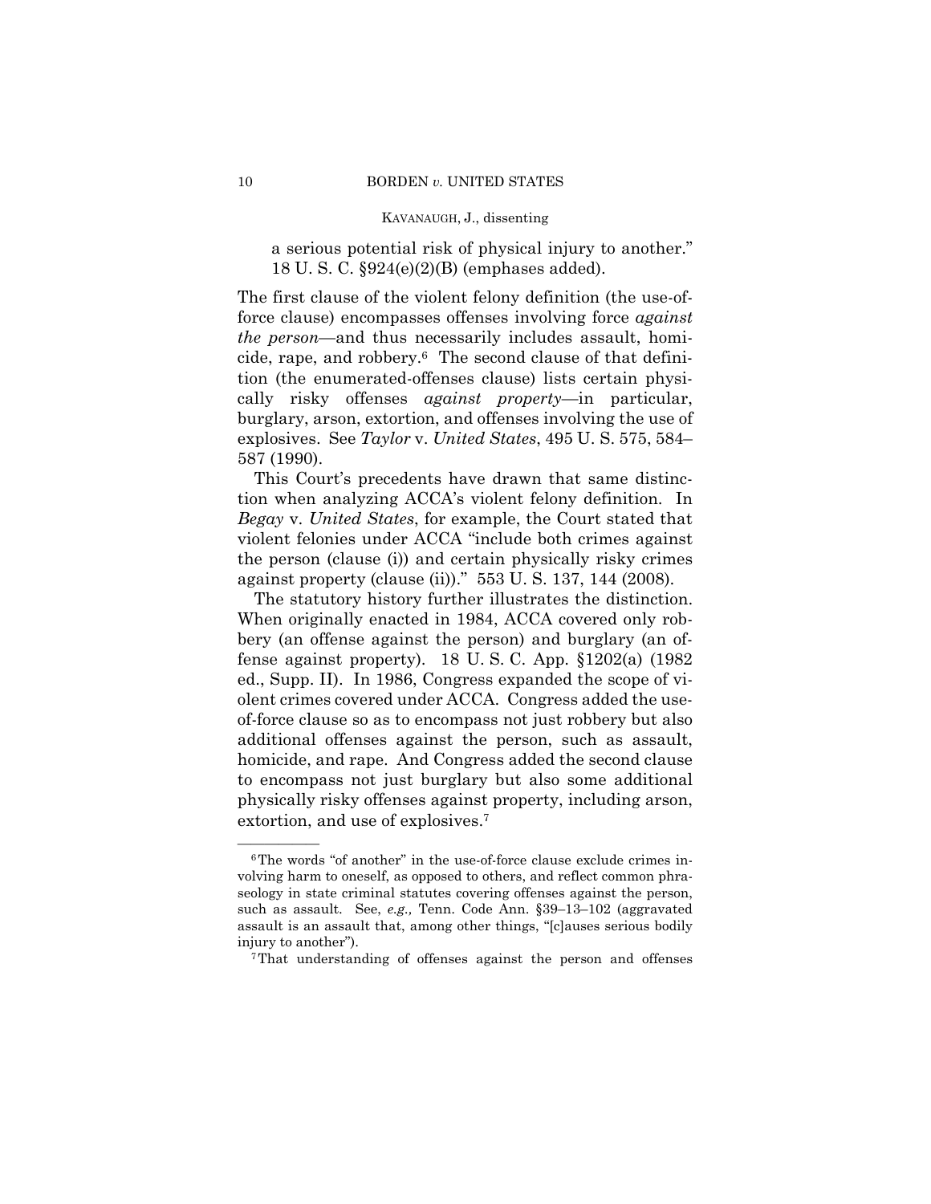a serious potential risk of physical injury to another." 18 U. S. C. §924(e)(2)(B) (emphases added).

The first clause of the violent felony definition (the use-of-force clause) encompasses offenses involving force *against the person*—and thus necessarily includes assault, homicide, rape, and robbery.[6] The second clause of that definition (the enumerated-offenses clause) lists certain physically risky offenses *against property*—in particular, burglary, arson, extortion, and offenses involving the use of explosives. See *Taylor* v. *United States*, 495 U. S. 575, 584–587 (1990).

This Court's precedents have drawn that same distinction when analyzing ACCA's violent felony definition. In *Begay* v. *United States*, for example, the Court stated that violent felonies under ACCA "include both crimes against the person (clause (i)) and certain physically risky crimes against property (clause (ii))." 553 U. S. 137, 144 (2008).

The statutory history further illustrates the distinction. When originally enacted in 1984, ACCA covered only robbery (an offense against the person) and burglary (an offense against property). 18 U. S. C. App. §1202(a) (1982 ed., Supp. II). In 1986, Congress expanded the scope of violent crimes covered under ACCA. Congress added the use-of-force clause so as to encompass not just robbery but also additional offenses against the person, such as assault, homicide, and rape. And Congress added the second clause to encompass not just burglary but also some additional physically risky offenses against property, including arson, extortion, and use of explosives.[7]

---

[6] The words "of another" in the use-of-force clause exclude crimes involving harm to oneself, as opposed to others, and reflect common phraseology in state criminal statutes covering offenses against the person, such as assault. See, *e.g.,* Tenn. Code Ann. §39–13–102 (aggravated assault is an assault that, among other things, "[c]auses serious bodily injury to another").

[7] That understanding of offenses against the person and offenses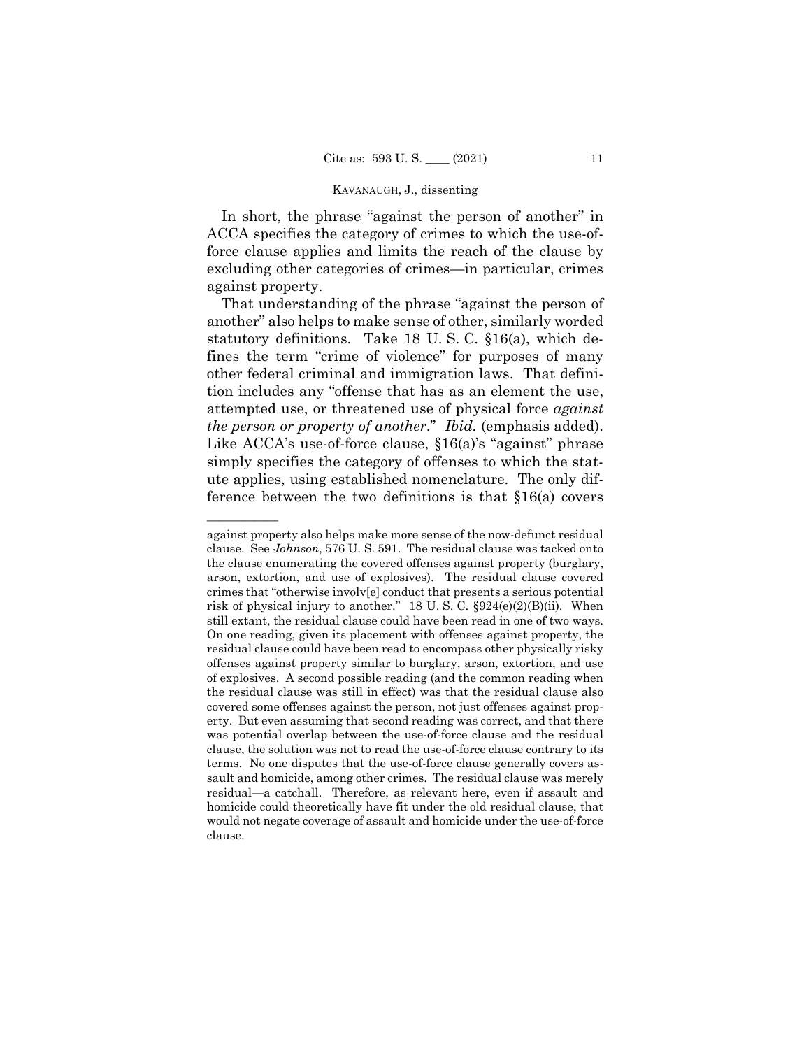In short, the phrase "against the person of another" in ACCA specifies the category of crimes to which the use-of-force clause applies and limits the reach of the clause by excluding other categories of crimes—in particular, crimes against property.

That understanding of the phrase "against the person of another" also helps to make sense of other, similarly worded statutory definitions. Take 18 U. S. C. §16(a), which defines the term "crime of violence" for purposes of many other federal criminal and immigration laws. That definition includes any "offense that has as an element the use, attempted use, or threatened use of physical force *against the person or property of another*." *Ibid.* (emphasis added). Like ACCA's use-of-force clause, §16(a)'s "against" phrase simply specifies the category of offenses to which the statute applies, using established nomenclature. The only difference between the two definitions is that §16(a) covers

---

against property also helps make more sense of the now-defunct residual clause. See *Johnson*, 576 U. S. 591. The residual clause was tacked onto the clause enumerating the covered offenses against property (burglary, arson, extortion, and use of explosives). The residual clause covered crimes that "otherwise involv[e] conduct that presents a serious potential risk of physical injury to another." 18 U. S. C. §924(e)(2)(B)(ii). When still extant, the residual clause could have been read in one of two ways. On one reading, given its placement with offenses against property, the residual clause could have been read to encompass other physically risky offenses against property similar to burglary, arson, extortion, and use of explosives. A second possible reading (and the common reading when the residual clause was still in effect) was that the residual clause also covered some offenses against the person, not just offenses against property. But even assuming that second reading was correct, and that there was potential overlap between the use-of-force clause and the residual clause, the solution was not to read the use-of-force clause contrary to its terms. No one disputes that the use-of-force clause generally covers assault and homicide, among other crimes. The residual clause was merely residual—a catchall. Therefore, as relevant here, even if assault and homicide could theoretically have fit under the old residual clause, that would not negate coverage of assault and homicide under the use-of-force clause.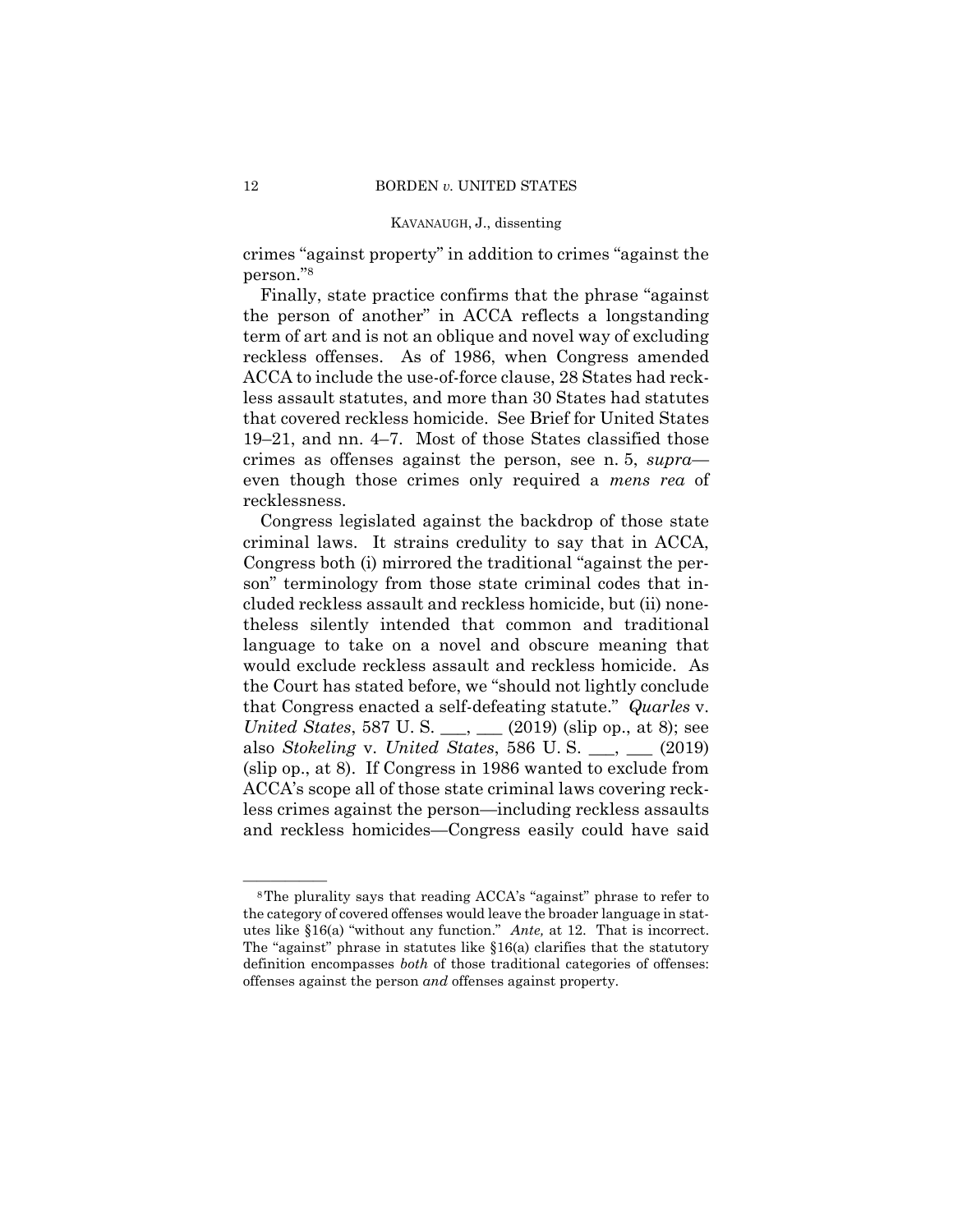crimes "against property" in addition to crimes "against the person."[8]

Finally, state practice confirms that the phrase "against the person of another" in ACCA reflects a longstanding term of art and is not an oblique and novel way of excluding reckless offenses. As of 1986, when Congress amended ACCA to include the use-of-force clause, 28 States had reckless assault statutes, and more than 30 States had statutes that covered reckless homicide. See Brief for United States 19–21, and nn. 4–7. Most of those States classified those crimes as offenses against the person, see n. 5, *supra*—even though those crimes only required a *mens rea* of recklessness.

Congress legislated against the backdrop of those state criminal laws. It strains credulity to say that in ACCA, Congress both (i) mirrored the traditional "against the person" terminology from those state criminal codes that included reckless assault and reckless homicide, but (ii) nonetheless silently intended that common and traditional language to take on a novel and obscure meaning that would exclude reckless assault and reckless homicide. As the Court has stated before, we "should not lightly conclude that Congress enacted a self-defeating statute." *Quarles* v. *United States*, 587 U. S. ___, ___ (2019) (slip op., at 8); see also *Stokeling* v. *United States*, 586 U. S. ___, ___ (2019) (slip op., at 8). If Congress in 1986 wanted to exclude from ACCA's scope all of those state criminal laws covering reckless crimes against the person—including reckless assaults and reckless homicides—Congress easily could have said

---

[8] The plurality says that reading ACCA's "against" phrase to refer to the category of covered offenses would leave the broader language in statutes like §16(a) "without any function." *Ante,* at 12. That is incorrect. The "against" phrase in statutes like §16(a) clarifies that the statutory definition encompasses *both* of those traditional categories of offenses: offenses against the person *and* offenses against property.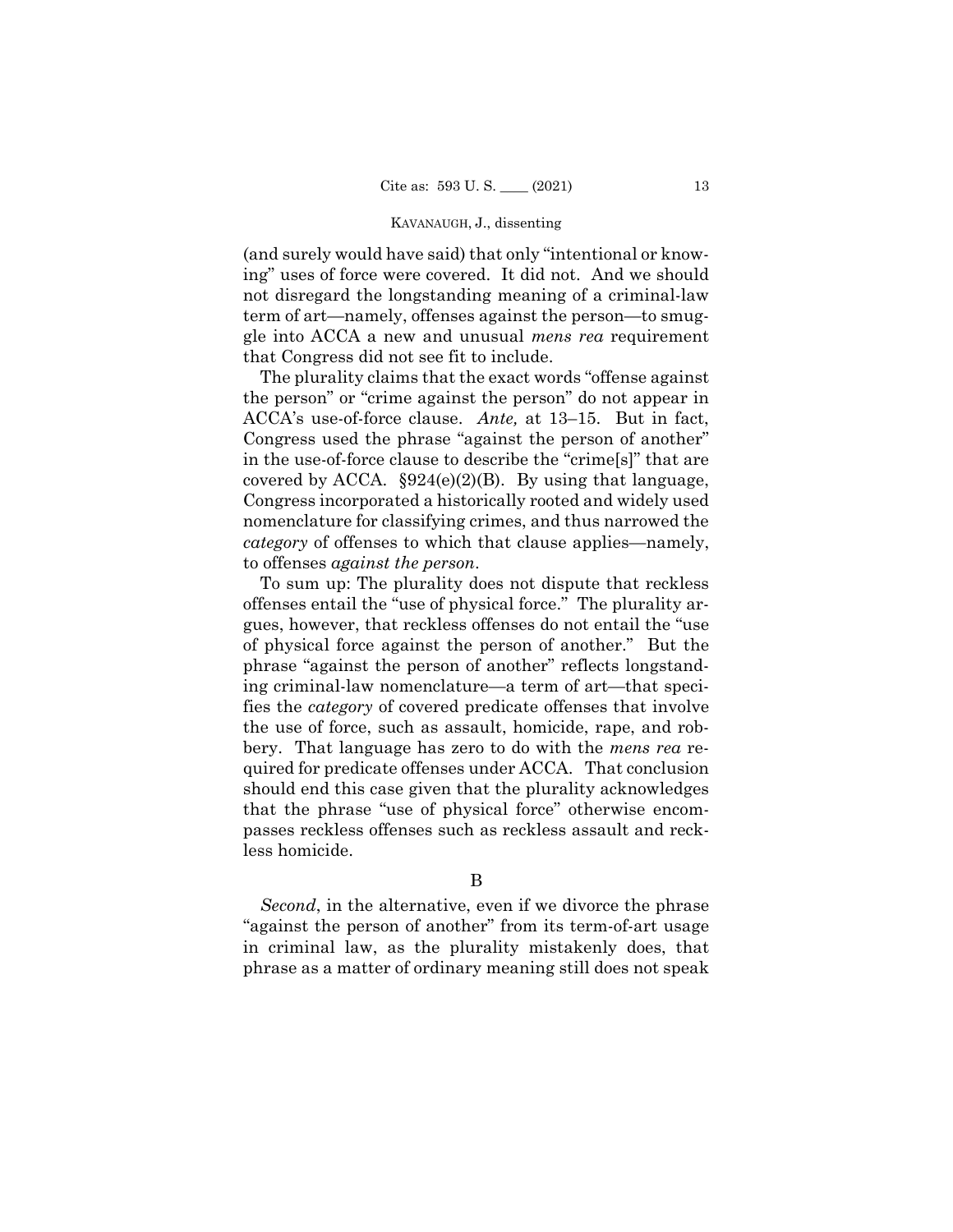(and surely would have said) that only "intentional or knowing" uses of force were covered. It did not. And we should not disregard the longstanding meaning of a criminal-law term of art—namely, offenses against the person—to smuggle into ACCA a new and unusual *mens rea* requirement that Congress did not see fit to include.

The plurality claims that the exact words "offense against the person" or "crime against the person" do not appear in ACCA's use-of-force clause. *Ante,* at 13–15. But in fact, Congress used the phrase "against the person of another" in the use-of-force clause to describe the "crime[s]" that are covered by ACCA. §924(e)(2)(B). By using that language, Congress incorporated a historically rooted and widely used nomenclature for classifying crimes, and thus narrowed the *category* of offenses to which that clause applies—namely, to offenses *against the person*.

To sum up: The plurality does not dispute that reckless offenses entail the "use of physical force." The plurality argues, however, that reckless offenses do not entail the "use of physical force against the person of another." But the phrase "against the person of another" reflects longstanding criminal-law nomenclature—a term of art—that specifies the *category* of covered predicate offenses that involve the use of force, such as assault, homicide, rape, and robbery. That language has zero to do with the *mens rea* required for predicate offenses under ACCA. That conclusion should end this case given that the plurality acknowledges that the phrase "use of physical force" otherwise encompasses reckless offenses such as reckless assault and reckless homicide.

### B

*Second*, in the alternative, even if we divorce the phrase "against the person of another" from its term-of-art usage in criminal law, as the plurality mistakenly does, that phrase as a matter of ordinary meaning still does not speak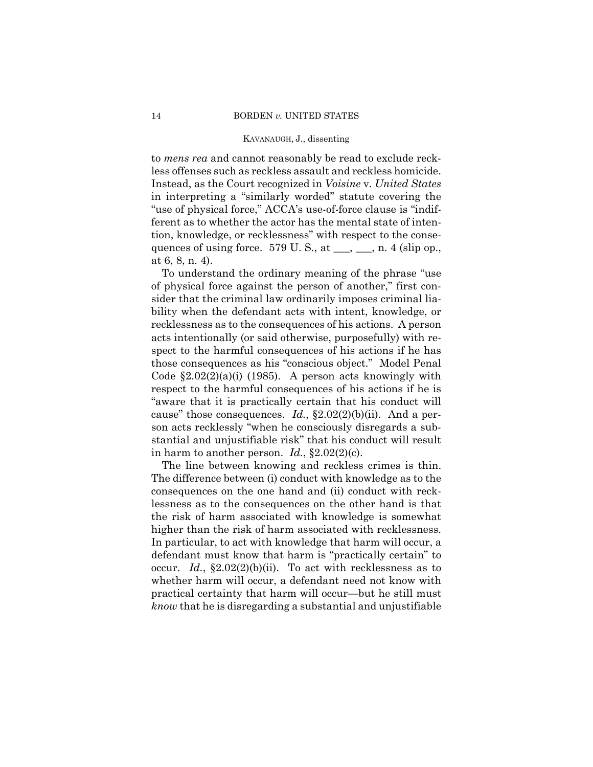to *mens rea* and cannot reasonably be read to exclude reckless offenses such as reckless assault and reckless homicide. Instead, as the Court recognized in *Voisine* v. *United States* in interpreting a "similarly worded" statute covering the "use of physical force," ACCA's use-of-force clause is "indifferent as to whether the actor has the mental state of intention, knowledge, or recklessness" with respect to the consequences of using force. 579 U. S., at ___, ___, n. 4 (slip op., at 6, 8, n. 4).

To understand the ordinary meaning of the phrase "use of physical force against the person of another," first consider that the criminal law ordinarily imposes criminal liability when the defendant acts with intent, knowledge, or recklessness as to the consequences of his actions. A person acts intentionally (or said otherwise, purposefully) with respect to the harmful consequences of his actions if he has those consequences as his "conscious object." Model Penal Code §2.02(2)(a)(i) (1985). A person acts knowingly with respect to the harmful consequences of his actions if he is "aware that it is practically certain that his conduct will cause" those consequences. *Id.*, §2.02(2)(b)(ii). And a person acts recklessly "when he consciously disregards a substantial and unjustifiable risk" that his conduct will result in harm to another person. *Id.*, §2.02(2)(c).

The line between knowing and reckless crimes is thin. The difference between (i) conduct with knowledge as to the consequences on the one hand and (ii) conduct with recklessness as to the consequences on the other hand is that the risk of harm associated with knowledge is somewhat higher than the risk of harm associated with recklessness. In particular, to act with knowledge that harm will occur, a defendant must know that harm is "practically certain" to occur. *Id.*, §2.02(2)(b)(ii). To act with recklessness as to whether harm will occur, a defendant need not know with practical certainty that harm will occur—but he still must *know* that he is disregarding a substantial and unjustifiable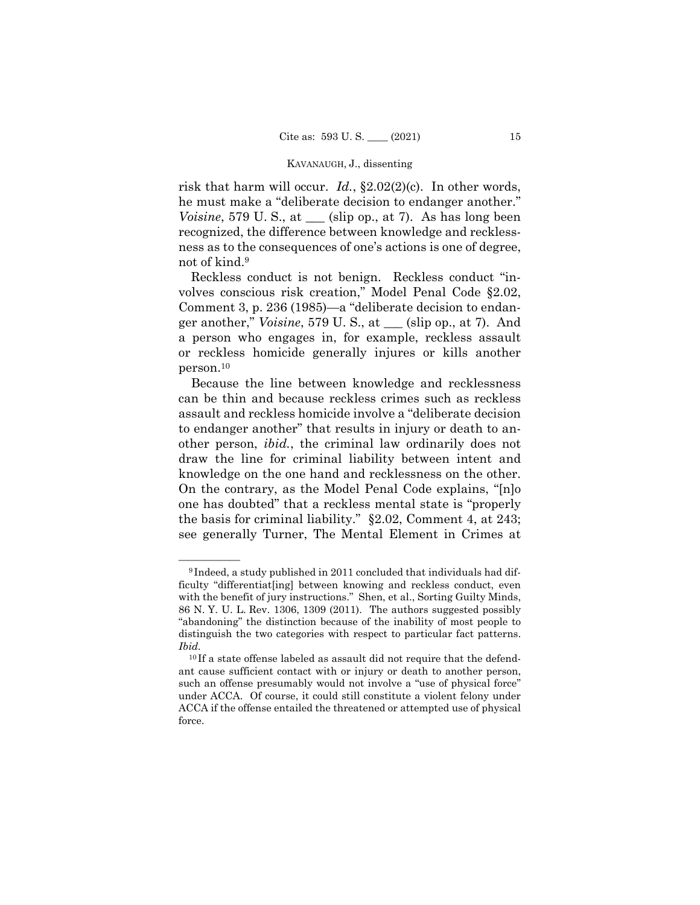risk that harm will occur. *Id.*, §2.02(2)(c). In other words, he must make a "deliberate decision to endanger another." *Voisine*, 579 U. S., at \_\_\_ (slip op., at 7). As has long been recognized, the difference between knowledge and recklessness as to the consequences of one's actions is one of degree, not of kind.[9]

Reckless conduct is not benign. Reckless conduct "involves conscious risk creation," Model Penal Code §2.02, Comment 3, p. 236 (1985)—a "deliberate decision to endanger another," *Voisine*, 579 U. S., at \_\_\_ (slip op., at 7). And a person who engages in, for example, reckless assault or reckless homicide generally injures or kills another person.[10]

Because the line between knowledge and recklessness can be thin and because reckless crimes such as reckless assault and reckless homicide involve a "deliberate decision to endanger another" that results in injury or death to another person, *ibid.*, the criminal law ordinarily does not draw the line for criminal liability between intent and knowledge on the one hand and recklessness on the other. On the contrary, as the Model Penal Code explains, "[n]o one has doubted" that a reckless mental state is "properly the basis for criminal liability." §2.02, Comment 4, at 243; see generally Turner, The Mental Element in Crimes at

---

[9] Indeed, a study published in 2011 concluded that individuals had difficulty "differentiat[ing] between knowing and reckless conduct, even with the benefit of jury instructions." Shen, et al., Sorting Guilty Minds, 86 N. Y. U. L. Rev. 1306, 1309 (2011). The authors suggested possibly "abandoning" the distinction because of the inability of most people to distinguish the two categories with respect to particular fact patterns. *Ibid.*

[10] If a state offense labeled as assault did not require that the defendant cause sufficient contact with or injury or death to another person, such an offense presumably would not involve a "use of physical force" under ACCA. Of course, it could still constitute a violent felony under ACCA if the offense entailed the threatened or attempted use of physical force.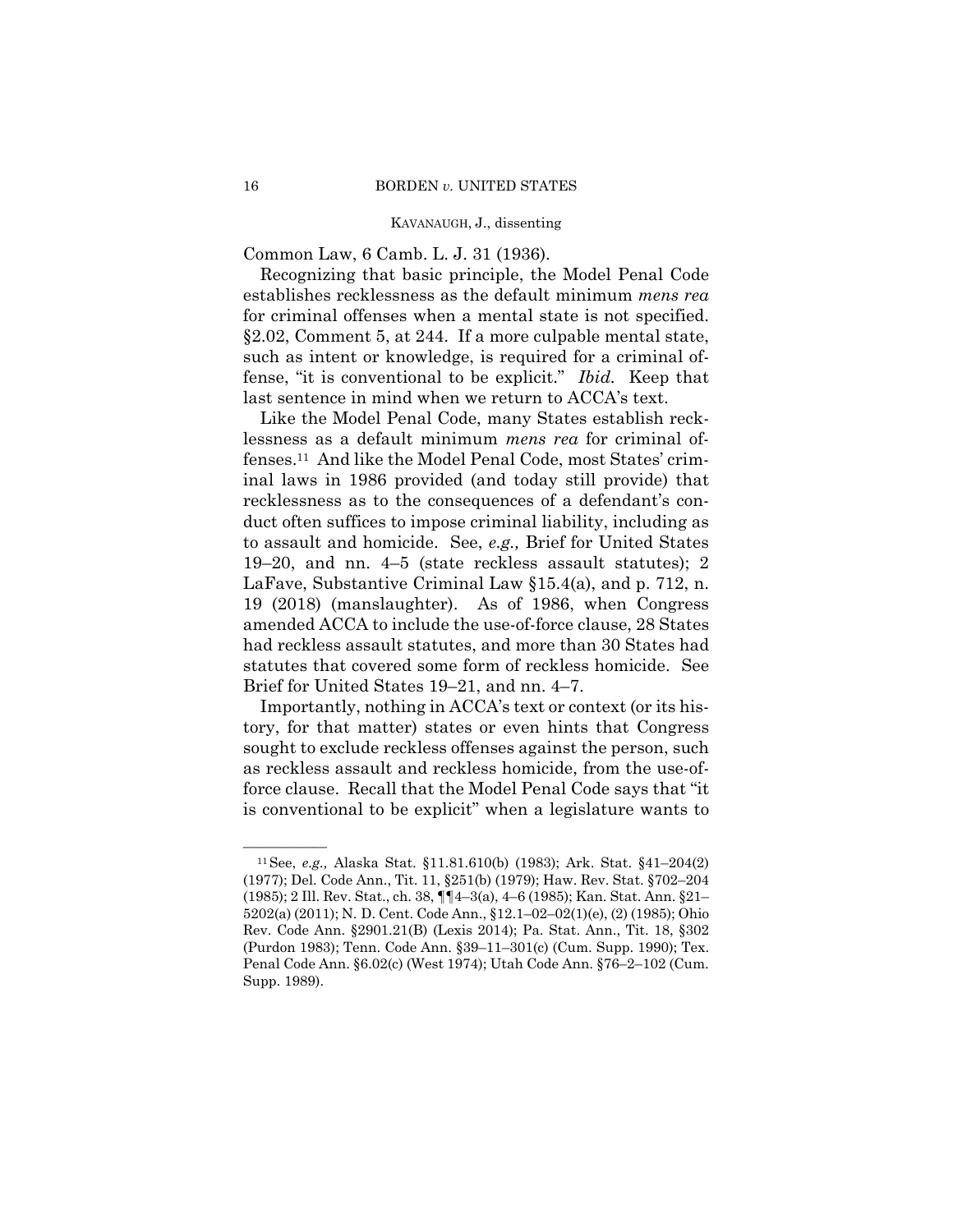Common Law, 6 Camb. L. J. 31 (1936).

Recognizing that basic principle, the Model Penal Code establishes recklessness as the default minimum *mens rea* for criminal offenses when a mental state is not specified. §2.02, Comment 5, at 244. If a more culpable mental state, such as intent or knowledge, is required for a criminal offense, "it is conventional to be explicit." *Ibid.* Keep that last sentence in mind when we return to ACCA's text.

Like the Model Penal Code, many States establish recklessness as a default minimum *mens rea* for criminal offenses.[11] And like the Model Penal Code, most States' criminal laws in 1986 provided (and today still provide) that recklessness as to the consequences of a defendant's conduct often suffices to impose criminal liability, including as to assault and homicide. See, *e.g.,* Brief for United States 19–20, and nn. 4–5 (state reckless assault statutes); 2 LaFave, Substantive Criminal Law §15.4(a), and p. 712, n. 19 (2018) (manslaughter). As of 1986, when Congress amended ACCA to include the use-of-force clause, 28 States had reckless assault statutes, and more than 30 States had statutes that covered some form of reckless homicide. See Brief for United States 19–21, and nn. 4–7.

Importantly, nothing in ACCA's text or context (or its history, for that matter) states or even hints that Congress sought to exclude reckless offenses against the person, such as reckless assault and reckless homicide, from the use-of-force clause. Recall that the Model Penal Code says that "it is conventional to be explicit" when a legislature wants to

---

[11] See, *e.g.,* Alaska Stat. §11.81.610(b) (1983); Ark. Stat. §41–204(2) (1977); Del. Code Ann., Tit. 11, §251(b) (1979); Haw. Rev. Stat. §702–204 (1985); 2 Ill. Rev. Stat., ch. 38, ¶¶4–3(a), 4–6 (1985); Kan. Stat. Ann. §21–5202(a) (2011); N. D. Cent. Code Ann., §12.1–02–02(1)(e), (2) (1985); Ohio Rev. Code Ann. §2901.21(B) (Lexis 2014); Pa. Stat. Ann., Tit. 18, §302 (Purdon 1983); Tenn. Code Ann. §39–11–301(c) (Cum. Supp. 1990); Tex. Penal Code Ann. §6.02(c) (West 1974); Utah Code Ann. §76–2–102 (Cum. Supp. 1989).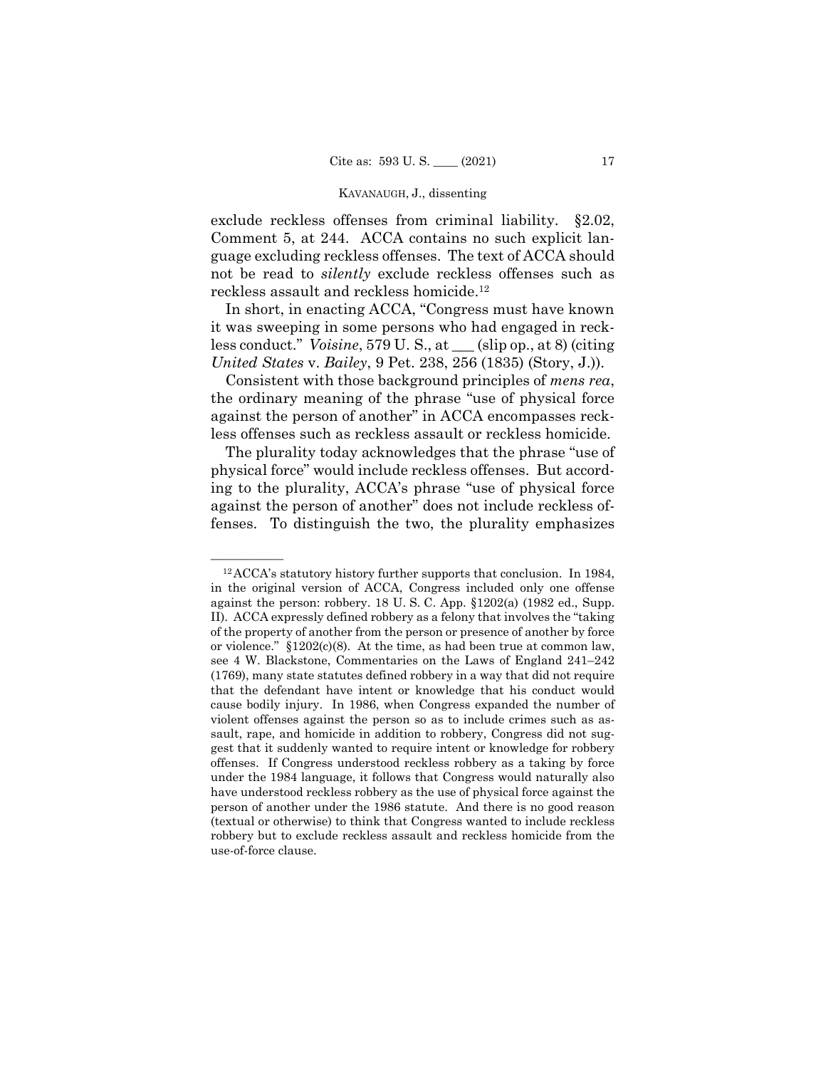exclude reckless offenses from criminal liability. §2.02, Comment 5, at 244. ACCA contains no such explicit language excluding reckless offenses. The text of ACCA should not be read to *silently* exclude reckless offenses such as reckless assault and reckless homicide.[12]

In short, in enacting ACCA, "Congress must have known it was sweeping in some persons who had engaged in reckless conduct." *Voisine*, 579 U. S., at ___ (slip op., at 8) (citing *United States* v. *Bailey*, 9 Pet. 238, 256 (1835) (Story, J.)).

Consistent with those background principles of *mens rea*, the ordinary meaning of the phrase "use of physical force against the person of another" in ACCA encompasses reckless offenses such as reckless assault or reckless homicide.

The plurality today acknowledges that the phrase "use of physical force" would include reckless offenses. But according to the plurality, ACCA's phrase "use of physical force against the person of another" does not include reckless offenses. To distinguish the two, the plurality emphasizes

---

[12] ACCA's statutory history further supports that conclusion. In 1984, in the original version of ACCA, Congress included only one offense against the person: robbery. 18 U. S. C. App. §1202(a) (1982 ed., Supp. II). ACCA expressly defined robbery as a felony that involves the "taking of the property of another from the person or presence of another by force or violence." §1202(c)(8). At the time, as had been true at common law, see 4 W. Blackstone, Commentaries on the Laws of England 241–242 (1769), many state statutes defined robbery in a way that did not require that the defendant have intent or knowledge that his conduct would cause bodily injury. In 1986, when Congress expanded the number of violent offenses against the person so as to include crimes such as assault, rape, and homicide in addition to robbery, Congress did not suggest that it suddenly wanted to require intent or knowledge for robbery offenses. If Congress understood reckless robbery as a taking by force under the 1984 language, it follows that Congress would naturally also have understood reckless robbery as the use of physical force against the person of another under the 1986 statute. And there is no good reason (textual or otherwise) to think that Congress wanted to include reckless robbery but to exclude reckless assault and reckless homicide from the use-of-force clause.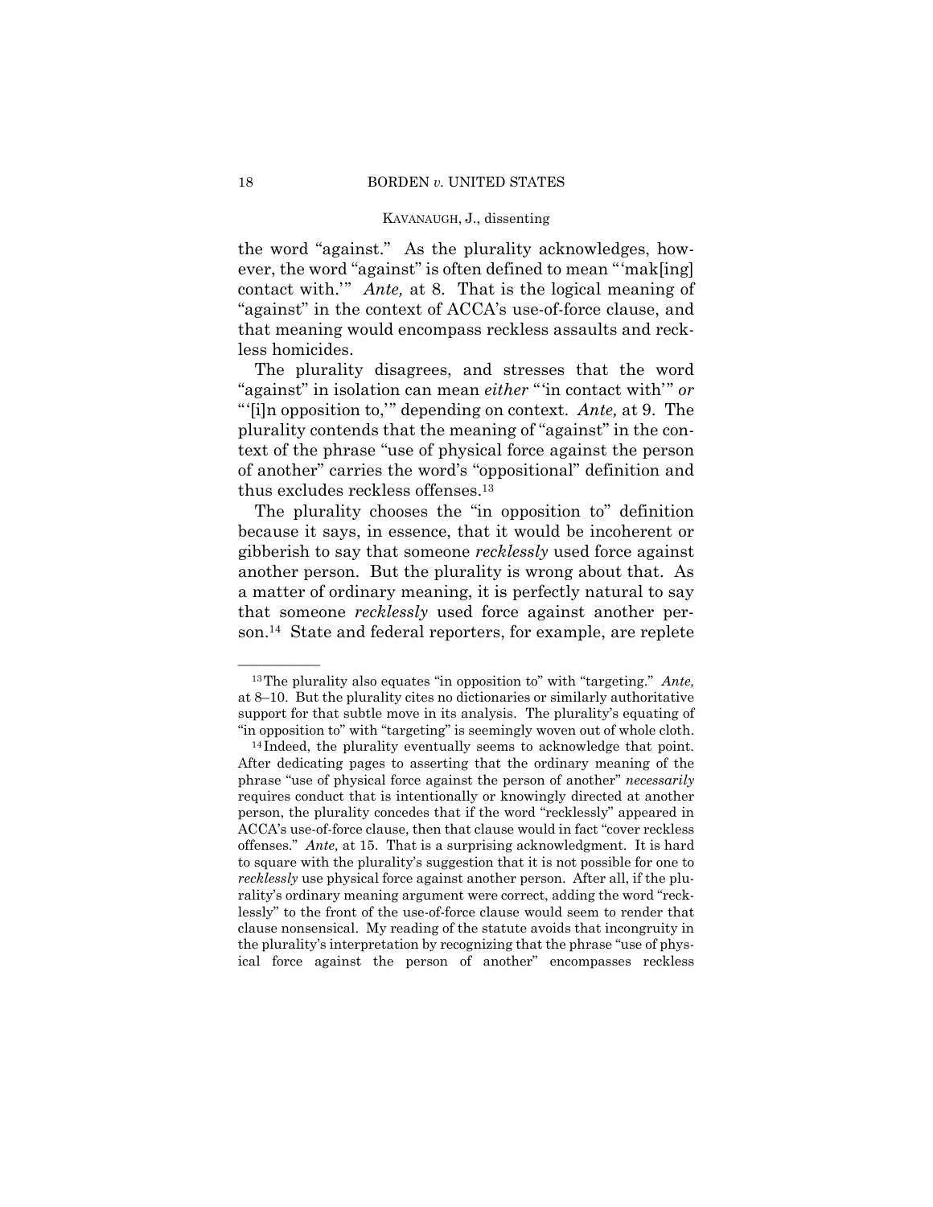the word "against." As the plurality acknowledges, however, the word "against" is often defined to mean "'mak[ing] contact with.'" *Ante,* at 8. That is the logical meaning of "against" in the context of ACCA's use-of-force clause, and that meaning would encompass reckless assaults and reckless homicides.

The plurality disagrees, and stresses that the word "against" in isolation can mean *either* "'in contact with'" *or* "'[i]n opposition to,'" depending on context. *Ante,* at 9. The plurality contends that the meaning of "against" in the context of the phrase "use of physical force against the person of another" carries the word's "oppositional" definition and thus excludes reckless offenses.[13]

The plurality chooses the "in opposition to" definition because it says, in essence, that it would be incoherent or gibberish to say that someone *recklessly* used force against another person. But the plurality is wrong about that. As a matter of ordinary meaning, it is perfectly natural to say that someone *recklessly* used force against another person.[14] State and federal reporters, for example, are replete

---

[13] The plurality also equates "in opposition to" with "targeting." *Ante,* at 8–10. But the plurality cites no dictionaries or similarly authoritative support for that subtle move in its analysis. The plurality's equating of "in opposition to" with "targeting" is seemingly woven out of whole cloth.

[14] Indeed, the plurality eventually seems to acknowledge that point. After dedicating pages to asserting that the ordinary meaning of the phrase "use of physical force against the person of another" *necessarily* requires conduct that is intentionally or knowingly directed at another person, the plurality concedes that if the word "recklessly" appeared in ACCA's use-of-force clause, then that clause would in fact "cover reckless offenses." *Ante,* at 15. That is a surprising acknowledgment. It is hard to square with the plurality's suggestion that it is not possible for one to *recklessly* use physical force against another person. After all, if the plurality's ordinary meaning argument were correct, adding the word "recklessly" to the front of the use-of-force clause would seem to render that clause nonsensical. My reading of the statute avoids that incongruity in the plurality's interpretation by recognizing that the phrase "use of physical force against the person of another" encompasses reckless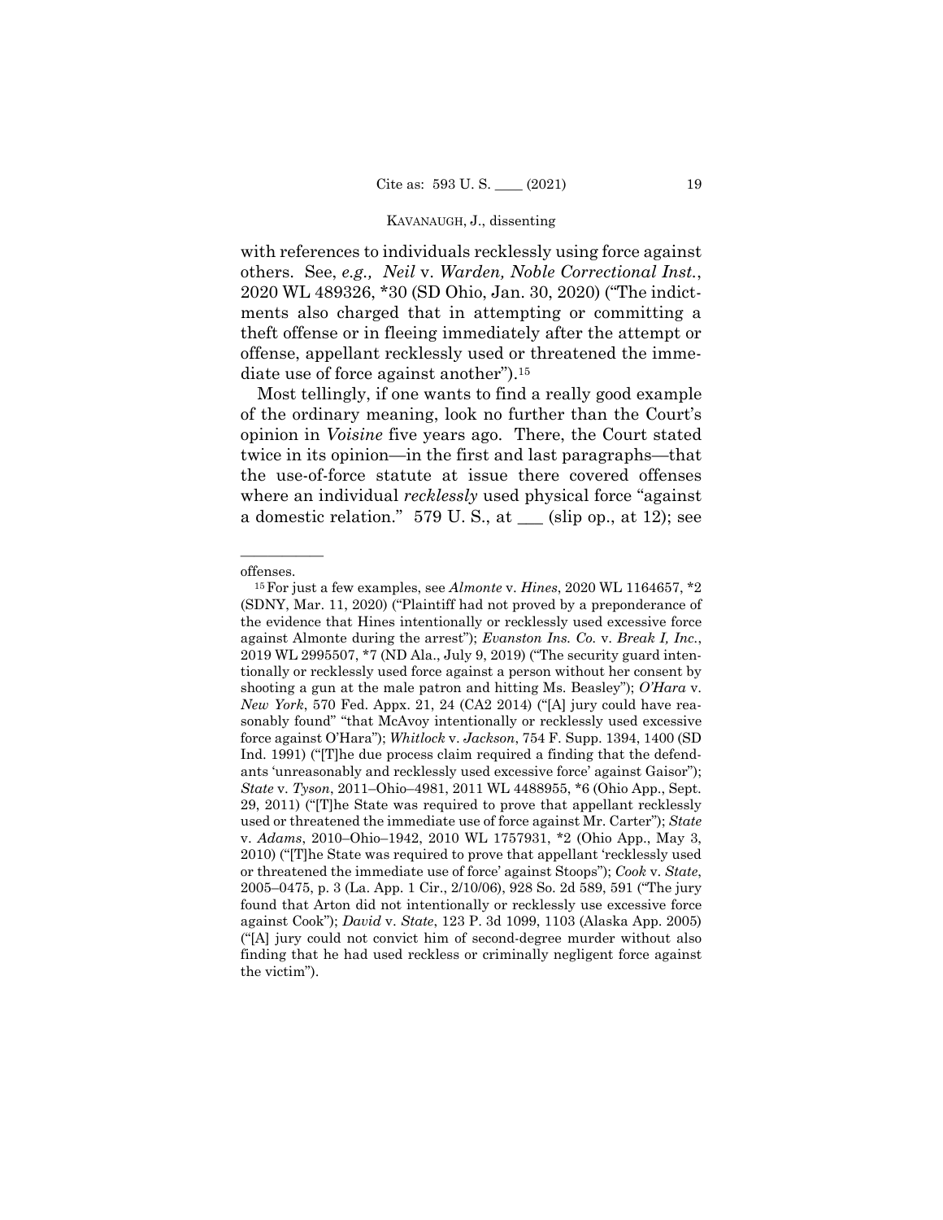with references to individuals recklessly using force against others. See, *e.g., Neil* v. *Warden, Noble Correctional Inst.*, 2020 WL 489326, *30 (SD Ohio, Jan. 30, 2020) ("The indictments also charged that in attempting or committing a theft offense or in fleeing immediately after the attempt or offense, appellant recklessly used or threatened the immediate use of force against another").[15]

Most tellingly, if one wants to find a really good example of the ordinary meaning, look no further than the Court's opinion in *Voisine* five years ago. There, the Court stated twice in its opinion—in the first and last paragraphs—that the use-of-force statute at issue there covered offenses where an individual *recklessly* used physical force "against a domestic relation." 579 U. S., at \_\_\_ (slip op., at 12); see

---

offenses.

[15] For just a few examples, see *Almonte* v. *Hines*, 2020 WL 1164657, *2 (SDNY, Mar. 11, 2020) ("Plaintiff had not proved by a preponderance of the evidence that Hines intentionally or recklessly used excessive force against Almonte during the arrest"); *Evanston Ins. Co.* v. *Break I, Inc.*, 2019 WL 2995507, *7 (ND Ala., July 9, 2019) ("The security guard intentionally or recklessly used force against a person without her consent by shooting a gun at the male patron and hitting Ms. Beasley"); *O'Hara* v. *New York*, 570 Fed. Appx. 21, 24 (CA2 2014) ("[A] jury could have reasonably found" "that McAvoy intentionally or recklessly used excessive force against O'Hara"); *Whitlock* v. *Jackson*, 754 F. Supp. 1394, 1400 (SD Ind. 1991) ("[T]he due process claim required a finding that the defendants 'unreasonably and recklessly used excessive force' against Gaisor"); *State* v. *Tyson*, 2011–Ohio–4981, 2011 WL 4488955, *6 (Ohio App., Sept. 29, 2011) ("[T]he State was required to prove that appellant recklessly used or threatened the immediate use of force against Mr. Carter"); *State* v. *Adams*, 2010–Ohio–1942, 2010 WL 1757931, *2 (Ohio App., May 3, 2010) ("[T]he State was required to prove that appellant 'recklessly used or threatened the immediate use of force' against Stoops"); *Cook* v. *State*, 2005–0475, p. 3 (La. App. 1 Cir., 2/10/06), 928 So. 2d 589, 591 ("The jury found that Arton did not intentionally or recklessly use excessive force against Cook"); *David* v. *State*, 123 P. 3d 1099, 1103 (Alaska App. 2005) ("[A] jury could not convict him of second-degree murder without also finding that he had used reckless or criminally negligent force against the victim").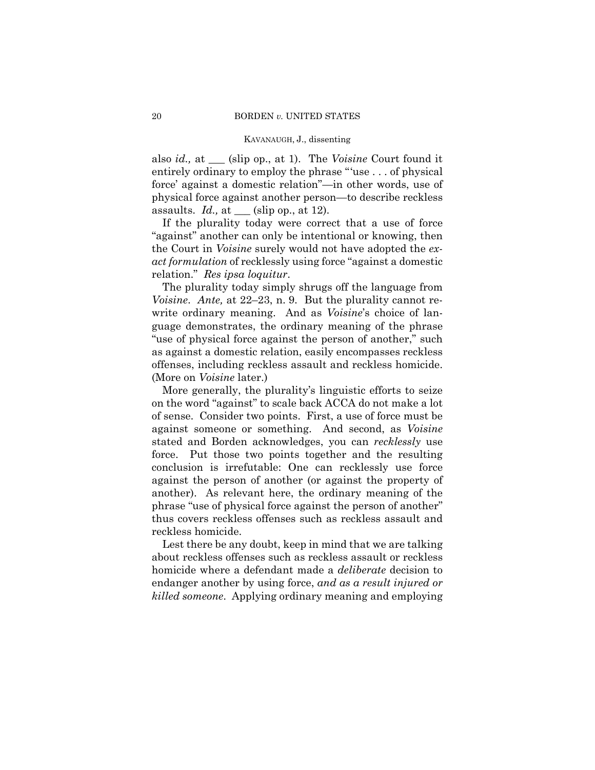also *id.,* at ___ (slip op., at 1). The *Voisine* Court found it entirely ordinary to employ the phrase "'use . . . of physical force' against a domestic relation"—in other words, use of physical force against another person—to describe reckless assaults. *Id.,* at ___ (slip op., at 12).

If the plurality today were correct that a use of force "against" another can only be intentional or knowing, then the Court in *Voisine* surely would not have adopted the *exact formulation* of recklessly using force "against a domestic relation." *Res ipsa loquitur*.

The plurality today simply shrugs off the language from *Voisine*. *Ante,* at 22–23, n. 9. But the plurality cannot rewrite ordinary meaning. And as *Voisine*'s choice of language demonstrates, the ordinary meaning of the phrase "use of physical force against the person of another," such as against a domestic relation, easily encompasses reckless offenses, including reckless assault and reckless homicide. (More on *Voisine* later.)

More generally, the plurality's linguistic efforts to seize on the word "against" to scale back ACCA do not make a lot of sense. Consider two points. First, a use of force must be against someone or something. And second, as *Voisine* stated and Borden acknowledges, you can *recklessly* use force. Put those two points together and the resulting conclusion is irrefutable: One can recklessly use force against the person of another (or against the property of another). As relevant here, the ordinary meaning of the phrase "use of physical force against the person of another" thus covers reckless offenses such as reckless assault and reckless homicide.

Lest there be any doubt, keep in mind that we are talking about reckless offenses such as reckless assault or reckless homicide where a defendant made a *deliberate* decision to endanger another by using force, *and as a result injured or killed someone*. Applying ordinary meaning and employing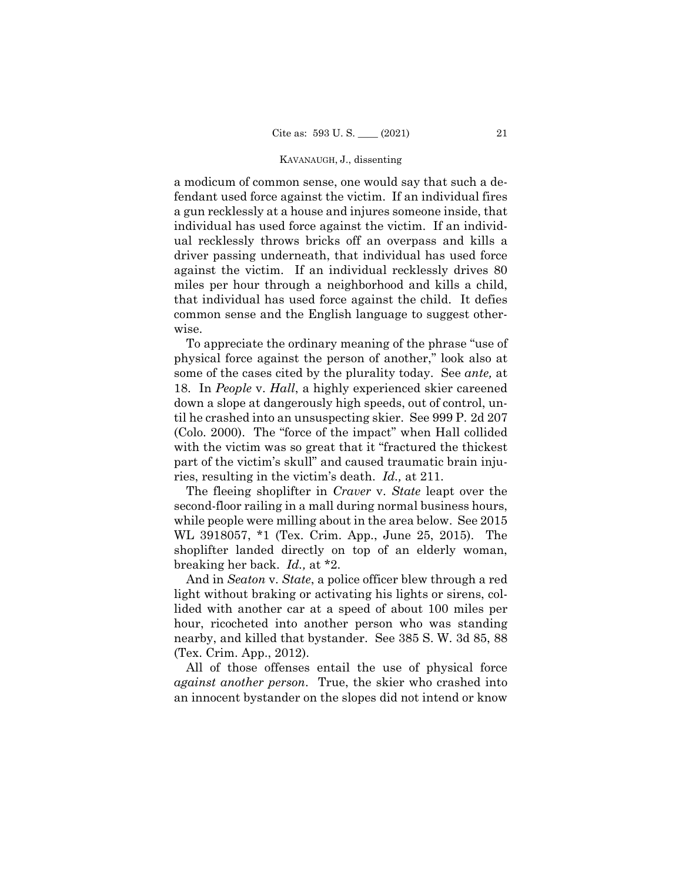a modicum of common sense, one would say that such a defendant used force against the victim. If an individual fires a gun recklessly at a house and injures someone inside, that individual has used force against the victim. If an individual recklessly throws bricks off an overpass and kills a driver passing underneath, that individual has used force against the victim. If an individual recklessly drives 80 miles per hour through a neighborhood and kills a child, that individual has used force against the child. It defies common sense and the English language to suggest otherwise.

To appreciate the ordinary meaning of the phrase "use of physical force against the person of another," look also at some of the cases cited by the plurality today. See *ante,* at 18. In *People* v. *Hall*, a highly experienced skier careened down a slope at dangerously high speeds, out of control, until he crashed into an unsuspecting skier. See 999 P. 2d 207 (Colo. 2000). The "force of the impact" when Hall collided with the victim was so great that it "fractured the thickest part of the victim's skull" and caused traumatic brain injuries, resulting in the victim's death. *Id.,* at 211.

The fleeing shoplifter in *Craver* v. *State* leapt over the second-floor railing in a mall during normal business hours, while people were milling about in the area below. See 2015 WL 3918057, *1 (Tex. Crim. App., June 25, 2015). The shoplifter landed directly on top of an elderly woman, breaking her back. *Id.,* at *2.

And in *Seaton* v. *State*, a police officer blew through a red light without braking or activating his lights or sirens, collided with another car at a speed of about 100 miles per hour, ricocheted into another person who was standing nearby, and killed that bystander. See 385 S. W. 3d 85, 88 (Tex. Crim. App., 2012).

All of those offenses entail the use of physical force *against another person*. True, the skier who crashed into an innocent bystander on the slopes did not intend or know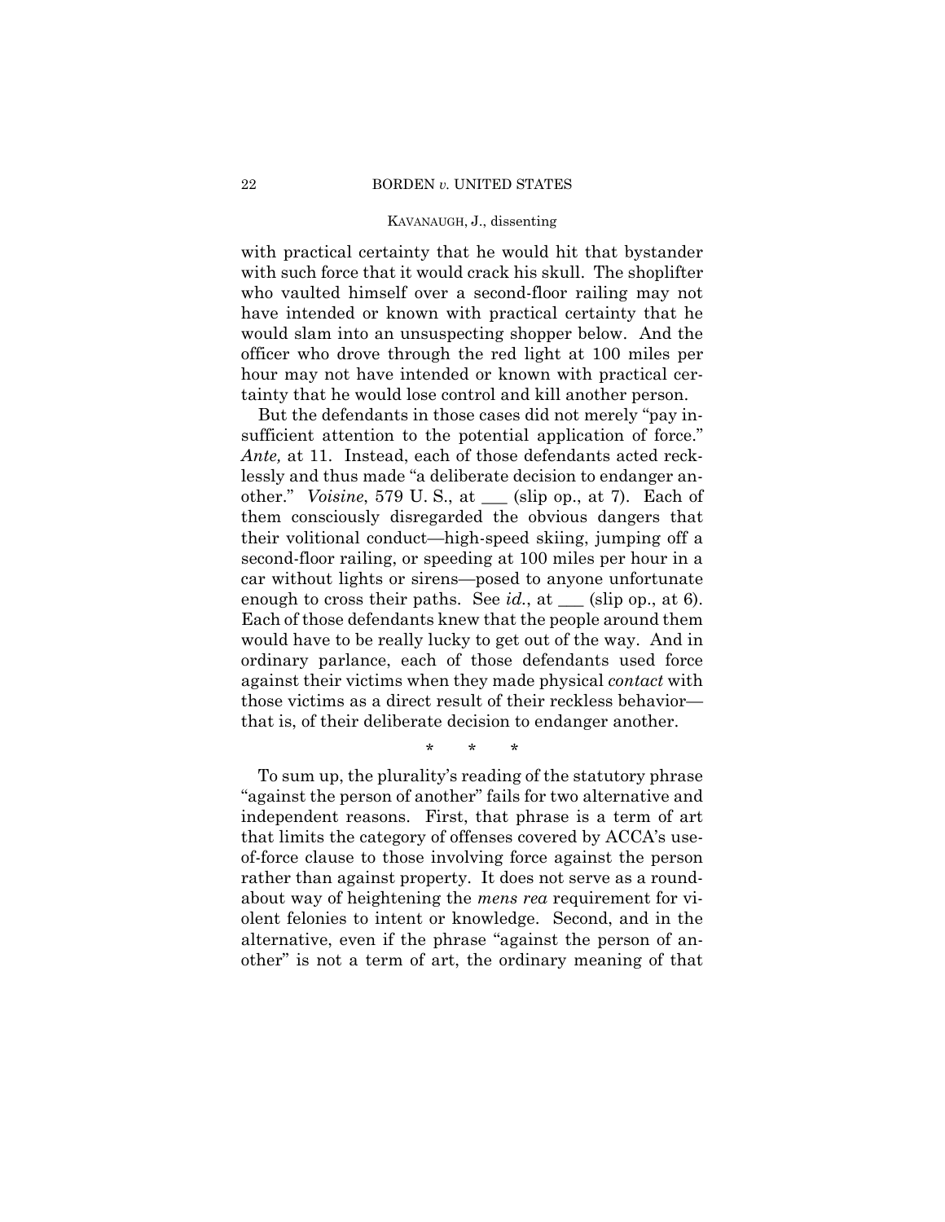with practical certainty that he would hit that bystander with such force that it would crack his skull. The shoplifter who vaulted himself over a second-floor railing may not have intended or known with practical certainty that he would slam into an unsuspecting shopper below. And the officer who drove through the red light at 100 miles per hour may not have intended or known with practical certainty that he would lose control and kill another person.

But the defendants in those cases did not merely "pay insufficient attention to the potential application of force." *Ante,* at 11. Instead, each of those defendants acted recklessly and thus made "a deliberate decision to endanger another." *Voisine*, 579 U. S., at ___ (slip op., at 7). Each of them consciously disregarded the obvious dangers that their volitional conduct—high-speed skiing, jumping off a second-floor railing, or speeding at 100 miles per hour in a car without lights or sirens—posed to anyone unfortunate enough to cross their paths. See *id.*, at ___ (slip op., at 6). Each of those defendants knew that the people around them would have to be really lucky to get out of the way. And in ordinary parlance, each of those defendants used force against their victims when they made physical *contact* with those victims as a direct result of their reckless behavior—that is, of their deliberate decision to endanger another.

\* \* \*

To sum up, the plurality's reading of the statutory phrase "against the person of another" fails for two alternative and independent reasons. First, that phrase is a term of art that limits the category of offenses covered by ACCA's use-of-force clause to those involving force against the person rather than against property. It does not serve as a roundabout way of heightening the *mens rea* requirement for violent felonies to intent or knowledge. Second, and in the alternative, even if the phrase "against the person of another" is not a term of art, the ordinary meaning of that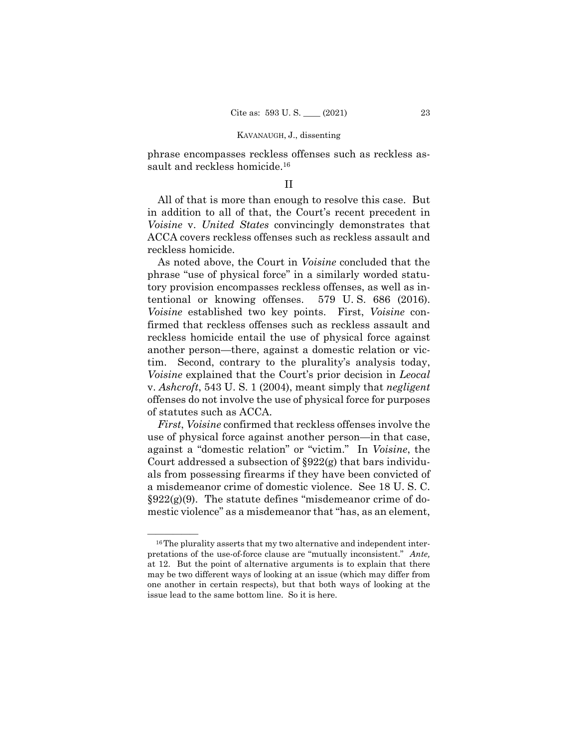phrase encompasses reckless offenses such as reckless assault and reckless homicide.[16]

II

All of that is more than enough to resolve this case. But in addition to all of that, the Court's recent precedent in *Voisine* v. *United States* convincingly demonstrates that ACCA covers reckless offenses such as reckless assault and reckless homicide.

As noted above, the Court in *Voisine* concluded that the phrase "use of physical force" in a similarly worded statutory provision encompasses reckless offenses, as well as intentional or knowing offenses. 579 U. S. 686 (2016). *Voisine* established two key points. First, *Voisine* confirmed that reckless offenses such as reckless assault and reckless homicide entail the use of physical force against another person—there, against a domestic relation or victim. Second, contrary to the plurality's analysis today, *Voisine* explained that the Court's prior decision in *Leocal* v. *Ashcroft*, 543 U. S. 1 (2004), meant simply that *negligent* offenses do not involve the use of physical force for purposes of statutes such as ACCA.

*First*, *Voisine* confirmed that reckless offenses involve the use of physical force against another person—in that case, against a "domestic relation" or "victim." In *Voisine*, the Court addressed a subsection of §922(g) that bars individuals from possessing firearms if they have been convicted of a misdemeanor crime of domestic violence. See 18 U. S. C. §922(g)(9). The statute defines "misdemeanor crime of domestic violence" as a misdemeanor that "has, as an element,

---

[16] The plurality asserts that my two alternative and independent interpretations of the use-of-force clause are "mutually inconsistent." *Ante,* at 12. But the point of alternative arguments is to explain that there may be two different ways of looking at an issue (which may differ from one another in certain respects), but that both ways of looking at the issue lead to the same bottom line. So it is here.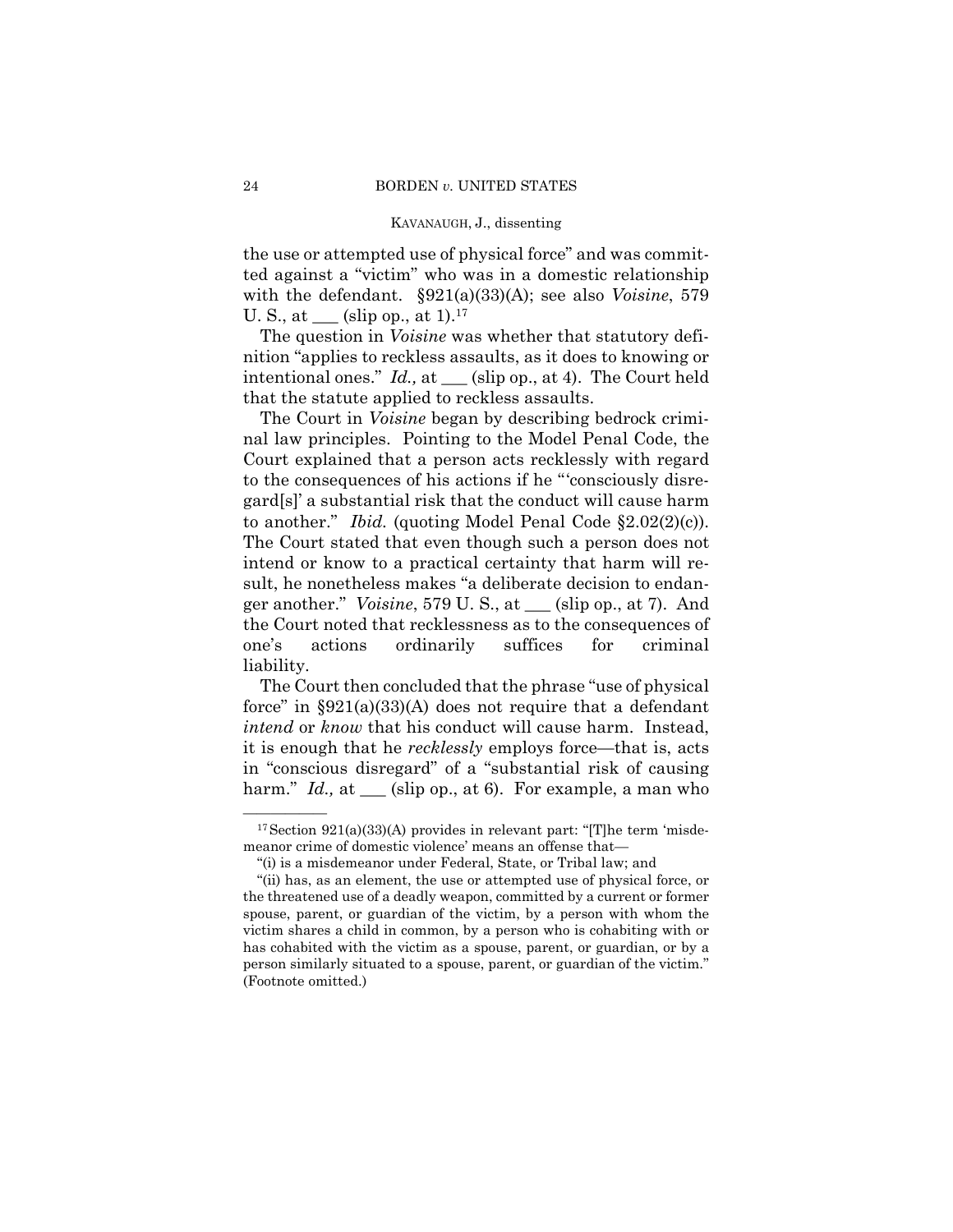the use or attempted use of physical force" and was committed against a "victim" who was in a domestic relationship with the defendant. §921(a)(33)(A); see also *Voisine*, 579 U. S., at ___ (slip op., at 1).[17]

The question in *Voisine* was whether that statutory definition "applies to reckless assaults, as it does to knowing or intentional ones." *Id.,* at ___ (slip op., at 4). The Court held that the statute applied to reckless assaults.

The Court in *Voisine* began by describing bedrock criminal law principles. Pointing to the Model Penal Code, the Court explained that a person acts recklessly with regard to the consequences of his actions if he "'consciously disregard[s]' a substantial risk that the conduct will cause harm to another." *Ibid.* (quoting Model Penal Code §2.02(2)(c)). The Court stated that even though such a person does not intend or know to a practical certainty that harm will result, he nonetheless makes "a deliberate decision to endanger another." *Voisine*, 579 U. S., at ___ (slip op., at 7). And the Court noted that recklessness as to the consequences of one's actions ordinarily suffices for criminal liability.

The Court then concluded that the phrase "use of physical force" in §921(a)(33)(A) does not require that a defendant *intend* or *know* that his conduct will cause harm. Instead, it is enough that he *recklessly* employs force—that is, acts in "conscious disregard" of a "substantial risk of causing harm." *Id.,* at ___ (slip op., at 6). For example, a man who

---

[17] Section 921(a)(33)(A) provides in relevant part: "[T]he term 'misdemeanor crime of domestic violence' means an offense that—

"(i) is a misdemeanor under Federal, State, or Tribal law; and

"(ii) has, as an element, the use or attempted use of physical force, or the threatened use of a deadly weapon, committed by a current or former spouse, parent, or guardian of the victim, by a person with whom the victim shares a child in common, by a person who is cohabiting with or has cohabited with the victim as a spouse, parent, or guardian, or by a person similarly situated to a spouse, parent, or guardian of the victim." (Footnote omitted.)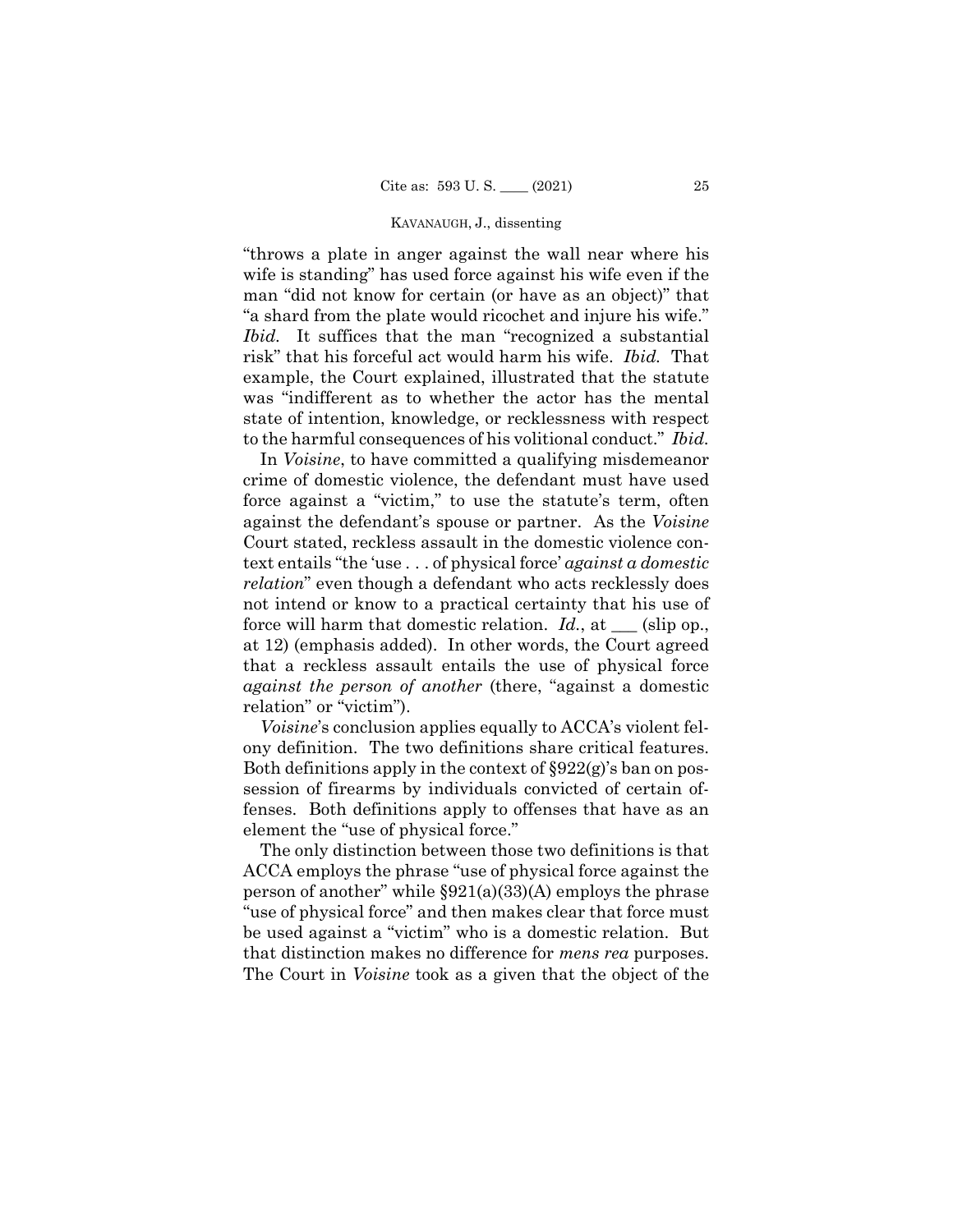"throws a plate in anger against the wall near where his wife is standing" has used force against his wife even if the man "did not know for certain (or have as an object)" that "a shard from the plate would ricochet and injure his wife." *Ibid.* It suffices that the man "recognized a substantial risk" that his forceful act would harm his wife. *Ibid.* That example, the Court explained, illustrated that the statute was "indifferent as to whether the actor has the mental state of intention, knowledge, or recklessness with respect to the harmful consequences of his volitional conduct." *Ibid.*

In *Voisine*, to have committed a qualifying misdemeanor crime of domestic violence, the defendant must have used force against a "victim," to use the statute's term, often against the defendant's spouse or partner. As the *Voisine* Court stated, reckless assault in the domestic violence context entails "the 'use . . . of physical force' *against a domestic relation*" even though a defendant who acts recklessly does not intend or know to a practical certainty that his use of force will harm that domestic relation. *Id.*, at \_\_\_ (slip op., at 12) (emphasis added). In other words, the Court agreed that a reckless assault entails the use of physical force *against the person of another* (there, "against a domestic relation" or "victim").

*Voisine*'s conclusion applies equally to ACCA's violent felony definition. The two definitions share critical features. Both definitions apply in the context of §922(g)'s ban on possession of firearms by individuals convicted of certain offenses. Both definitions apply to offenses that have as an element the "use of physical force."

The only distinction between those two definitions is that ACCA employs the phrase "use of physical force against the person of another" while §921(a)(33)(A) employs the phrase "use of physical force" and then makes clear that force must be used against a "victim" who is a domestic relation. But that distinction makes no difference for *mens rea* purposes. The Court in *Voisine* took as a given that the object of the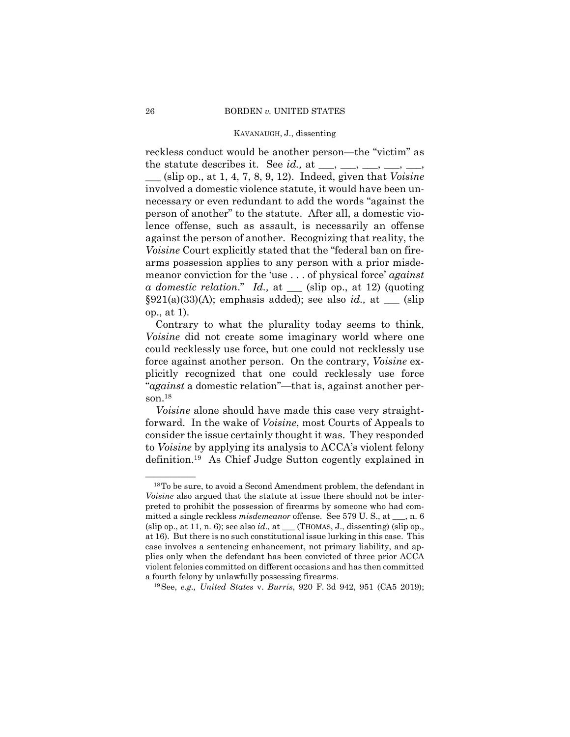reckless conduct would be another person—the "victim" as the statute describes it. See *id.,* at ___, ___, ___, ___, ___, ___ (slip op., at 1, 4, 7, 8, 9, 12). Indeed, given that *Voisine* involved a domestic violence statute, it would have been unnecessary or even redundant to add the words "against the person of another" to the statute. After all, a domestic violence offense, such as assault, is necessarily an offense against the person of another. Recognizing that reality, the *Voisine* Court explicitly stated that the "federal ban on firearms possession applies to any person with a prior misdemeanor conviction for the 'use . . . of physical force' *against a domestic relation*." *Id.,* at ___ (slip op., at 12) (quoting §921(a)(33)(A); emphasis added); see also *id.,* at ___ (slip op., at 1).

Contrary to what the plurality today seems to think, *Voisine* did not create some imaginary world where one could recklessly use force, but one could not recklessly use force against another person. On the contrary, *Voisine* explicitly recognized that one could recklessly use force "*against* a domestic relation"—that is, against another person.[18]

*Voisine* alone should have made this case very straightforward. In the wake of *Voisine*, most Courts of Appeals to consider the issue certainly thought it was. They responded to *Voisine* by applying its analysis to ACCA's violent felony definition.[19] As Chief Judge Sutton cogently explained in

---

[18] To be sure, to avoid a Second Amendment problem, the defendant in *Voisine* also argued that the statute at issue there should not be interpreted to prohibit the possession of firearms by someone who had committed a single reckless *misdemeanor* offense. See 579 U. S., at ___, n. 6 (slip op., at 11, n. 6); see also *id.,* at ___ (THOMAS, J., dissenting) (slip op., at 16). But there is no such constitutional issue lurking in this case. This case involves a sentencing enhancement, not primary liability, and applies only when the defendant has been convicted of three prior ACCA violent felonies committed on different occasions and has then committed a fourth felony by unlawfully possessing firearms.

[19] See, *e.g., United States* v. *Burris*, 920 F. 3d 942, 951 (CA5 2019);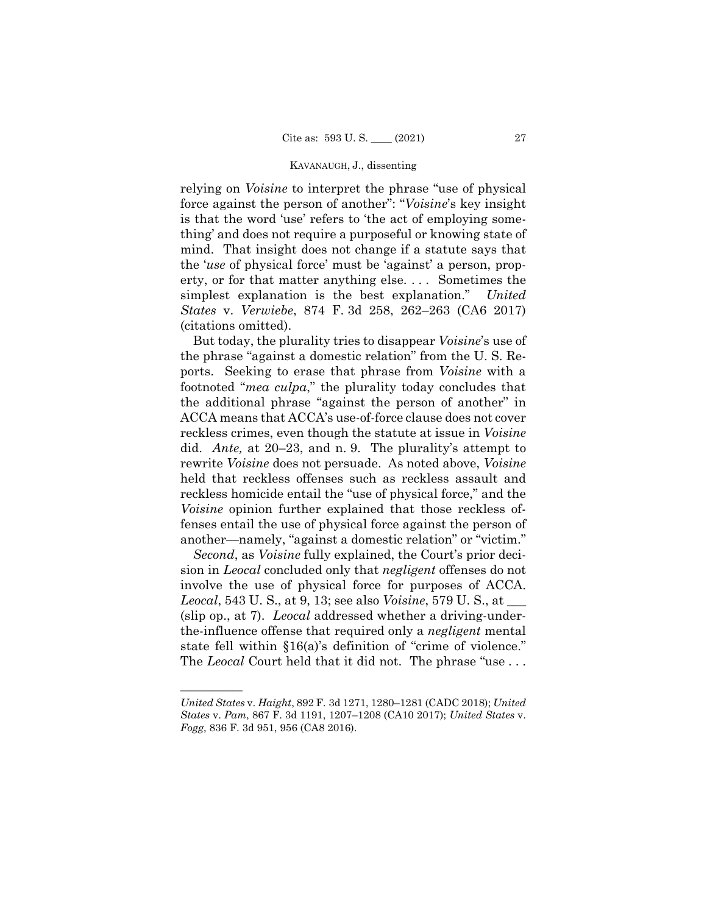relying on *Voisine* to interpret the phrase "use of physical force against the person of another": "*Voisine*'s key insight is that the word 'use' refers to 'the act of employing something' and does not require a purposeful or knowing state of mind. That insight does not change if a statute says that the '*use* of physical force' must be 'against' a person, property, or for that matter anything else. . . . Sometimes the simplest explanation is the best explanation." *United States* v. *Verwiebe*, 874 F. 3d 258, 262–263 (CA6 2017) (citations omitted).

But today, the plurality tries to disappear *Voisine*'s use of the phrase "against a domestic relation" from the U. S. Reports. Seeking to erase that phrase from *Voisine* with a footnoted "*mea culpa*," the plurality today concludes that the additional phrase "against the person of another" in ACCA means that ACCA's use-of-force clause does not cover reckless crimes, even though the statute at issue in *Voisine* did. *Ante,* at 20–23, and n. 9. The plurality's attempt to rewrite *Voisine* does not persuade. As noted above, *Voisine* held that reckless offenses such as reckless assault and reckless homicide entail the "use of physical force," and the *Voisine* opinion further explained that those reckless offenses entail the use of physical force against the person of another—namely, "against a domestic relation" or "victim."

*Second*, as *Voisine* fully explained, the Court's prior decision in *Leocal* concluded only that *negligent* offenses do not involve the use of physical force for purposes of ACCA. *Leocal*, 543 U. S., at 9, 13; see also *Voisine*, 579 U. S., at ___ (slip op., at 7). *Leocal* addressed whether a driving-under-the-influence offense that required only a *negligent* mental state fell within §16(a)'s definition of "crime of violence." The *Leocal* Court held that it did not. The phrase "use . . .

---

*United States* v. *Haight*, 892 F. 3d 1271, 1280–1281 (CADC 2018); *United States* v. *Pam*, 867 F. 3d 1191, 1207–1208 (CA10 2017); *United States* v. *Fogg*, 836 F. 3d 951, 956 (CA8 2016).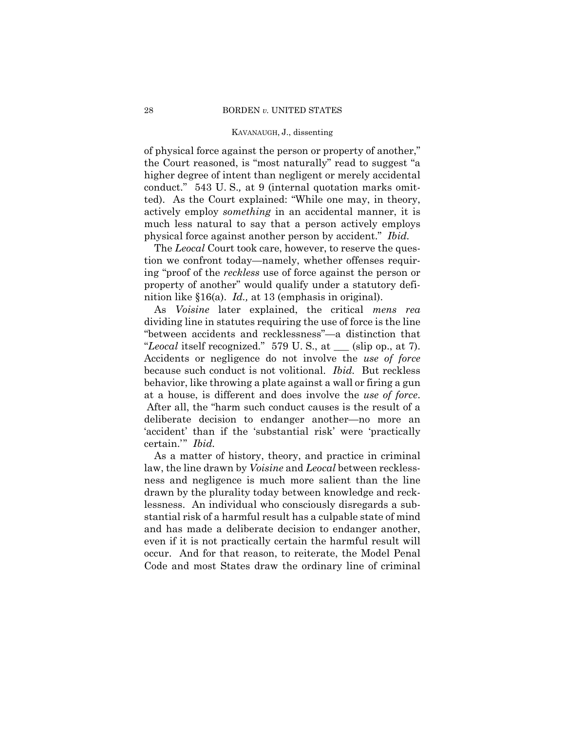of physical force against the person or property of another," the Court reasoned, is "most naturally" read to suggest "a higher degree of intent than negligent or merely accidental conduct." 543 U. S., at 9 (internal quotation marks omitted). As the Court explained: "While one may, in theory, actively employ *something* in an accidental manner, it is much less natural to say that a person actively employs physical force against another person by accident." *Ibid.*

The *Leocal* Court took care, however, to reserve the question we confront today—namely, whether offenses requiring "proof of the *reckless* use of force against the person or property of another" would qualify under a statutory definition like §16(a). *Id.,* at 13 (emphasis in original).

As *Voisine* later explained, the critical *mens rea* dividing line in statutes requiring the use of force is the line "between accidents and recklessness"—a distinction that "*Leocal* itself recognized." 579 U. S., at ___ (slip op., at 7). Accidents or negligence do not involve the *use of force* because such conduct is not volitional. *Ibid.* But reckless behavior, like throwing a plate against a wall or firing a gun at a house, is different and does involve the *use of force*. After all, the "harm such conduct causes is the result of a deliberate decision to endanger another—no more an 'accident' than if the 'substantial risk' were 'practically certain.'" *Ibid.*

As a matter of history, theory, and practice in criminal law, the line drawn by *Voisine* and *Leocal* between recklessness and negligence is much more salient than the line drawn by the plurality today between knowledge and recklessness. An individual who consciously disregards a substantial risk of a harmful result has a culpable state of mind and has made a deliberate decision to endanger another, even if it is not practically certain the harmful result will occur. And for that reason, to reiterate, the Model Penal Code and most States draw the ordinary line of criminal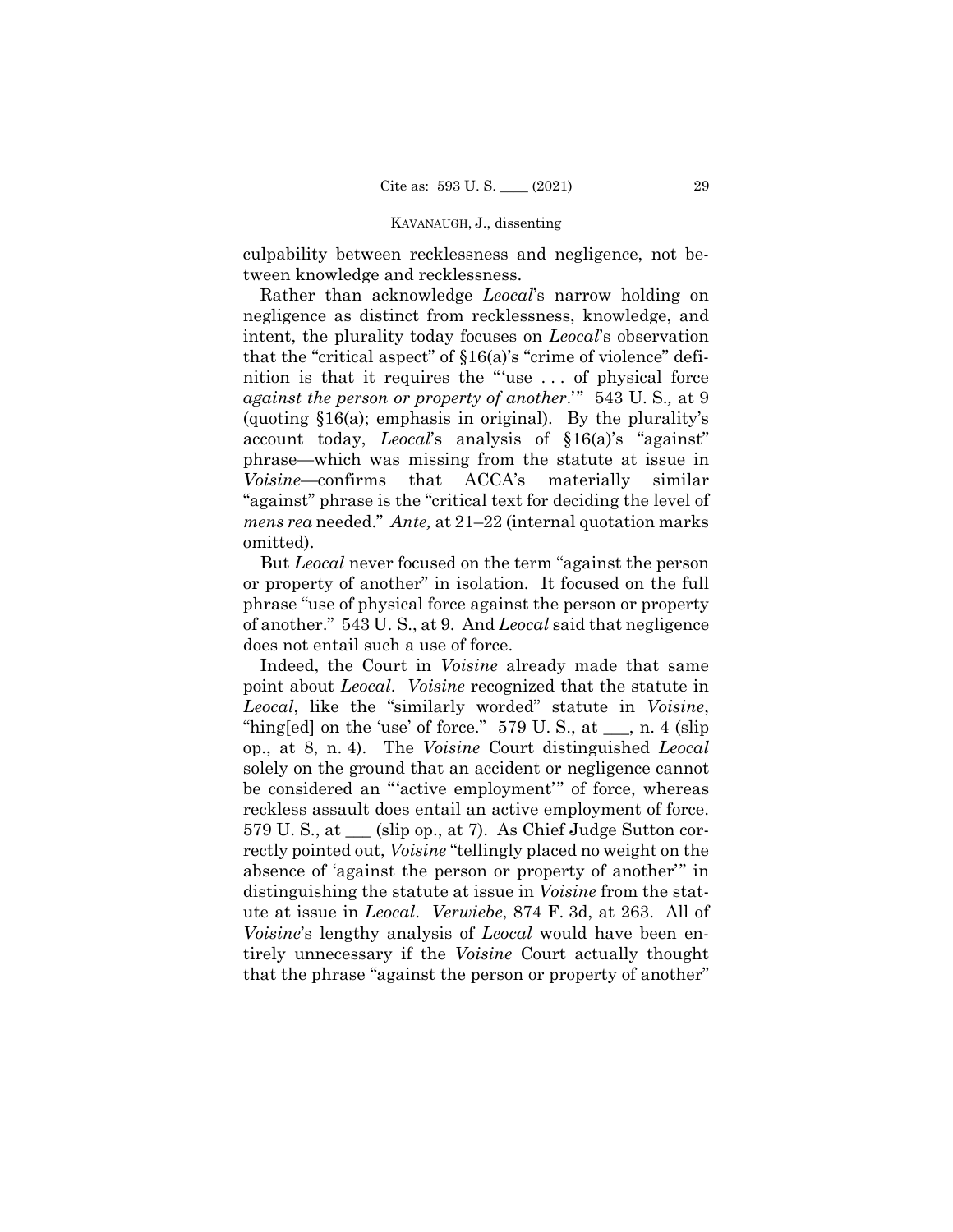culpability between recklessness and negligence, not between knowledge and recklessness.

Rather than acknowledge *Leocal*'s narrow holding on negligence as distinct from recklessness, knowledge, and intent, the plurality today focuses on *Leocal*'s observation that the "critical aspect" of §16(a)'s "crime of violence" definition is that it requires the "'use . . . of physical force *against the person or property of another*.'" 543 U. S., at 9 (quoting §16(a); emphasis in original). By the plurality's account today, *Leocal*'s analysis of §16(a)'s "against" phrase—which was missing from the statute at issue in *Voisine*—confirms that ACCA's materially similar "against" phrase is the "critical text for deciding the level of *mens rea* needed." *Ante,* at 21–22 (internal quotation marks omitted).

But *Leocal* never focused on the term "against the person or property of another" in isolation. It focused on the full phrase "use of physical force against the person or property of another." 543 U. S., at 9. And *Leocal* said that negligence does not entail such a use of force.

Indeed, the Court in *Voisine* already made that same point about *Leocal*. *Voisine* recognized that the statute in *Leocal*, like the "similarly worded" statute in *Voisine*, "hing[ed] on the 'use' of force." 579 U. S., at \_\_\_, n. 4 (slip op., at 8, n. 4). The *Voisine* Court distinguished *Leocal* solely on the ground that an accident or negligence cannot be considered an "'active employment'" of force, whereas reckless assault does entail an active employment of force. 579 U. S., at \_\_\_ (slip op., at 7). As Chief Judge Sutton correctly pointed out, *Voisine* "tellingly placed no weight on the absence of 'against the person or property of another'" in distinguishing the statute at issue in *Voisine* from the statute at issue in *Leocal*. *Verwiebe*, 874 F. 3d, at 263. All of *Voisine*'s lengthy analysis of *Leocal* would have been entirely unnecessary if the *Voisine* Court actually thought that the phrase "against the person or property of another"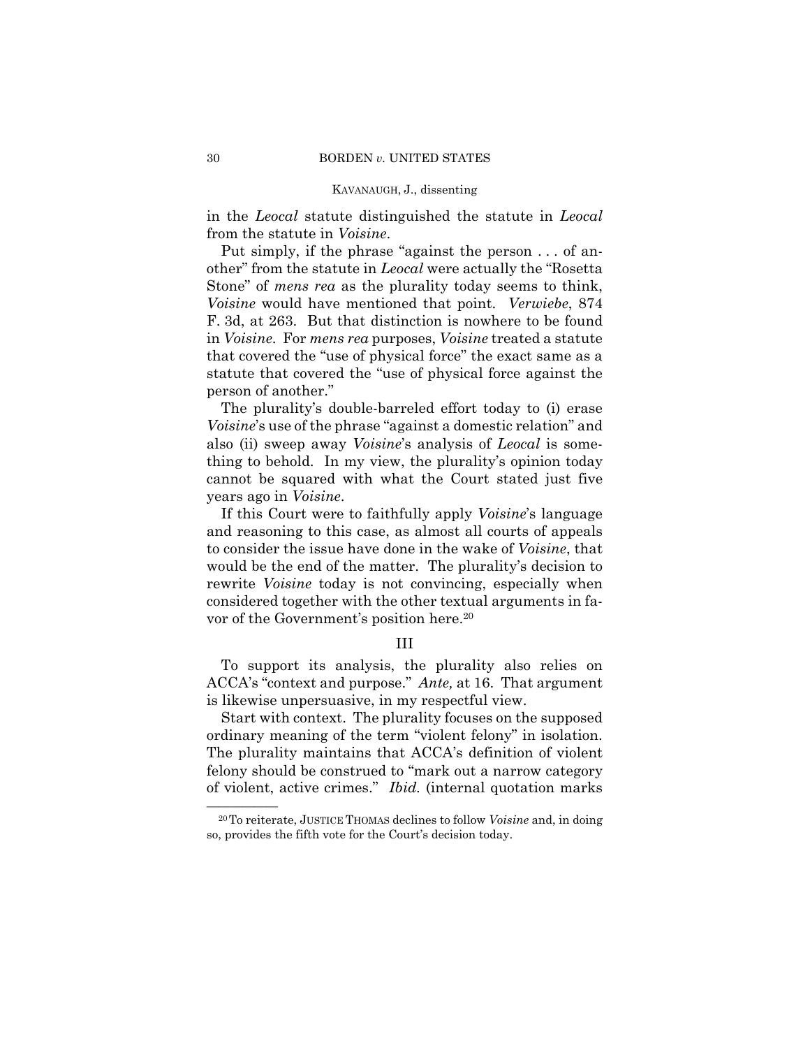in the *Leocal* statute distinguished the statute in *Leocal* from the statute in *Voisine*.

Put simply, if the phrase "against the person . . . of another" from the statute in *Leocal* were actually the "Rosetta Stone" of *mens rea* as the plurality today seems to think, *Voisine* would have mentioned that point. *Verwiebe*, 874 F. 3d, at 263. But that distinction is nowhere to be found in *Voisine*. For *mens rea* purposes, *Voisine* treated a statute that covered the "use of physical force" the exact same as a statute that covered the "use of physical force against the person of another."

The plurality's double-barreled effort today to (i) erase *Voisine*'s use of the phrase "against a domestic relation" and also (ii) sweep away *Voisine*'s analysis of *Leocal* is something to behold. In my view, the plurality's opinion today cannot be squared with what the Court stated just five years ago in *Voisine*.

If this Court were to faithfully apply *Voisine*'s language and reasoning to this case, as almost all courts of appeals to consider the issue have done in the wake of *Voisine*, that would be the end of the matter. The plurality's decision to rewrite *Voisine* today is not convincing, especially when considered together with the other textual arguments in favor of the Government's position here.[20]

## III

To support its analysis, the plurality also relies on ACCA's "context and purpose." *Ante,* at 16. That argument is likewise unpersuasive, in my respectful view.

Start with context. The plurality focuses on the supposed ordinary meaning of the term "violent felony" in isolation. The plurality maintains that ACCA's definition of violent felony should be construed to "mark out a narrow category of violent, active crimes." *Ibid.* (internal quotation marks

---

[20] To reiterate, JUSTICE THOMAS declines to follow *Voisine* and, in doing so, provides the fifth vote for the Court's decision today.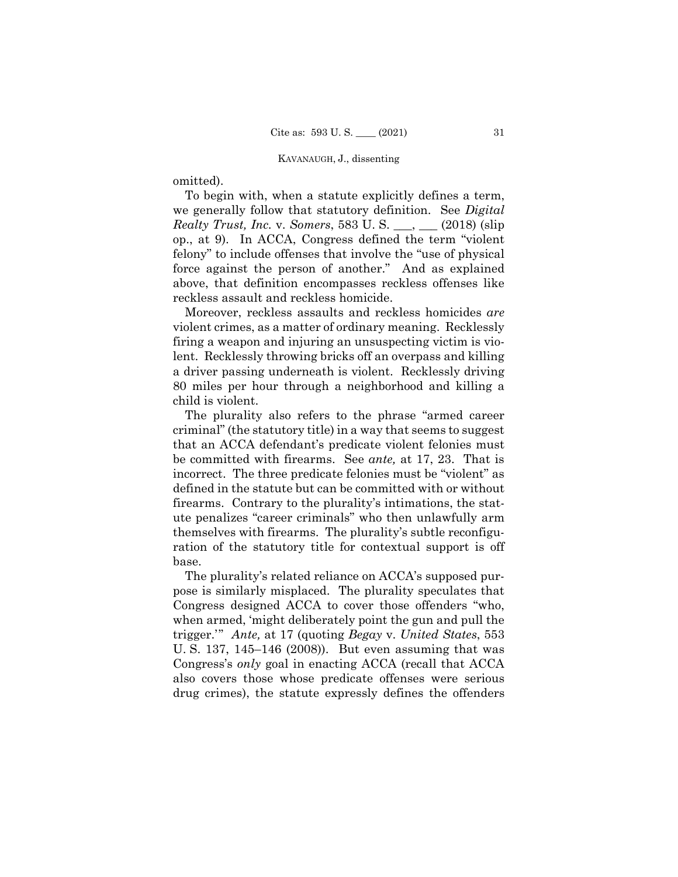omitted).

To begin with, when a statute explicitly defines a term, we generally follow that statutory definition. See *Digital Realty Trust, Inc.* v. *Somers*, 583 U. S. ___, ___ (2018) (slip op., at 9). In ACCA, Congress defined the term "violent felony" to include offenses that involve the "use of physical force against the person of another." And as explained above, that definition encompasses reckless offenses like reckless assault and reckless homicide.

Moreover, reckless assaults and reckless homicides *are* violent crimes, as a matter of ordinary meaning. Recklessly firing a weapon and injuring an unsuspecting victim is violent. Recklessly throwing bricks off an overpass and killing a driver passing underneath is violent. Recklessly driving 80 miles per hour through a neighborhood and killing a child is violent.

The plurality also refers to the phrase "armed career criminal" (the statutory title) in a way that seems to suggest that an ACCA defendant's predicate violent felonies must be committed with firearms. See *ante,* at 17, 23. That is incorrect. The three predicate felonies must be "violent" as defined in the statute but can be committed with or without firearms. Contrary to the plurality's intimations, the statute penalizes "career criminals" who then unlawfully arm themselves with firearms. The plurality's subtle reconfiguration of the statutory title for contextual support is off base.

The plurality's related reliance on ACCA's supposed purpose is similarly misplaced. The plurality speculates that Congress designed ACCA to cover those offenders "who, when armed, 'might deliberately point the gun and pull the trigger.'" *Ante,* at 17 (quoting *Begay* v. *United States*, 553 U. S. 137, 145–146 (2008)). But even assuming that was Congress's *only* goal in enacting ACCA (recall that ACCA also covers those whose predicate offenses were serious drug crimes), the statute expressly defines the offenders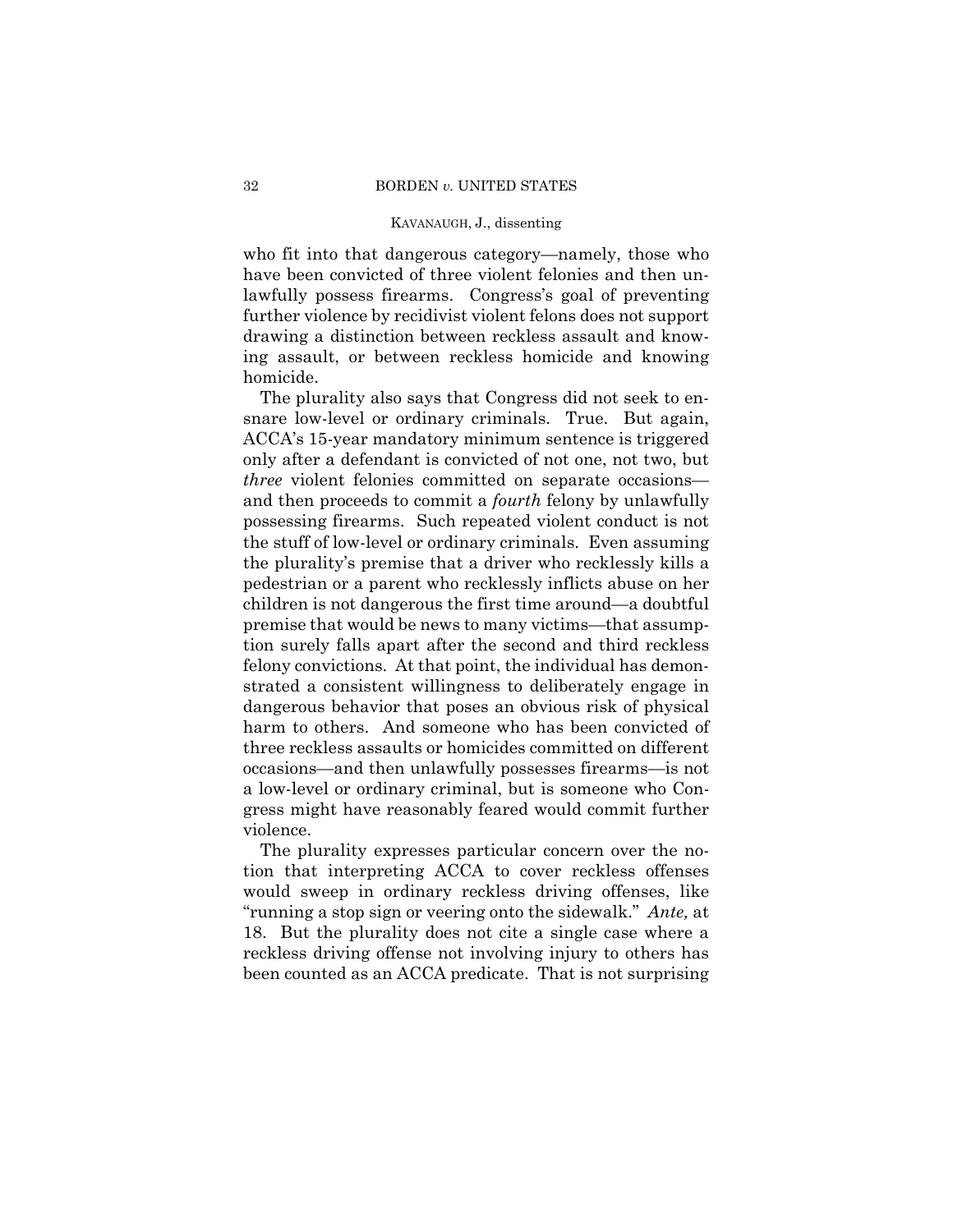who fit into that dangerous category—namely, those who have been convicted of three violent felonies and then unlawfully possess firearms. Congress's goal of preventing further violence by recidivist violent felons does not support drawing a distinction between reckless assault and knowing assault, or between reckless homicide and knowing homicide.

The plurality also says that Congress did not seek to ensnare low-level or ordinary criminals. True. But again, ACCA's 15-year mandatory minimum sentence is triggered only after a defendant is convicted of not one, not two, but *three* violent felonies committed on separate occasions—and then proceeds to commit a *fourth* felony by unlawfully possessing firearms. Such repeated violent conduct is not the stuff of low-level or ordinary criminals. Even assuming the plurality's premise that a driver who recklessly kills a pedestrian or a parent who recklessly inflicts abuse on her children is not dangerous the first time around—a doubtful premise that would be news to many victims—that assumption surely falls apart after the second and third reckless felony convictions. At that point, the individual has demonstrated a consistent willingness to deliberately engage in dangerous behavior that poses an obvious risk of physical harm to others. And someone who has been convicted of three reckless assaults or homicides committed on different occasions—and then unlawfully possesses firearms—is not a low-level or ordinary criminal, but is someone who Congress might have reasonably feared would commit further violence.

The plurality expresses particular concern over the notion that interpreting ACCA to cover reckless offenses would sweep in ordinary reckless driving offenses, like "running a stop sign or veering onto the sidewalk." *Ante,* at 18. But the plurality does not cite a single case where a reckless driving offense not involving injury to others has been counted as an ACCA predicate. That is not surprising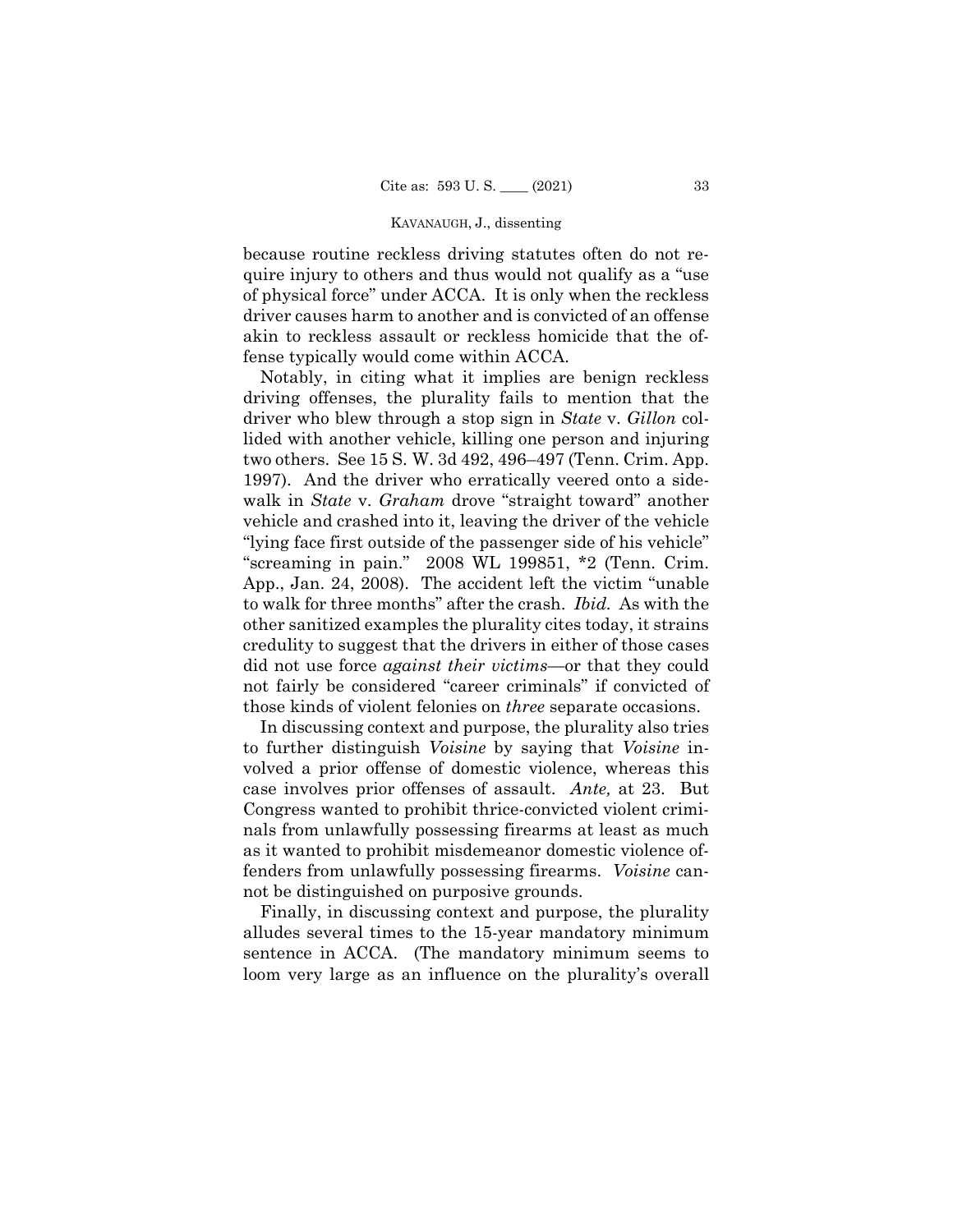because routine reckless driving statutes often do not require injury to others and thus would not qualify as a "use of physical force" under ACCA. It is only when the reckless driver causes harm to another and is convicted of an offense akin to reckless assault or reckless homicide that the offense typically would come within ACCA.

Notably, in citing what it implies are benign reckless driving offenses, the plurality fails to mention that the driver who blew through a stop sign in *State* v. *Gillon* collided with another vehicle, killing one person and injuring two others. See 15 S. W. 3d 492, 496–497 (Tenn. Crim. App. 1997). And the driver who erratically veered onto a sidewalk in *State* v. *Graham* drove "straight toward" another vehicle and crashed into it, leaving the driver of the vehicle "lying face first outside of the passenger side of his vehicle" "screaming in pain." 2008 WL 199851, \*2 (Tenn. Crim. App., Jan. 24, 2008). The accident left the victim "unable to walk for three months" after the crash. *Ibid.* As with the other sanitized examples the plurality cites today, it strains credulity to suggest that the drivers in either of those cases did not use force *against their victims*—or that they could not fairly be considered "career criminals" if convicted of those kinds of violent felonies on *three* separate occasions.

In discussing context and purpose, the plurality also tries to further distinguish *Voisine* by saying that *Voisine* involved a prior offense of domestic violence, whereas this case involves prior offenses of assault. *Ante,* at 23. But Congress wanted to prohibit thrice-convicted violent criminals from unlawfully possessing firearms at least as much as it wanted to prohibit misdemeanor domestic violence offenders from unlawfully possessing firearms. *Voisine* cannot be distinguished on purposive grounds.

Finally, in discussing context and purpose, the plurality alludes several times to the 15-year mandatory minimum sentence in ACCA. (The mandatory minimum seems to loom very large as an influence on the plurality's overall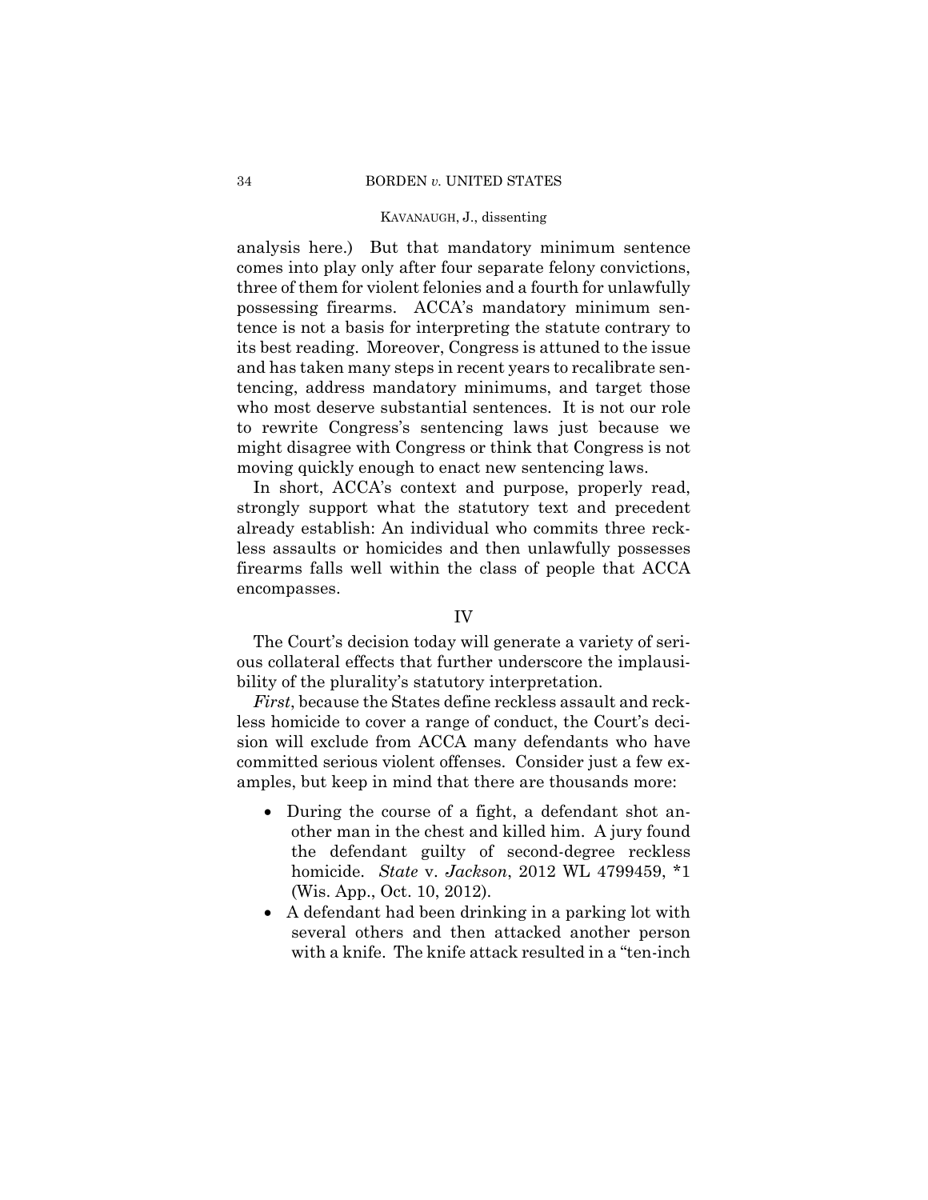analysis here.) But that mandatory minimum sentence comes into play only after four separate felony convictions, three of them for violent felonies and a fourth for unlawfully possessing firearms. ACCA's mandatory minimum sentence is not a basis for interpreting the statute contrary to its best reading. Moreover, Congress is attuned to the issue and has taken many steps in recent years to recalibrate sentencing, address mandatory minimums, and target those who most deserve substantial sentences. It is not our role to rewrite Congress's sentencing laws just because we might disagree with Congress or think that Congress is not moving quickly enough to enact new sentencing laws.

In short, ACCA's context and purpose, properly read, strongly support what the statutory text and precedent already establish: An individual who commits three reckless assaults or homicides and then unlawfully possesses firearms falls well within the class of people that ACCA encompasses.

## IV

The Court's decision today will generate a variety of serious collateral effects that further underscore the implausibility of the plurality's statutory interpretation.

*First*, because the States define reckless assault and reckless homicide to cover a range of conduct, the Court's decision will exclude from ACCA many defendants who have committed serious violent offenses. Consider just a few examples, but keep in mind that there are thousands more:

- During the course of a fight, a defendant shot another man in the chest and killed him. A jury found the defendant guilty of second-degree reckless homicide. *State* v. *Jackson*, 2012 WL 4799459, \*1 (Wis. App., Oct. 10, 2012).
- A defendant had been drinking in a parking lot with several others and then attacked another person with a knife. The knife attack resulted in a "ten-inch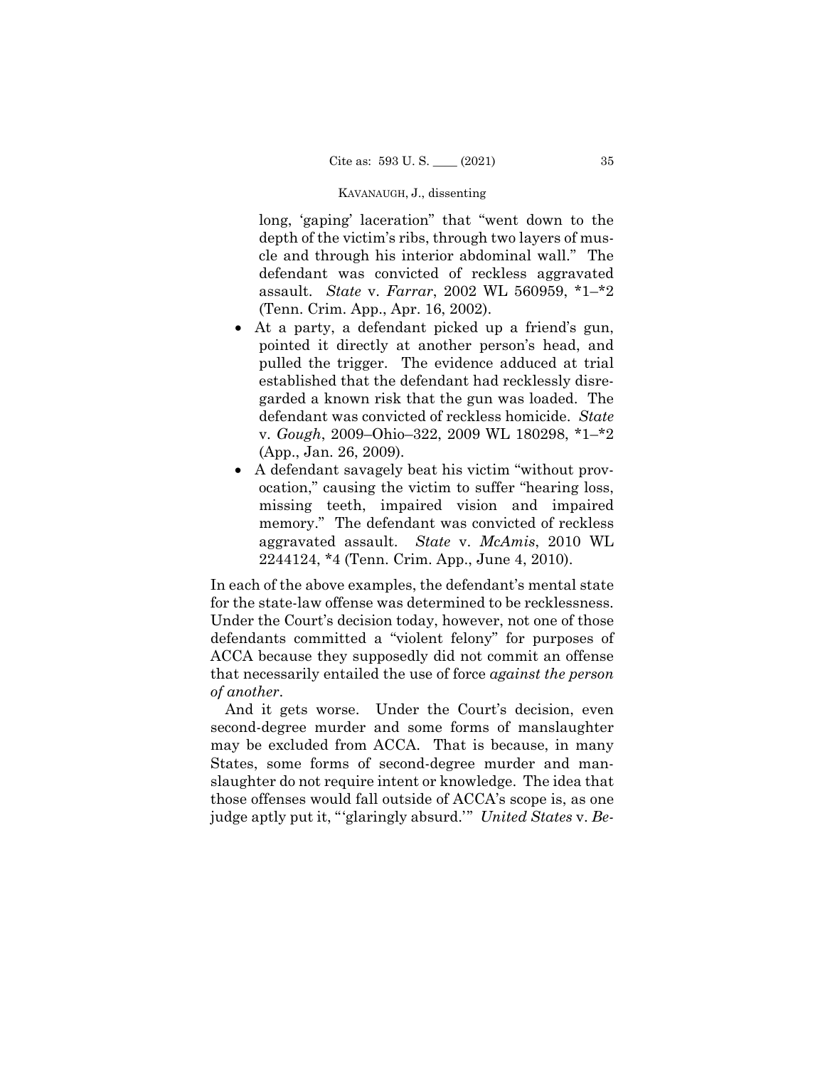long, 'gaping' laceration" that "went down to the depth of the victim's ribs, through two layers of muscle and through his interior abdominal wall." The defendant was convicted of reckless aggravated assault. *State* v. *Farrar*, 2002 WL 560959, *1–*2 (Tenn. Crim. App., Apr. 16, 2002).

- At a party, a defendant picked up a friend's gun, pointed it directly at another person's head, and pulled the trigger. The evidence adduced at trial established that the defendant had recklessly disregarded a known risk that the gun was loaded. The defendant was convicted of reckless homicide. *State* v. *Gough*, 2009–Ohio–322, 2009 WL 180298, *1–*2 (App., Jan. 26, 2009).
- A defendant savagely beat his victim "without provocation," causing the victim to suffer "hearing loss, missing teeth, impaired vision and impaired memory." The defendant was convicted of reckless aggravated assault. *State* v. *McAmis*, 2010 WL 2244124, *4 (Tenn. Crim. App., June 4, 2010).

In each of the above examples, the defendant's mental state for the state-law offense was determined to be recklessness. Under the Court's decision today, however, not one of those defendants committed a "violent felony" for purposes of ACCA because they supposedly did not commit an offense that necessarily entailed the use of force *against the person of another*.

And it gets worse. Under the Court's decision, even second-degree murder and some forms of manslaughter may be excluded from ACCA. That is because, in many States, some forms of second-degree murder and manslaughter do not require intent or knowledge. The idea that those offenses would fall outside of ACCA's scope is, as one judge aptly put it, "'glaringly absurd.'" *United States* v. *Be-*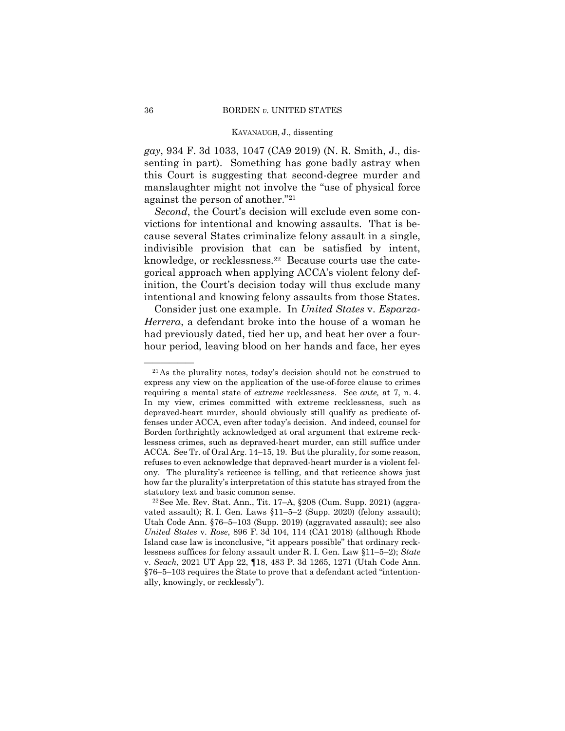*gay*, 934 F. 3d 1033, 1047 (CA9 2019) (N. R. Smith, J., dissenting in part). Something has gone badly astray when this Court is suggesting that second-degree murder and manslaughter might not involve the "use of physical force against the person of another."[21]

*Second*, the Court's decision will exclude even some convictions for intentional and knowing assaults. That is because several States criminalize felony assault in a single, indivisible provision that can be satisfied by intent, knowledge, or recklessness.[22] Because courts use the categorical approach when applying ACCA's violent felony definition, the Court's decision today will thus exclude many intentional and knowing felony assaults from those States.

Consider just one example. In *United States* v. *Esparza-Herrera*, a defendant broke into the house of a woman he had previously dated, tied her up, and beat her over a four-hour period, leaving blood on her hands and face, her eyes

---

[21] As the plurality notes, today's decision should not be construed to express any view on the application of the use-of-force clause to crimes requiring a mental state of *extreme* recklessness. See *ante,* at 7, n. 4. In my view, crimes committed with extreme recklessness, such as depraved-heart murder, should obviously still qualify as predicate offenses under ACCA, even after today's decision. And indeed, counsel for Borden forthrightly acknowledged at oral argument that extreme recklessness crimes, such as depraved-heart murder, can still suffice under ACCA. See Tr. of Oral Arg. 14–15, 19. But the plurality, for some reason, refuses to even acknowledge that depraved-heart murder is a violent felony. The plurality's reticence is telling, and that reticence shows just how far the plurality's interpretation of this statute has strayed from the statutory text and basic common sense.

[22] See Me. Rev. Stat. Ann., Tit. 17–A, §208 (Cum. Supp. 2021) (aggravated assault); R. I. Gen. Laws §11–5–2 (Supp. 2020) (felony assault); Utah Code Ann. §76–5–103 (Supp. 2019) (aggravated assault); see also *United States* v. *Rose*, 896 F. 3d 104, 114 (CA1 2018) (although Rhode Island case law is inconclusive, "it appears possible" that ordinary recklessness suffices for felony assault under R. I. Gen. Law §11–5–2); *State* v. *Seach*, 2021 UT App 22, ¶18, 483 P. 3d 1265, 1271 (Utah Code Ann. §76–5–103 requires the State to prove that a defendant acted "intentionally, knowingly, or recklessly").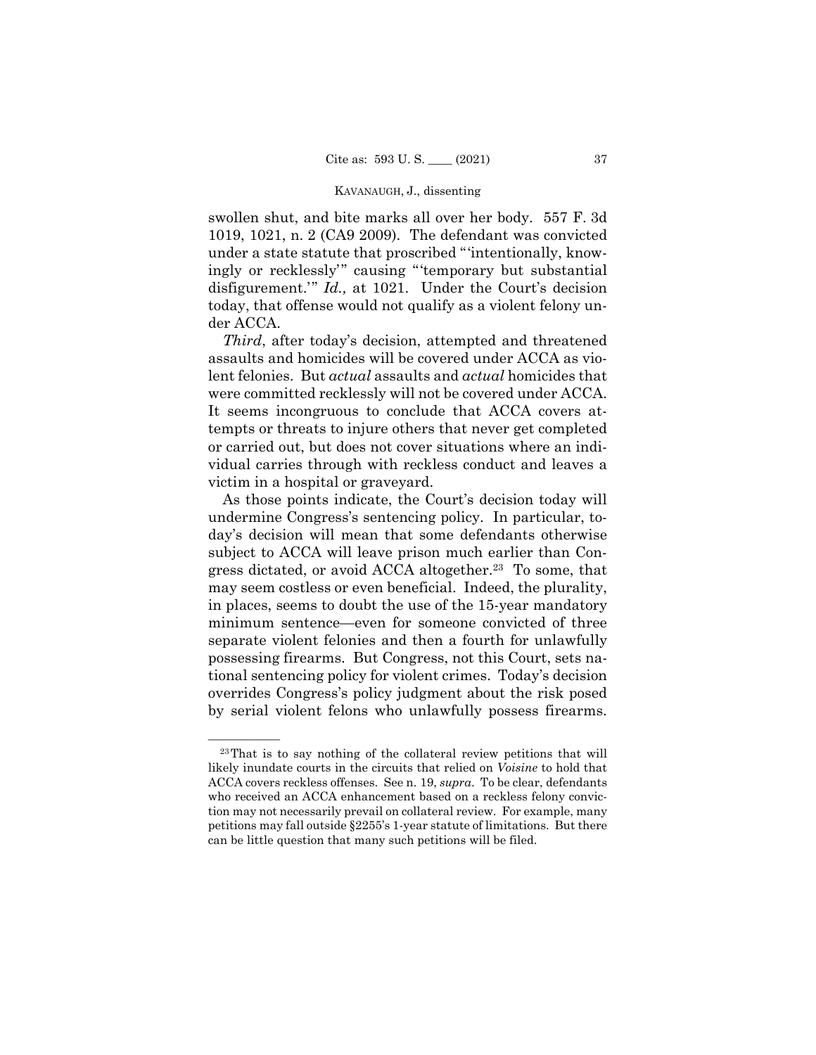swollen shut, and bite marks all over her body. 557 F. 3d 1019, 1021, n. 2 (CA9 2009). The defendant was convicted under a state statute that proscribed "'intentionally, knowingly or recklessly'" causing "'temporary but substantial disfigurement.'" *Id.,* at 1021. Under the Court's decision today, that offense would not qualify as a violent felony under ACCA.

*Third*, after today's decision, attempted and threatened assaults and homicides will be covered under ACCA as violent felonies. But *actual* assaults and *actual* homicides that were committed recklessly will not be covered under ACCA. It seems incongruous to conclude that ACCA covers attempts or threats to injure others that never get completed or carried out, but does not cover situations where an individual carries through with reckless conduct and leaves a victim in a hospital or graveyard.

As those points indicate, the Court's decision today will undermine Congress's sentencing policy. In particular, today's decision will mean that some defendants otherwise subject to ACCA will leave prison much earlier than Congress dictated, or avoid ACCA altogether.[23] To some, that may seem costless or even beneficial. Indeed, the plurality, in places, seems to doubt the use of the 15-year mandatory minimum sentence—even for someone convicted of three separate violent felonies and then a fourth for unlawfully possessing firearms. But Congress, not this Court, sets national sentencing policy for violent crimes. Today's decision overrides Congress's policy judgment about the risk posed by serial violent felons who unlawfully possess firearms.

---

[23] That is to say nothing of the collateral review petitions that will likely inundate courts in the circuits that relied on *Voisine* to hold that ACCA covers reckless offenses. See n. 19, *supra*. To be clear, defendants who received an ACCA enhancement based on a reckless felony conviction may not necessarily prevail on collateral review. For example, many petitions may fall outside §2255's 1-year statute of limitations. But there can be little question that many such petitions will be filed.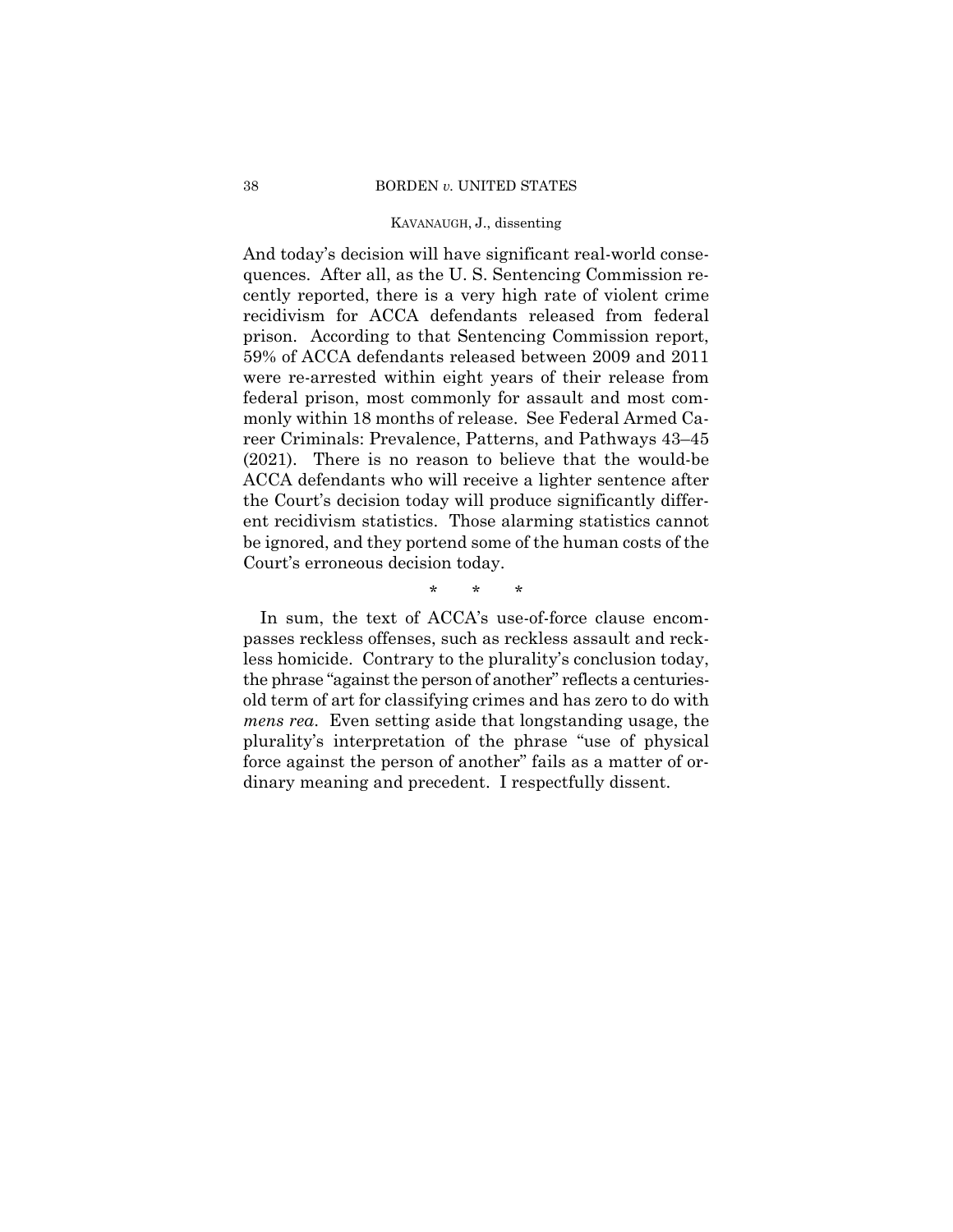And today's decision will have significant real-world consequences. After all, as the U. S. Sentencing Commission recently reported, there is a very high rate of violent crime recidivism for ACCA defendants released from federal prison. According to that Sentencing Commission report, 59% of ACCA defendants released between 2009 and 2011 were re-arrested within eight years of their release from federal prison, most commonly for assault and most commonly within 18 months of release. See Federal Armed Career Criminals: Prevalence, Patterns, and Pathways 43–45 (2021). There is no reason to believe that the would-be ACCA defendants who will receive a lighter sentence after the Court's decision today will produce significantly different recidivism statistics. Those alarming statistics cannot be ignored, and they portend some of the human costs of the Court's erroneous decision today.

\* \* \*

In sum, the text of ACCA's use-of-force clause encompasses reckless offenses, such as reckless assault and reckless homicide. Contrary to the plurality's conclusion today, the phrase "against the person of another" reflects a centuries-old term of art for classifying crimes and has zero to do with *mens rea*. Even setting aside that longstanding usage, the plurality's interpretation of the phrase "use of physical force against the person of another" fails as a matter of ordinary meaning and precedent. I respectfully dissent.